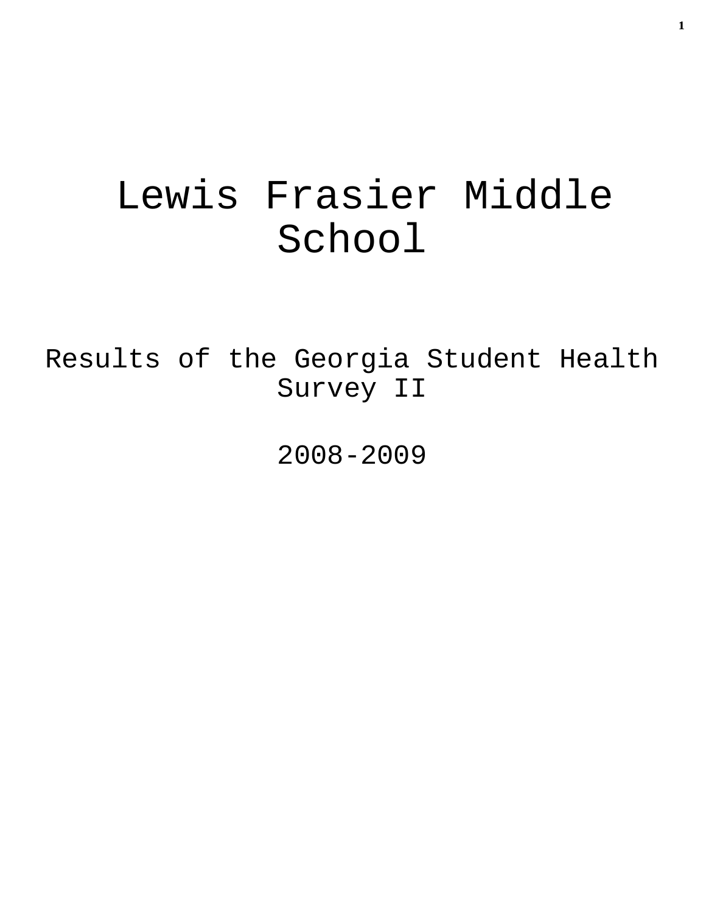# Lewis Frasier Middle School

## Results of the Georgia Student Health Survey II

## 2008-2009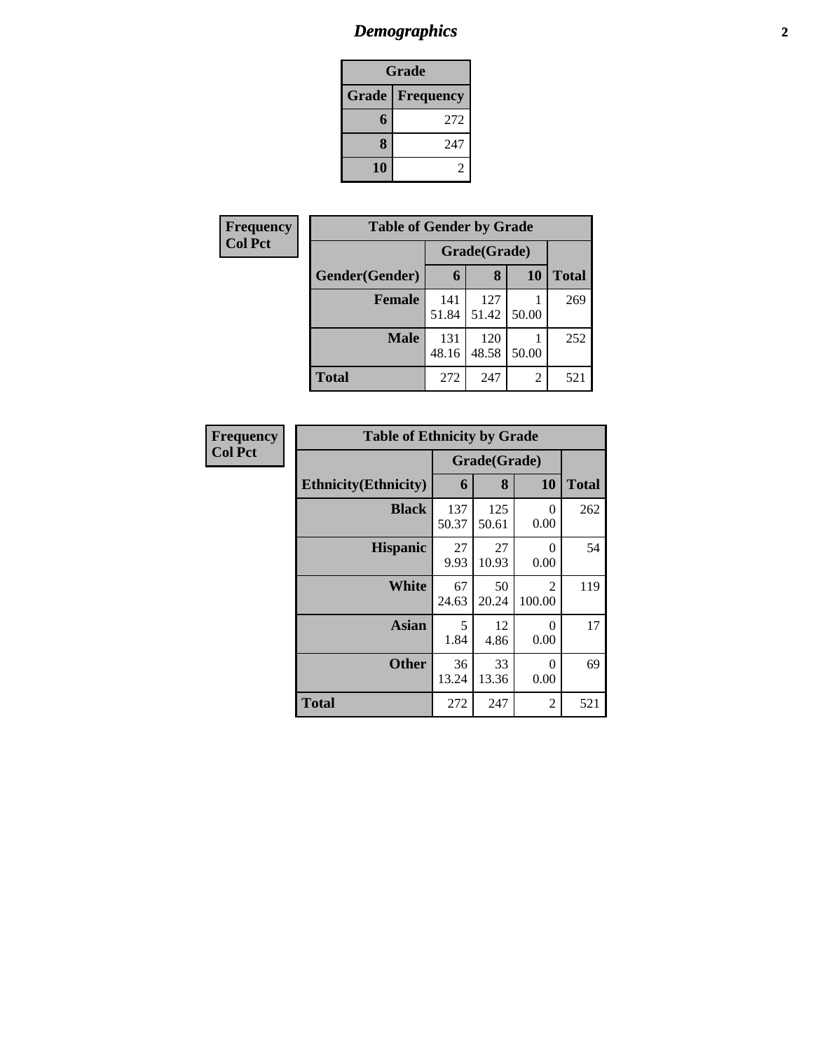# Demographics

| Grade | |
|---|---|
| **Grade** | **Frequency** |
| **6** | 272 |
| **8** | 247 |
| **10** | 2 |

**Frequency**
**Col Pct**

| Table of Gender by Grade | | | | |
|---|---|---|---|---|
| | Grade(Grade) | | | |
| **Gender(Gender)** | **6** | **8** | **10** | **Total** |
| **Female** | 141<br>51.84 | 127<br>51.42 | 1<br>50.00 | 269 |
| **Male** | 131<br>48.16 | 120<br>48.58 | 1<br>50.00 | 252 |
| **Total** | 272 | 247 | 2 | 521 |

**Frequency**
**Col Pct**

| Table of Ethnicity by Grade | | | | |
|---|---|---|---|---|
| | Grade(Grade) | | | |
| **Ethnicity(Ethnicity)** | **6** | **8** | **10** | **Total** |
| **Black** | 137<br>50.37 | 125<br>50.61 | 0<br>0.00 | 262 |
| **Hispanic** | 27<br>9.93 | 27<br>10.93 | 0<br>0.00 | 54 |
| **White** | 67<br>24.63 | 50<br>20.24 | 2<br>100.00 | 119 |
| **Asian** | 5<br>1.84 | 12<br>4.86 | 0<br>0.00 | 17 |
| **Other** | 36<br>13.24 | 33<br>13.36 | 0<br>0.00 | 69 |
| **Total** | 272 | 247 | 2 | 521 |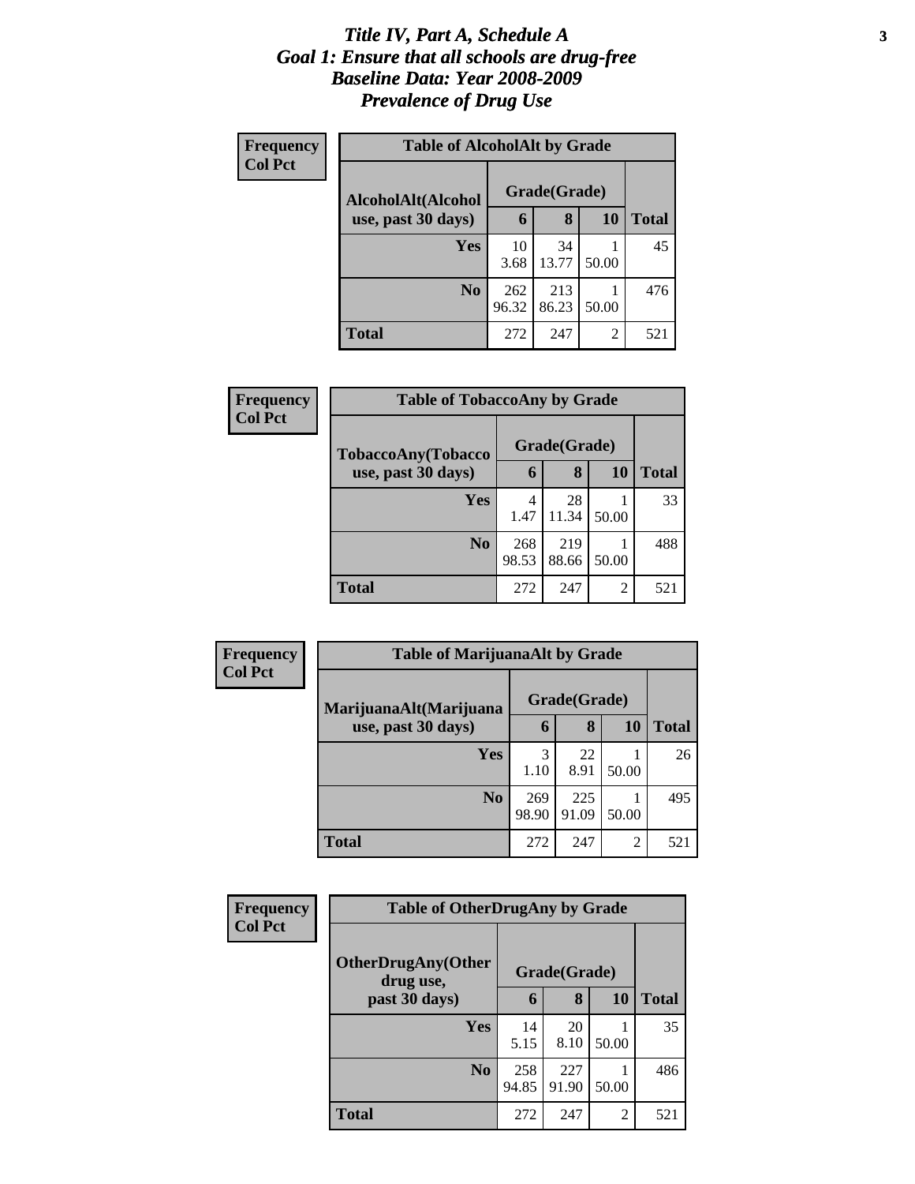# *Title IV, Part A, Schedule A*
## *Goal 1: Ensure that all schools are drug-free*
## *Baseline Data: Year 2008-2009*
## *Prevalence of Drug Use*

**Frequency**
**Col Pct**

**Table of AlcoholAlt by Grade**

| AlcoholAlt(Alcohol use, past 30 days) | Grade(Grade) | | | Total |
|---|---|---|---|---|
| | 6 | 8 | 10 | |
| **Yes** | 10<br>3.68 | 34<br>13.77 | 1<br>50.00 | 45 |
| **No** | 262<br>96.32 | 213<br>86.23 | 1<br>50.00 | 476 |
| **Total** | 272 | 247 | 2 | 521 |

**Frequency**
**Col Pct**

**Table of TobaccoAny by Grade**

| TobaccoAny(Tobacco use, past 30 days) | Grade(Grade) | | | Total |
|---|---|---|---|---|
| | 6 | 8 | 10 | |
| **Yes** | 4<br>1.47 | 28<br>11.34 | 1<br>50.00 | 33 |
| **No** | 268<br>98.53 | 219<br>88.66 | 1<br>50.00 | 488 |
| **Total** | 272 | 247 | 2 | 521 |

**Frequency**
**Col Pct**

**Table of MarijuanaAlt by Grade**

| MarijuanaAlt(Marijuana use, past 30 days) | Grade(Grade) | | | Total |
|---|---|---|---|---|
| | 6 | 8 | 10 | |
| **Yes** | 3<br>1.10 | 22<br>8.91 | 1<br>50.00 | 26 |
| **No** | 269<br>98.90 | 225<br>91.09 | 1<br>50.00 | 495 |
| **Total** | 272 | 247 | 2 | 521 |

**Frequency**
**Col Pct**

**Table of OtherDrugAny by Grade**

| OtherDrugAny(Other drug use, past 30 days) | Grade(Grade) | | | Total |
|---|---|---|---|---|
| | 6 | 8 | 10 | |
| **Yes** | 14<br>5.15 | 20<br>8.10 | 1<br>50.00 | 35 |
| **No** | 258<br>94.85 | 227<br>91.90 | 1<br>50.00 | 486 |
| **Total** | 272 | 247 | 2 | 521 |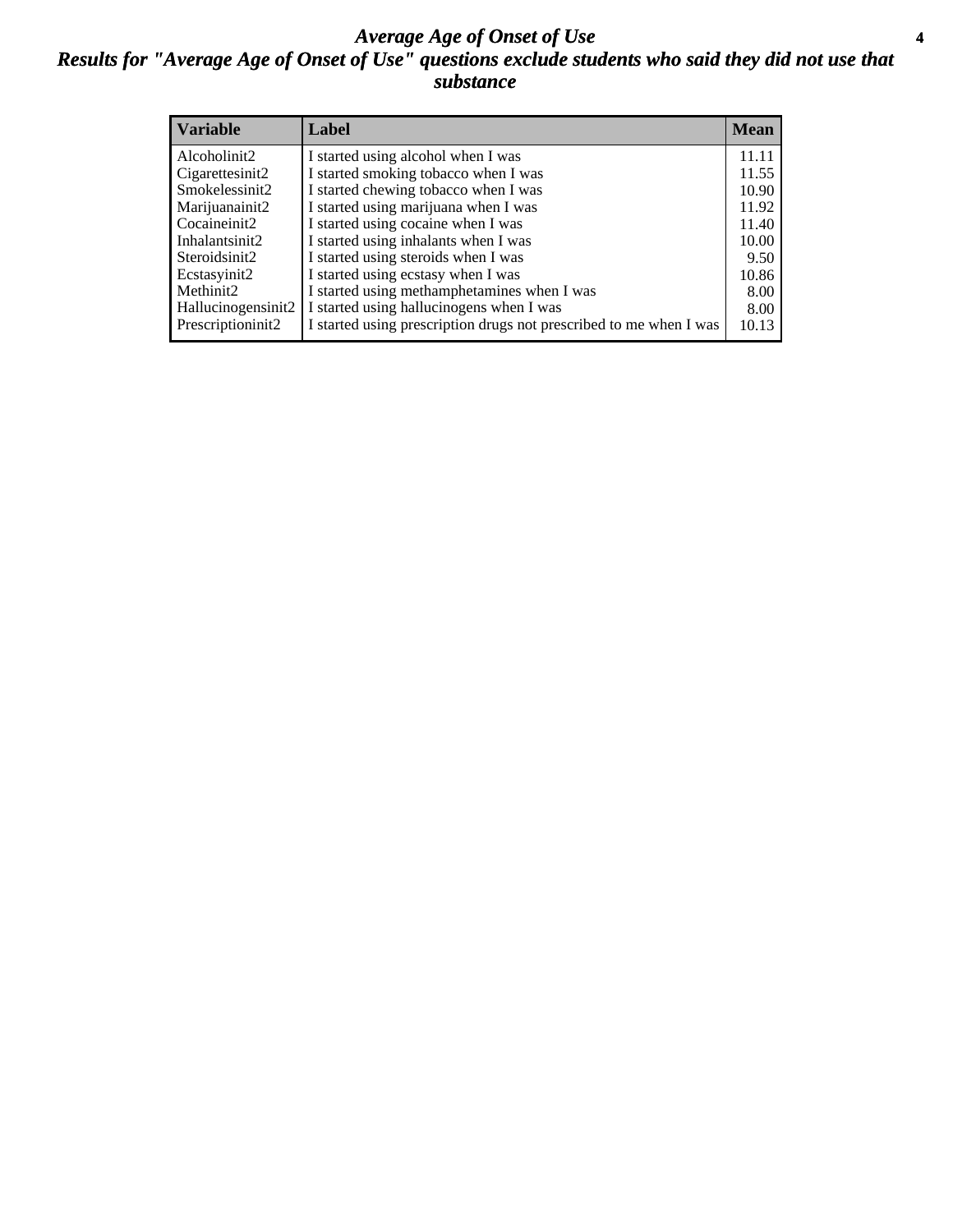# *Average Age of Onset of Use*

## *Results for "Average Age of Onset of Use" questions exclude students who said they did not use that substance*

| Variable | Label | Mean |
|---|---|---|
| Alcoholinit2 | I started using alcohol when I was | 11.11 |
| Cigarettesinit2 | I started smoking tobacco when I was | 11.55 |
| Smokelessinit2 | I started chewing tobacco when I was | 10.90 |
| Marijuanainit2 | I started using marijuana when I was | 11.92 |
| Cocaineinit2 | I started using cocaine when I was | 11.40 |
| Inhalantsinit2 | I started using inhalants when I was | 10.00 |
| Steroidsinit2 | I started using steroids when I was | 9.50 |
| Ecstasyinit2 | I started using ecstasy when I was | 10.86 |
| Methinit2 | I started using methamphetamines when I was | 8.00 |
| Hallucinogensinit2 | I started using hallucinogens when I was | 8.00 |
| Prescriptioninit2 | I started using prescription drugs not prescribed to me when I was | 10.13 |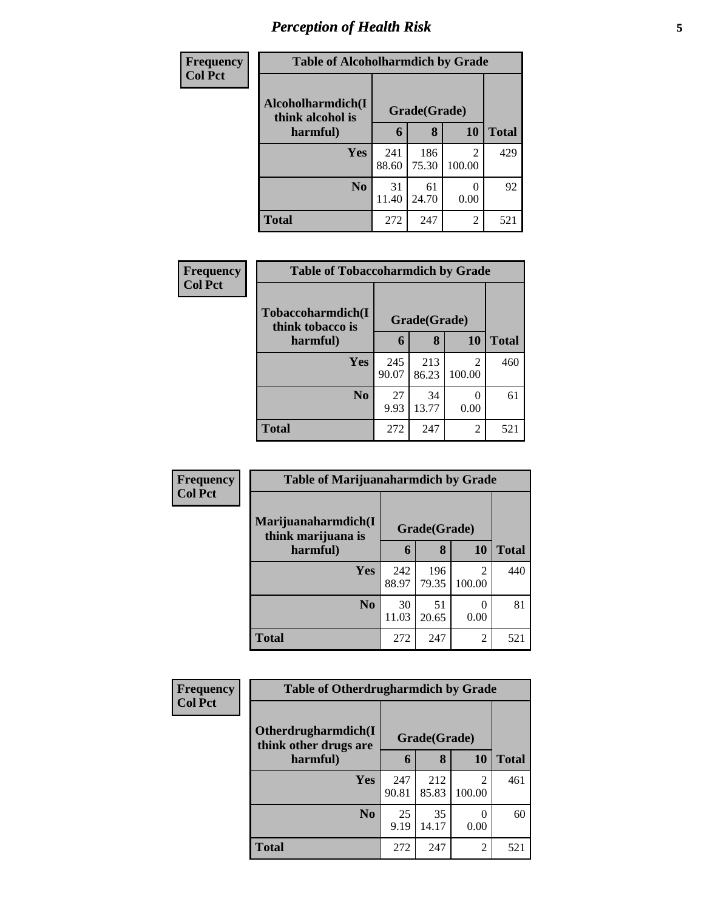# Perception of Health Risk

| Frequency<br>Col Pct | Table of Alcoholharmdich by Grade | | | |
|---|---|---|---|---|
| Alcoholharmdich(I think alcohol is harmful) | Grade(Grade) | | | Total |
| | 6 | 8 | 10 | |
| Yes | 241<br>88.60 | 186<br>75.30 | 2<br>100.00 | 429 |
| No | 31<br>11.40 | 61<br>24.70 | 0<br>0.00 | 92 |
| Total | 272 | 247 | 2 | 521 |

| Frequency<br>Col Pct | Table of Tobaccoharmdich by Grade | | | |
|---|---|---|---|---|
| Tobaccoharmdich(I think tobacco is harmful) | Grade(Grade) | | | Total |
| | 6 | 8 | 10 | |
| Yes | 245<br>90.07 | 213<br>86.23 | 2<br>100.00 | 460 |
| No | 27<br>9.93 | 34<br>13.77 | 0<br>0.00 | 61 |
| Total | 272 | 247 | 2 | 521 |

| Frequency<br>Col Pct | Table of Marijuanaharmdich by Grade | | | |
|---|---|---|---|---|
| Marijuanaharmdich(I think marijuana is harmful) | Grade(Grade) | | | Total |
| | 6 | 8 | 10 | |
| Yes | 242<br>88.97 | 196<br>79.35 | 2<br>100.00 | 440 |
| No | 30<br>11.03 | 51<br>20.65 | 0<br>0.00 | 81 |
| Total | 272 | 247 | 2 | 521 |

| Frequency<br>Col Pct | Table of Otherdrugharmdich by Grade | | | |
|---|---|---|---|---|
| Otherdrugharmdich(I think other drugs are harmful) | Grade(Grade) | | | Total |
| | 6 | 8 | 10 | |
| Yes | 247<br>90.81 | 212<br>85.83 | 2<br>100.00 | 461 |
| No | 25<br>9.19 | 35<br>14.17 | 0<br>0.00 | 60 |
| Total | 272 | 247 | 2 | 521 |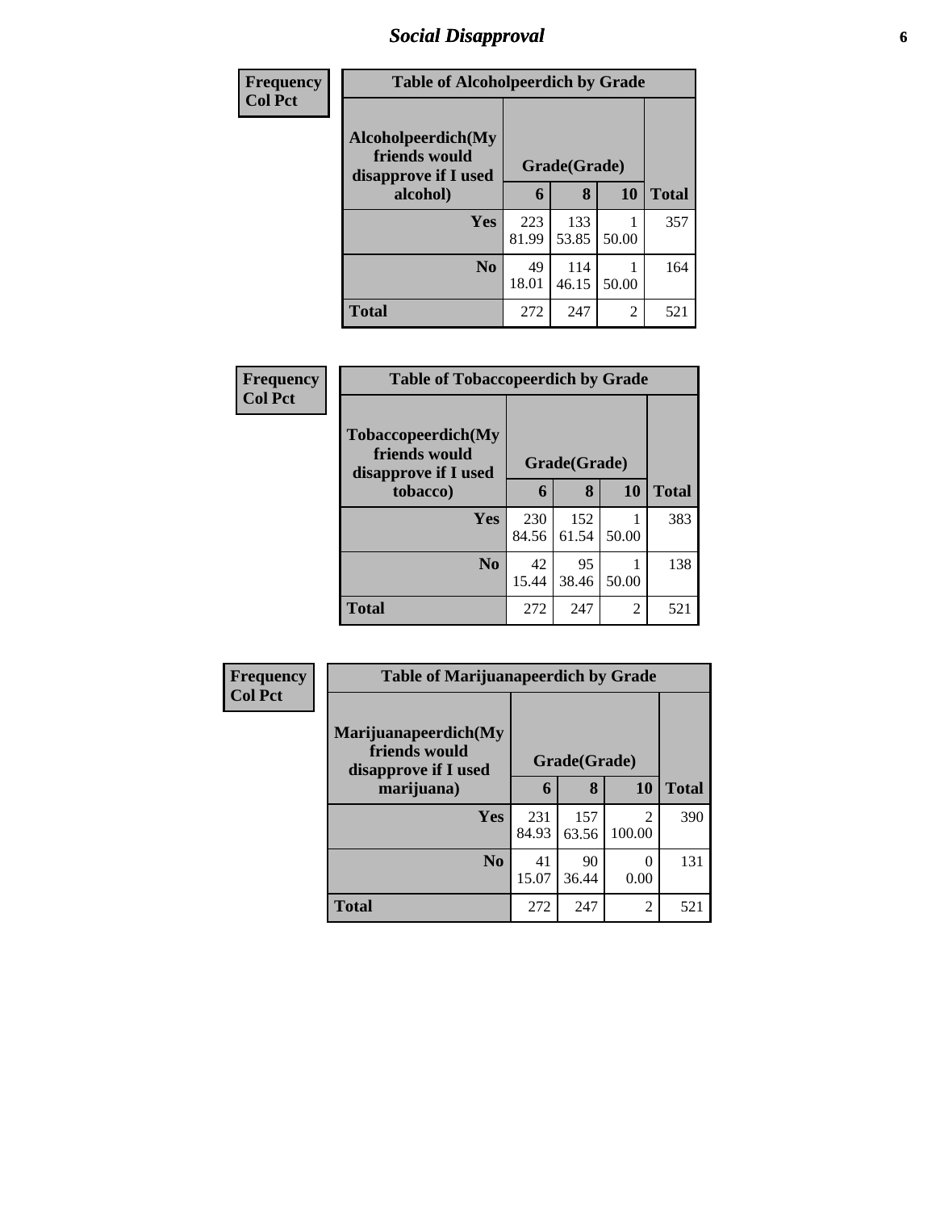## Social Disapproval

**Frequency**
**Col Pct**

**Table of Alcoholpeerdich by Grade**

| Alcoholpeerdich(My friends would disapprove if I used alcohol) | Grade(Grade) | | | Total |
|---|---|---|---|---|
| | 6 | 8 | 10 | |
| **Yes** | 223<br>81.99 | 133<br>53.85 | 1<br>50.00 | 357 |
| **No** | 49<br>18.01 | 114<br>46.15 | 1<br>50.00 | 164 |
| **Total** | 272 | 247 | 2 | 521 |

**Frequency**
**Col Pct**

**Table of Tobaccopeerdich by Grade**

| Tobaccopeerdich(My friends would disapprove if I used tobacco) | Grade(Grade) | | | Total |
|---|---|---|---|---|
| | 6 | 8 | 10 | |
| **Yes** | 230<br>84.56 | 152<br>61.54 | 1<br>50.00 | 383 |
| **No** | 42<br>15.44 | 95<br>38.46 | 1<br>50.00 | 138 |
| **Total** | 272 | 247 | 2 | 521 |

**Frequency**
**Col Pct**

**Table of Marijuanapeerdich by Grade**

| Marijuanapeerdich(My friends would disapprove if I used marijuana) | Grade(Grade) | | | Total |
|---|---|---|---|---|
| | 6 | 8 | 10 | |
| **Yes** | 231<br>84.93 | 157<br>63.56 | 2<br>100.00 | 390 |
| **No** | 41<br>15.07 | 90<br>36.44 | 0<br>0.00 | 131 |
| **Total** | 272 | 247 | 2 | 521 |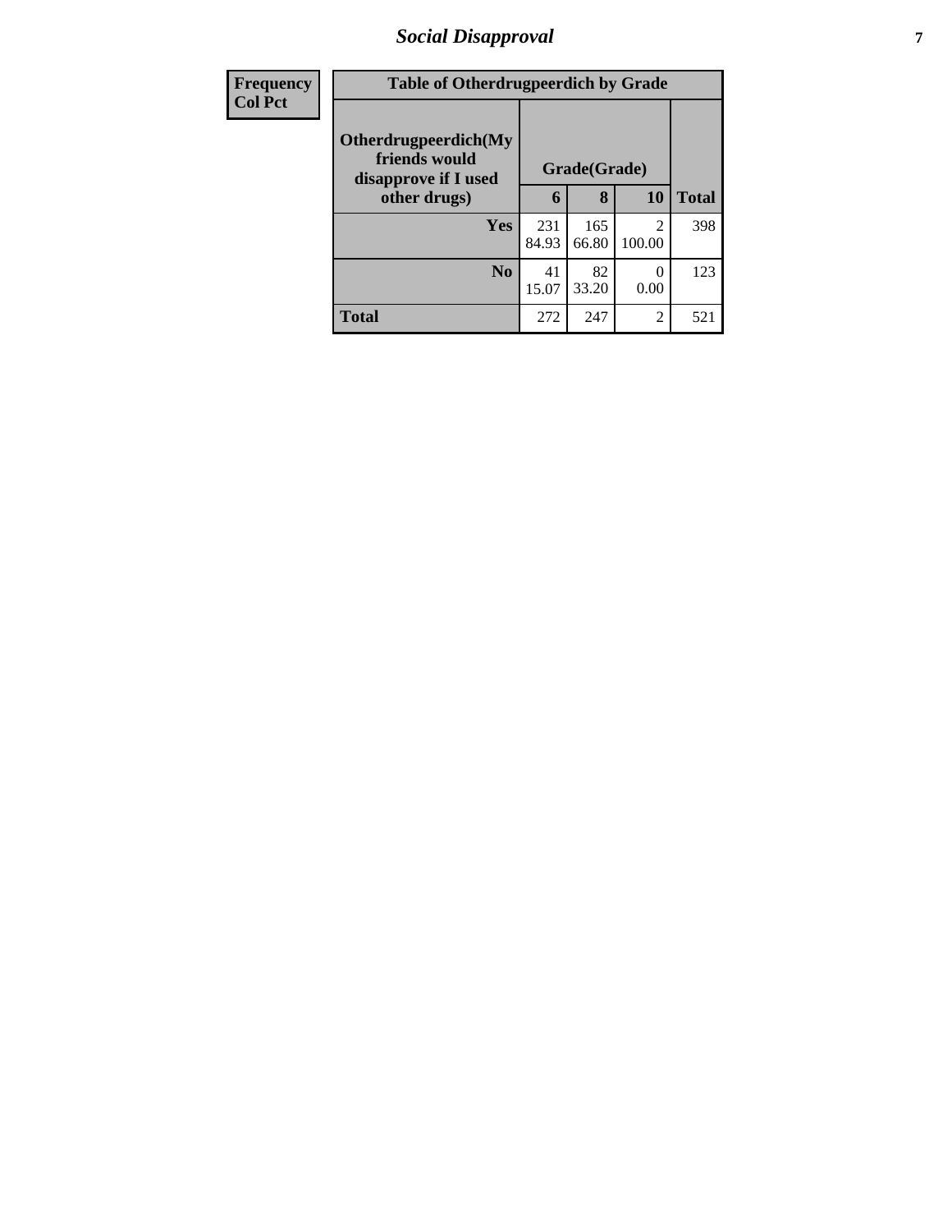| Frequency |
|---|
| Col Pct |

**Table of Otherdrugpeerdich by Grade**

| Otherdrugpeerdich(My friends would disapprove if I used other drugs) | Grade(Grade) | | | Total |
|---|---|---|---|---|
| | 6 | 8 | 10 | |
| Yes | 231<br>84.93 | 165<br>66.80 | 2<br>100.00 | 398 |
| No | 41<br>15.07 | 82<br>33.20 | 0<br>0.00 | 123 |
| Total | 272 | 247 | 2 | 521 |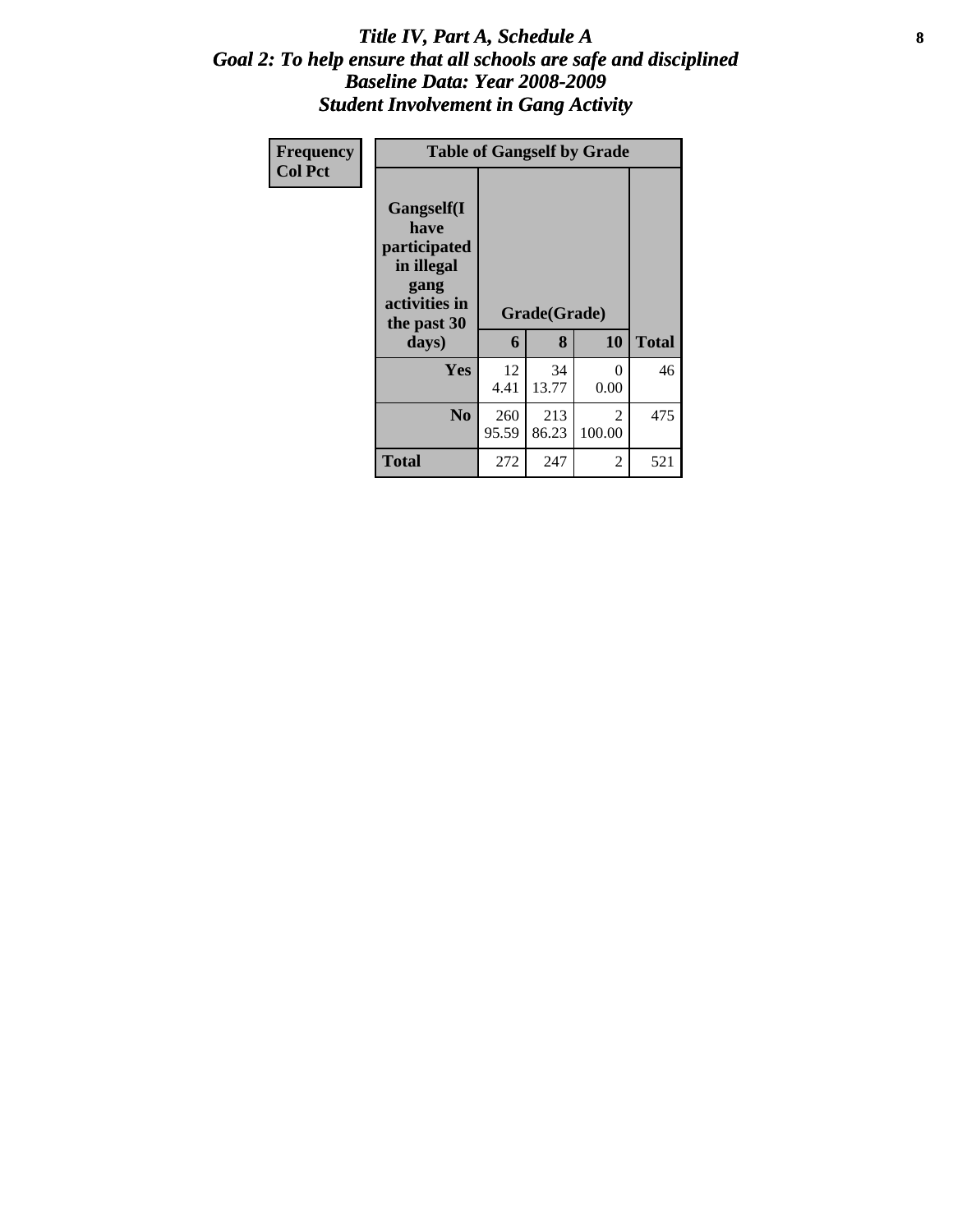# *Title IV, Part A, Schedule A*
## *Goal 2: To help ensure that all schools are safe and disciplined*
## *Baseline Data: Year 2008-2009*
## *Student Involvement in Gang Activity*

| Frequency<br>Col Pct | Table of Gangself by Grade | | | |
|---|---|---|---|---|
| Gangself(I have participated in illegal gang activities in the past 30 days) | Grade(Grade) | | | |
| | 6 | 8 | 10 | Total |
| Yes | 12<br>4.41 | 34<br>13.77 | 0<br>0.00 | 46 |
| No | 260<br>95.59 | 213<br>86.23 | 2<br>100.00 | 475 |
| Total | 272 | 247 | 2 | 521 |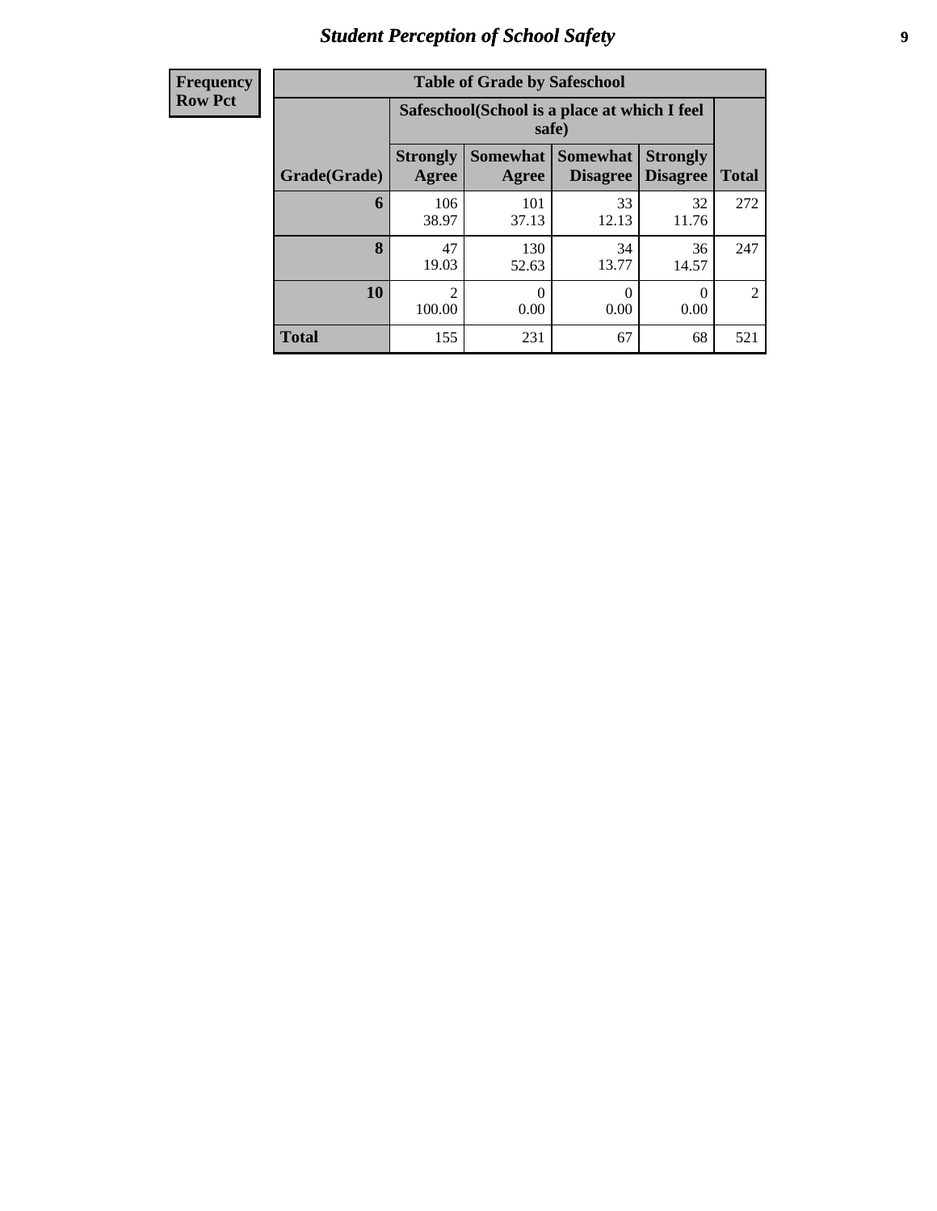| Frequency Row Pct |
| --- |

| Table of Grade by Safeschool | | | | | |
| --- | --- | --- | --- | --- | --- |
| | Safeschool(School is a place at which I feel safe) | | | | |
| Grade(Grade) | Strongly Agree | Somewhat Agree | Somewhat Disagree | Strongly Disagree | Total |
| 6 | 106<br>38.97 | 101<br>37.13 | 33<br>12.13 | 32<br>11.76 | 272 |
| 8 | 47<br>19.03 | 130<br>52.63 | 34<br>13.77 | 36<br>14.57 | 247 |
| 10 | 2<br>100.00 | 0<br>0.00 | 0<br>0.00 | 0<br>0.00 | 2 |
| Total | 155 | 231 | 67 | 68 | 521 |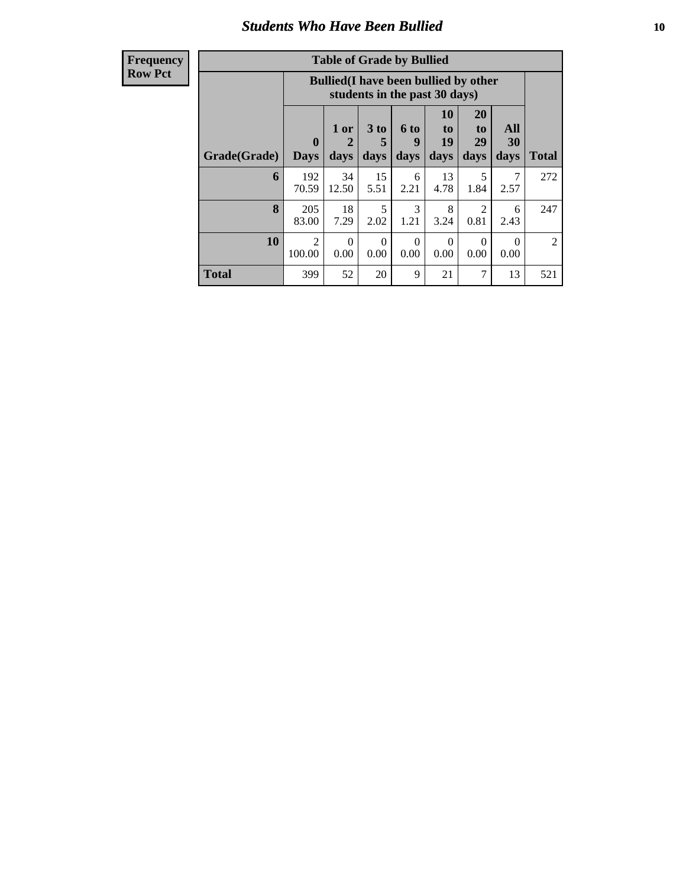## Students Who Have Been Bullied

**Frequency**
**Row Pct**

| Table of Grade by Bullied | | | | | | | | |
|---|---|---|---|---|---|---|---|---|
| | Bullied(I have been bullied by other students in the past 30 days) | | | | | | | |
| Grade(Grade) | 0 Days | 1 or 2 days | 3 to 5 days | 6 to 9 days | 10 to 19 days | 20 to 29 days | All 30 days | Total |
| 6 | 192<br>70.59 | 34<br>12.50 | 15<br>5.51 | 6<br>2.21 | 13<br>4.78 | 5<br>1.84 | 7<br>2.57 | 272 |
| 8 | 205<br>83.00 | 18<br>7.29 | 5<br>2.02 | 3<br>1.21 | 8<br>3.24 | 2<br>0.81 | 6<br>2.43 | 247 |
| 10 | 2<br>100.00 | 0<br>0.00 | 0<br>0.00 | 0<br>0.00 | 0<br>0.00 | 0<br>0.00 | 0<br>0.00 | 2 |
| Total | 399 | 52 | 20 | 9 | 21 | 7 | 13 | 521 |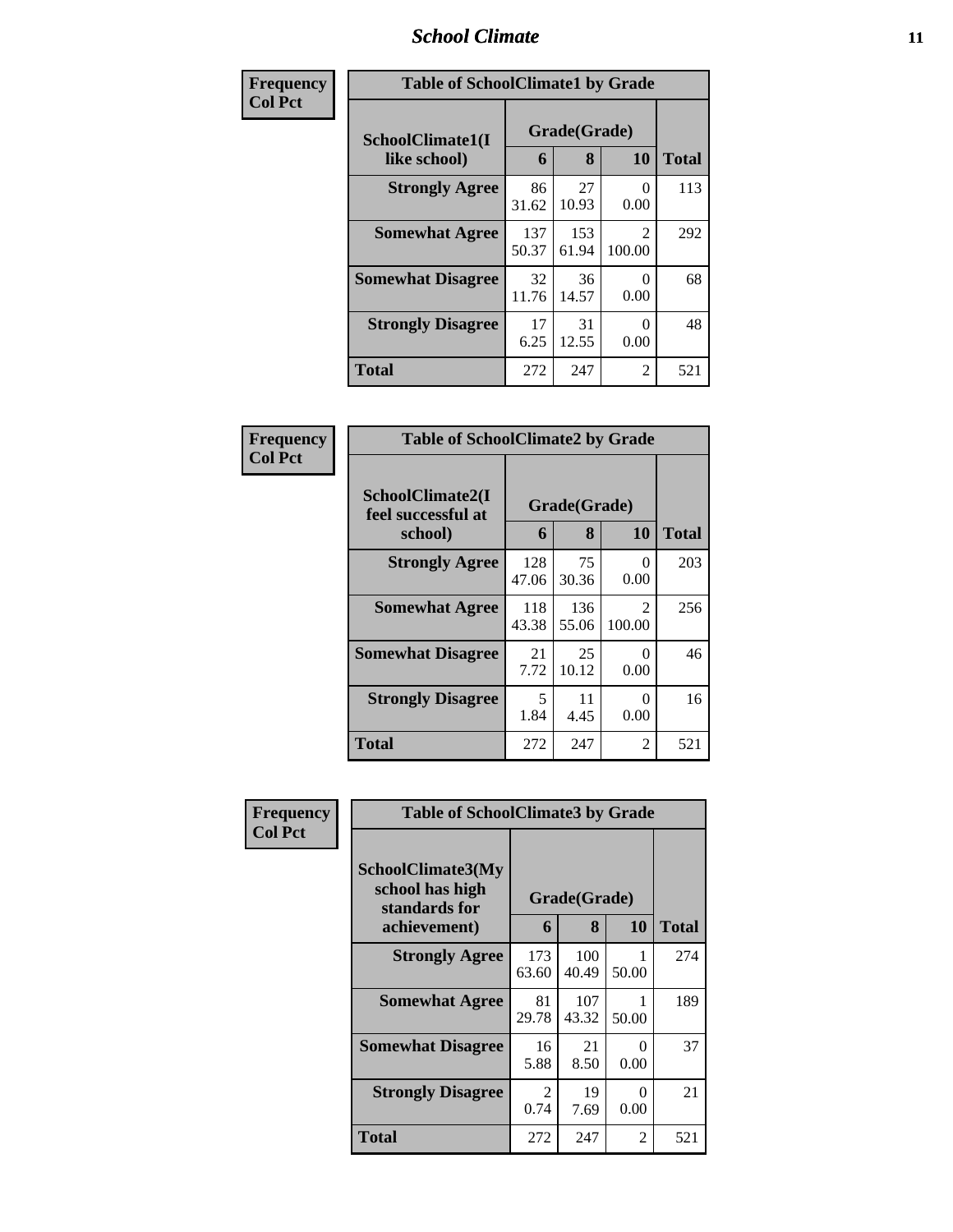## School Climate

**Frequency Col Pct**

| Table of SchoolClimate1 by Grade | | | | |
|---|---|---|---|---|
| **SchoolClimate1(I like school)** | **Grade(Grade)** | | | |
| | **6** | **8** | **10** | **Total** |
| **Strongly Agree** | 86<br>31.62 | 27<br>10.93 | 0<br>0.00 | 113 |
| **Somewhat Agree** | 137<br>50.37 | 153<br>61.94 | 2<br>100.00 | 292 |
| **Somewhat Disagree** | 32<br>11.76 | 36<br>14.57 | 0<br>0.00 | 68 |
| **Strongly Disagree** | 17<br>6.25 | 31<br>12.55 | 0<br>0.00 | 48 |
| **Total** | 272 | 247 | 2 | 521 |

**Frequency Col Pct**

| Table of SchoolClimate2 by Grade | | | | |
|---|---|---|---|---|
| **SchoolClimate2(I feel successful at school)** | **Grade(Grade)** | | | |
| | **6** | **8** | **10** | **Total** |
| **Strongly Agree** | 128<br>47.06 | 75<br>30.36 | 0<br>0.00 | 203 |
| **Somewhat Agree** | 118<br>43.38 | 136<br>55.06 | 2<br>100.00 | 256 |
| **Somewhat Disagree** | 21<br>7.72 | 25<br>10.12 | 0<br>0.00 | 46 |
| **Strongly Disagree** | 5<br>1.84 | 11<br>4.45 | 0<br>0.00 | 16 |
| **Total** | 272 | 247 | 2 | 521 |

**Frequency Col Pct**

| Table of SchoolClimate3 by Grade | | | | |
|---|---|---|---|---|
| **SchoolClimate3(My school has high standards for achievement)** | **Grade(Grade)** | | | |
| | **6** | **8** | **10** | **Total** |
| **Strongly Agree** | 173<br>63.60 | 100<br>40.49 | 1<br>50.00 | 274 |
| **Somewhat Agree** | 81<br>29.78 | 107<br>43.32 | 1<br>50.00 | 189 |
| **Somewhat Disagree** | 16<br>5.88 | 21<br>8.50 | 0<br>0.00 | 37 |
| **Strongly Disagree** | 2<br>0.74 | 19<br>7.69 | 0<br>0.00 | 21 |
| **Total** | 272 | 247 | 2 | 521 |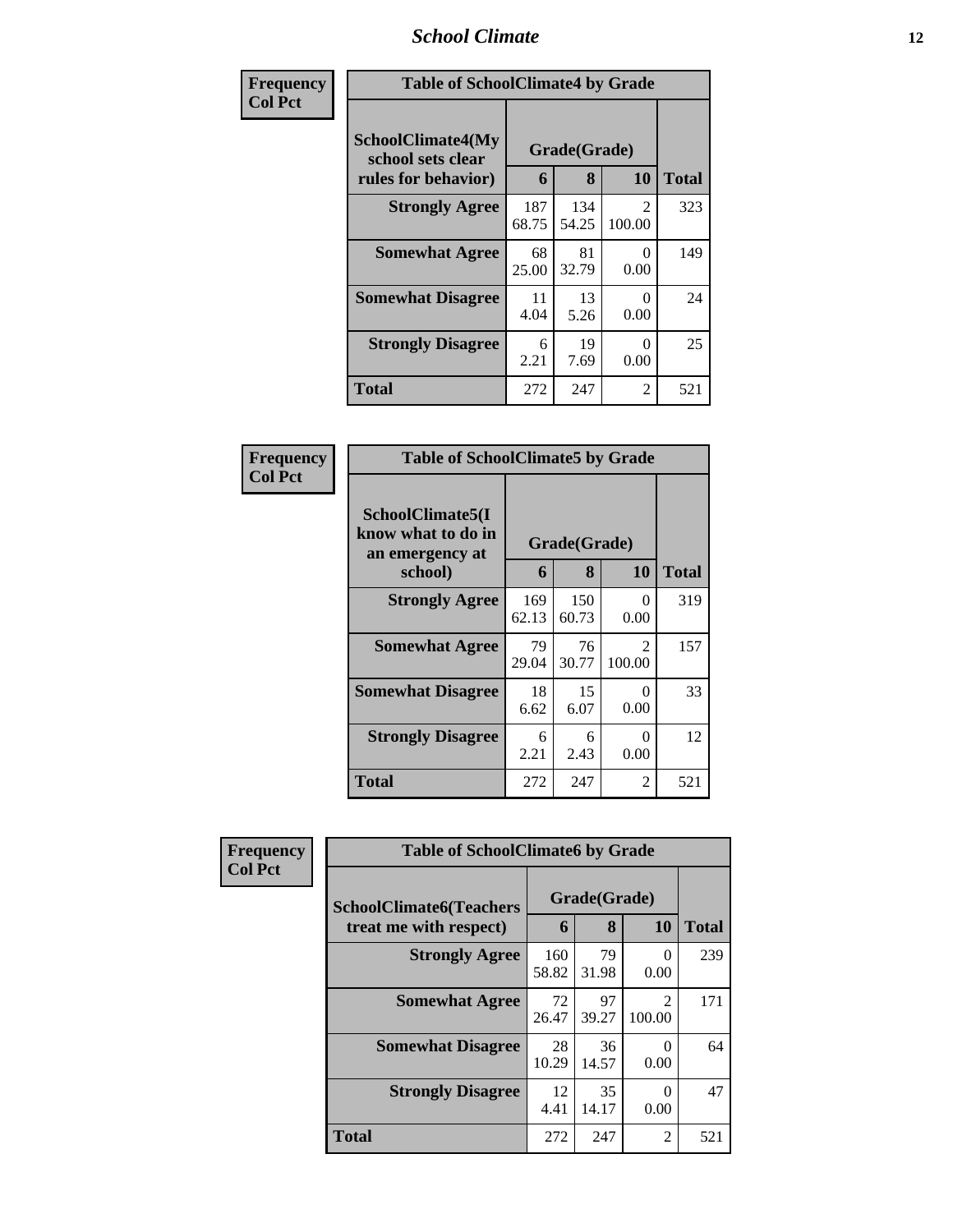| Frequency<br>Col Pct | Table of SchoolClimate4 by Grade | | | |
|---|---|---|---|---|
| SchoolClimate4(My school sets clear rules for behavior) | Grade(Grade) | | | Total |
| | 6 | 8 | 10 | |
| Strongly Agree | 187<br>68.75 | 134<br>54.25 | 2<br>100.00 | 323 |
| Somewhat Agree | 68<br>25.00 | 81<br>32.79 | 0<br>0.00 | 149 |
| Somewhat Disagree | 11<br>4.04 | 13<br>5.26 | 0<br>0.00 | 24 |
| Strongly Disagree | 6<br>2.21 | 19<br>7.69 | 0<br>0.00 | 25 |
| Total | 272 | 247 | 2 | 521 |

| Frequency<br>Col Pct | Table of SchoolClimate5 by Grade | | | |
|---|---|---|---|---|
| SchoolClimate5(I know what to do in an emergency at school) | Grade(Grade) | | | Total |
| | 6 | 8 | 10 | |
| Strongly Agree | 169<br>62.13 | 150<br>60.73 | 0<br>0.00 | 319 |
| Somewhat Agree | 79<br>29.04 | 76<br>30.77 | 2<br>100.00 | 157 |
| Somewhat Disagree | 18<br>6.62 | 15<br>6.07 | 0<br>0.00 | 33 |
| Strongly Disagree | 6<br>2.21 | 6<br>2.43 | 0<br>0.00 | 12 |
| Total | 272 | 247 | 2 | 521 |

| Frequency<br>Col Pct | Table of SchoolClimate6 by Grade | | | |
|---|---|---|---|---|
| SchoolClimate6(Teachers treat me with respect) | Grade(Grade) | | | Total |
| | 6 | 8 | 10 | |
| Strongly Agree | 160<br>58.82 | 79<br>31.98 | 0<br>0.00 | 239 |
| Somewhat Agree | 72<br>26.47 | 97<br>39.27 | 2<br>100.00 | 171 |
| Somewhat Disagree | 28<br>10.29 | 36<br>14.57 | 0<br>0.00 | 64 |
| Strongly Disagree | 12<br>4.41 | 35<br>14.17 | 0<br>0.00 | 47 |
| Total | 272 | 247 | 2 | 521 |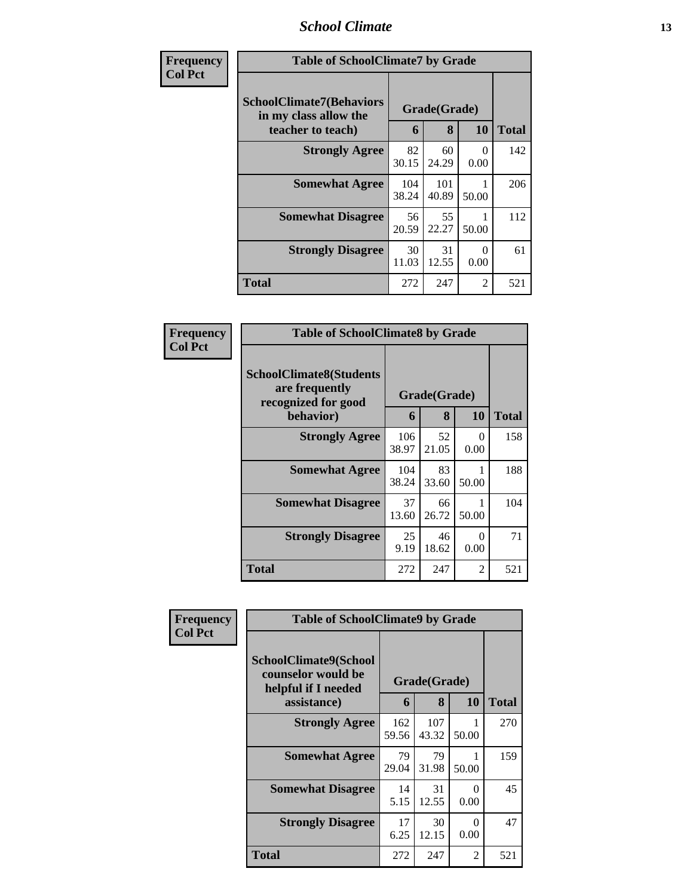| Frequency<br>Col Pct |
|---|

**Table of SchoolClimate7 by Grade**

| SchoolClimate7(Behaviors in my class allow the teacher to teach) | Grade(Grade) | | | Total |
|---|---|---|---|---|
| | 6 | 8 | 10 | |
| Strongly Agree | 82<br>30.15 | 60<br>24.29 | 0<br>0.00 | 142 |
| Somewhat Agree | 104<br>38.24 | 101<br>40.89 | 1<br>50.00 | 206 |
| Somewhat Disagree | 56<br>20.59 | 55<br>22.27 | 1<br>50.00 | 112 |
| Strongly Disagree | 30<br>11.03 | 31<br>12.55 | 0<br>0.00 | 61 |
| Total | 272 | 247 | 2 | 521 |

| Frequency<br>Col Pct |
|---|

**Table of SchoolClimate8 by Grade**

| SchoolClimate8(Students are frequently recognized for good behavior) | Grade(Grade) | | | Total |
|---|---|---|---|---|
| | 6 | 8 | 10 | |
| Strongly Agree | 106<br>38.97 | 52<br>21.05 | 0<br>0.00 | 158 |
| Somewhat Agree | 104<br>38.24 | 83<br>33.60 | 1<br>50.00 | 188 |
| Somewhat Disagree | 37<br>13.60 | 66<br>26.72 | 1<br>50.00 | 104 |
| Strongly Disagree | 25<br>9.19 | 46<br>18.62 | 0<br>0.00 | 71 |
| Total | 272 | 247 | 2 | 521 |

| Frequency<br>Col Pct |
|---|

**Table of SchoolClimate9 by Grade**

| SchoolClimate9(School counselor would be helpful if I needed assistance) | Grade(Grade) | | | Total |
|---|---|---|---|---|
| | 6 | 8 | 10 | |
| Strongly Agree | 162<br>59.56 | 107<br>43.32 | 1<br>50.00 | 270 |
| Somewhat Agree | 79<br>29.04 | 79<br>31.98 | 1<br>50.00 | 159 |
| Somewhat Disagree | 14<br>5.15 | 31<br>12.55 | 0<br>0.00 | 45 |
| Strongly Disagree | 17<br>6.25 | 30<br>12.15 | 0<br>0.00 | 47 |
| Total | 272 | 247 | 2 | 521 |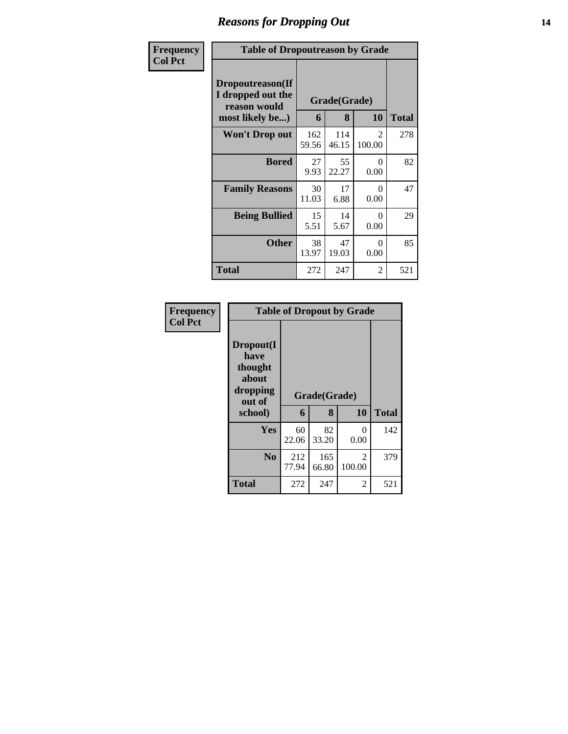# Reasons for Dropping Out

**Frequency**
**Col Pct**

| Table of Dropoutreason by Grade | | | | |
|---|---|---|---|---|
| Dropoutreason(If I dropped out the reason would most likely be...) | Grade(Grade) | | | |
| | 6 | 8 | 10 | Total |
| **Won't Drop out** | 162<br>59.56 | 114<br>46.15 | 2<br>100.00 | 278 |
| **Bored** | 27<br>9.93 | 55<br>22.27 | 0<br>0.00 | 82 |
| **Family Reasons** | 30<br>11.03 | 17<br>6.88 | 0<br>0.00 | 47 |
| **Being Bullied** | 15<br>5.51 | 14<br>5.67 | 0<br>0.00 | 29 |
| **Other** | 38<br>13.97 | 47<br>19.03 | 0<br>0.00 | 85 |
| **Total** | 272 | 247 | 2 | 521 |

**Frequency**
**Col Pct**

| Table of Dropout by Grade | | | | |
|---|---|---|---|---|
| Dropout(I have thought about dropping out of school) | Grade(Grade) | | | |
| | 6 | 8 | 10 | Total |
| **Yes** | 60<br>22.06 | 82<br>33.20 | 0<br>0.00 | 142 |
| **No** | 212<br>77.94 | 165<br>66.80 | 2<br>100.00 | 379 |
| **Total** | 272 | 247 | 2 | 521 |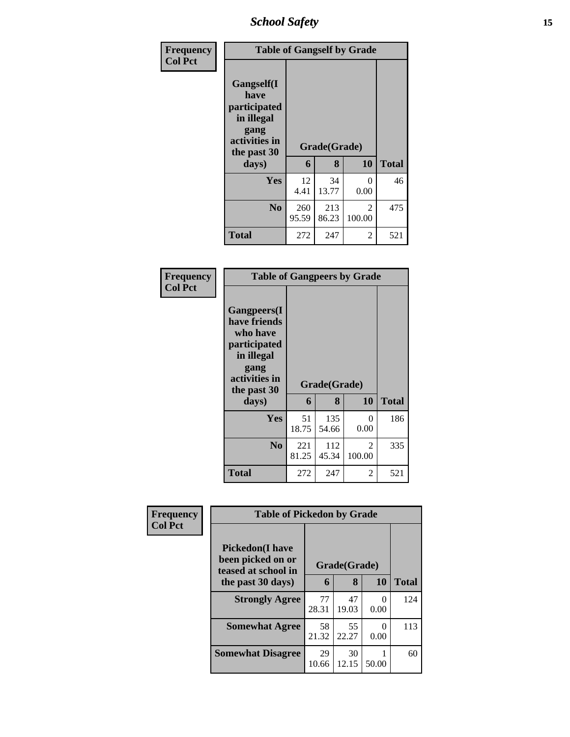| Frequency<br>Col Pct | Table of Gangself by Grade | | | |
|---|---|---|---|---|
| Gangself(I have participated in illegal gang activities in the past 30 days) | Grade(Grade) | | | |
| | 6 | 8 | 10 | Total |
| Yes | 12<br>4.41 | 34<br>13.77 | 0<br>0.00 | 46 |
| No | 260<br>95.59 | 213<br>86.23 | 2<br>100.00 | 475 |
| Total | 272 | 247 | 2 | 521 |

| Frequency<br>Col Pct | Table of Gangpeers by Grade | | | |
|---|---|---|---|---|
| Gangpeers(I have friends who have participated in illegal gang activities in the past 30 days) | Grade(Grade) | | | |
| | 6 | 8 | 10 | Total |
| Yes | 51<br>18.75 | 135<br>54.66 | 0<br>0.00 | 186 |
| No | 221<br>81.25 | 112<br>45.34 | 2<br>100.00 | 335 |
| Total | 272 | 247 | 2 | 521 |

| Frequency<br>Col Pct | Table of Pickedon by Grade | | | |
|---|---|---|---|---|
| Pickedon(I have been picked on or teased at school in the past 30 days) | Grade(Grade) | | | |
| | 6 | 8 | 10 | Total |
| Strongly Agree | 77<br>28.31 | 47<br>19.03 | 0<br>0.00 | 124 |
| Somewhat Agree | 58<br>21.32 | 55<br>22.27 | 0<br>0.00 | 113 |
| Somewhat Disagree | 29<br>10.66 | 30<br>12.15 | 1<br>50.00 | 60 |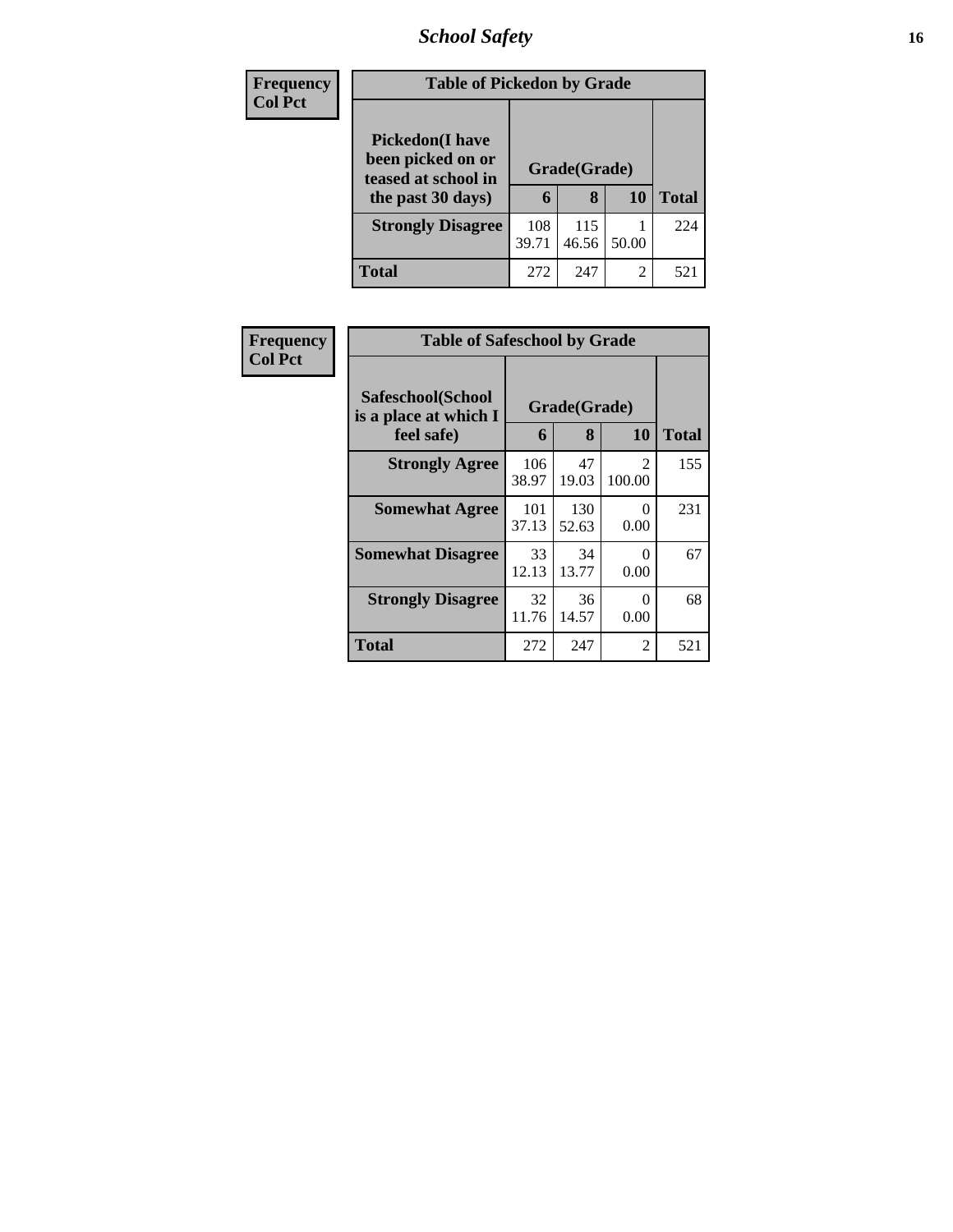# School Safety

| Frequency Col Pct |
|---|

| Table of Pickedon by Grade | | | | |
|---|---|---|---|---|
| **Pickedon(I have been picked on or teased at school in the past 30 days)** | **Grade(Grade)** | | | **Total** |
| | **6** | **8** | **10** | |
| **Strongly Disagree** | 108<br>39.71 | 115<br>46.56 | 1<br>50.00 | 224 |
| **Total** | 272 | 247 | 2 | 521 |

| Frequency Col Pct |
|---|

| Table of Safeschool by Grade | | | | |
|---|---|---|---|---|
| **Safeschool(School is a place at which I feel safe)** | **Grade(Grade)** | | | **Total** |
| | **6** | **8** | **10** | |
| **Strongly Agree** | 106<br>38.97 | 47<br>19.03 | 2<br>100.00 | 155 |
| **Somewhat Agree** | 101<br>37.13 | 130<br>52.63 | 0<br>0.00 | 231 |
| **Somewhat Disagree** | 33<br>12.13 | 34<br>13.77 | 0<br>0.00 | 67 |
| **Strongly Disagree** | 32<br>11.76 | 36<br>14.57 | 0<br>0.00 | 68 |
| **Total** | 272 | 247 | 2 | 521 |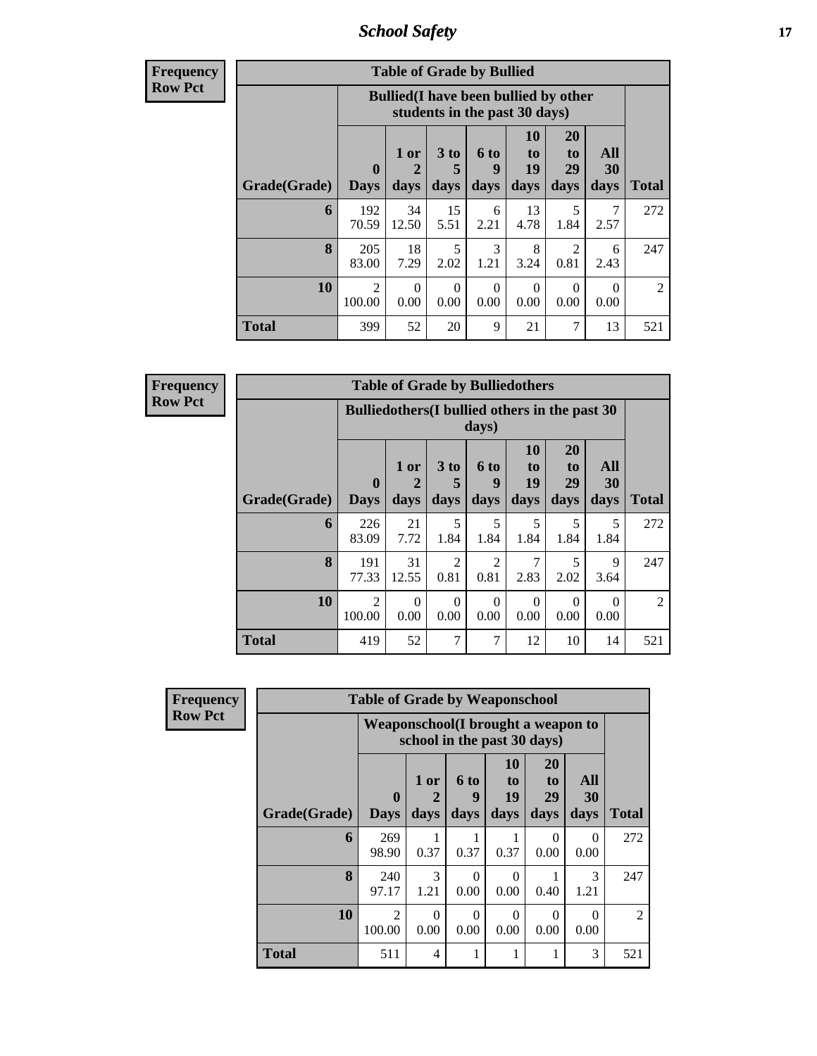# School Safety

**Frequency**
**Row Pct**

| Table of Grade by Bullied | | | | | | | | |
|---|---|---|---|---|---|---|---|---|
| | Bullied(I have been bullied by other students in the past 30 days) | | | | | | | |
| Grade(Grade) | 0 Days | 1 or 2 days | 3 to 5 days | 6 to 9 days | 10 to 19 days | 20 to 29 days | All 30 days | Total |
| 6 | 192<br>70.59 | 34<br>12.50 | 15<br>5.51 | 6<br>2.21 | 13<br>4.78 | 5<br>1.84 | 7<br>2.57 | 272 |
| 8 | 205<br>83.00 | 18<br>7.29 | 5<br>2.02 | 3<br>1.21 | 8<br>3.24 | 2<br>0.81 | 6<br>2.43 | 247 |
| 10 | 2<br>100.00 | 0<br>0.00 | 0<br>0.00 | 0<br>0.00 | 0<br>0.00 | 0<br>0.00 | 0<br>0.00 | 2 |
| Total | 399 | 52 | 20 | 9 | 21 | 7 | 13 | 521 |

**Frequency**
**Row Pct**

| Table of Grade by Bulliedothers | | | | | | | | |
|---|---|---|---|---|---|---|---|---|
| | Bulliedothers(I bullied others in the past 30 days) | | | | | | | |
| Grade(Grade) | 0 Days | 1 or 2 days | 3 to 5 days | 6 to 9 days | 10 to 19 days | 20 to 29 days | All 30 days | Total |
| 6 | 226<br>83.09 | 21<br>7.72 | 5<br>1.84 | 5<br>1.84 | 5<br>1.84 | 5<br>1.84 | 5<br>1.84 | 272 |
| 8 | 191<br>77.33 | 31<br>12.55 | 2<br>0.81 | 2<br>0.81 | 7<br>2.83 | 5<br>2.02 | 9<br>3.64 | 247 |
| 10 | 2<br>100.00 | 0<br>0.00 | 0<br>0.00 | 0<br>0.00 | 0<br>0.00 | 0<br>0.00 | 0<br>0.00 | 2 |
| Total | 419 | 52 | 7 | 7 | 12 | 10 | 14 | 521 |

**Frequency**
**Row Pct**

| Table of Grade by Weaponschool | | | | | | | |
|---|---|---|---|---|---|---|---|
| | Weaponschool(I brought a weapon to school in the past 30 days) | | | | | | |
| Grade(Grade) | 0 Days | 1 or 2 days | 6 to 9 days | 10 to 19 days | 20 to 29 days | All 30 days | Total |
| 6 | 269<br>98.90 | 1<br>0.37 | 1<br>0.37 | 1<br>0.37 | 0<br>0.00 | 0<br>0.00 | 272 |
| 8 | 240<br>97.17 | 3<br>1.21 | 0<br>0.00 | 0<br>0.00 | 1<br>0.40 | 3<br>1.21 | 247 |
| 10 | 2<br>100.00 | 0<br>0.00 | 0<br>0.00 | 0<br>0.00 | 0<br>0.00 | 0<br>0.00 | 2 |
| Total | 511 | 4 | 1 | 1 | 1 | 3 | 521 |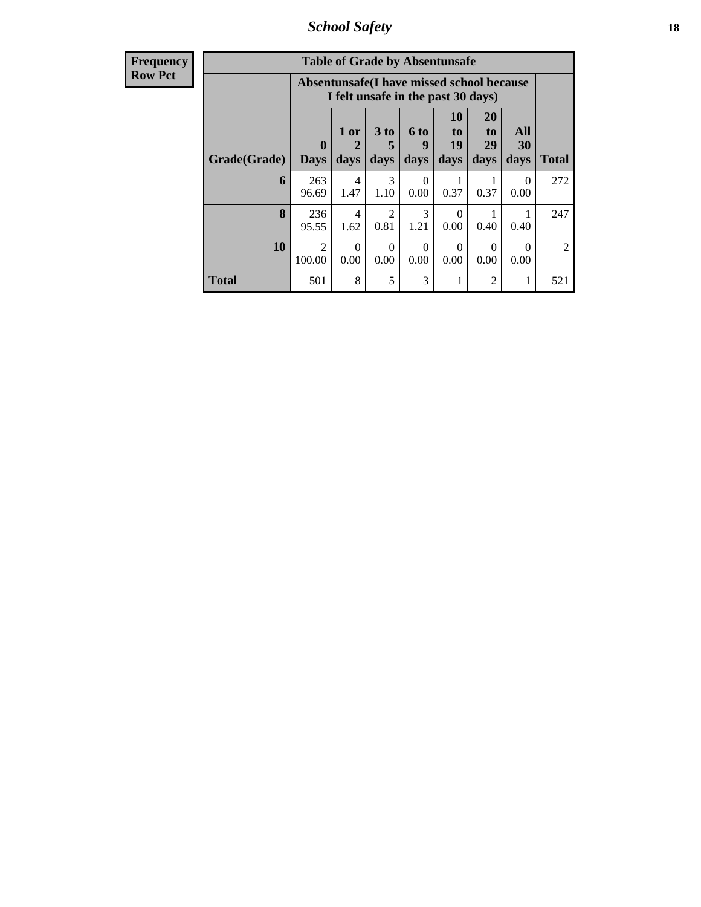| Frequency<br>Row Pct | Table of Grade by Absentunsafe | | | | | | | |
|---|---|---|---|---|---|---|---|---|
| | Absentunsafe(I have missed school because I felt unsafe in the past 30 days) | | | | | | | |
| Grade(Grade) | 0 Days | 1 or 2 days | 3 to 5 days | 6 to 9 days | 10 to 19 days | 20 to 29 days | All 30 days | Total |
| 6 | 263<br>96.69 | 4<br>1.47 | 3<br>1.10 | 0<br>0.00 | 1<br>0.37 | 1<br>0.37 | 0<br>0.00 | 272 |
| 8 | 236<br>95.55 | 4<br>1.62 | 2<br>0.81 | 3<br>1.21 | 0<br>0.00 | 1<br>0.40 | 1<br>0.40 | 247 |
| 10 | 2<br>100.00 | 0<br>0.00 | 0<br>0.00 | 0<br>0.00 | 0<br>0.00 | 0<br>0.00 | 0<br>0.00 | 2 |
| Total | 501 | 8 | 5 | 3 | 1 | 2 | 1 | 521 |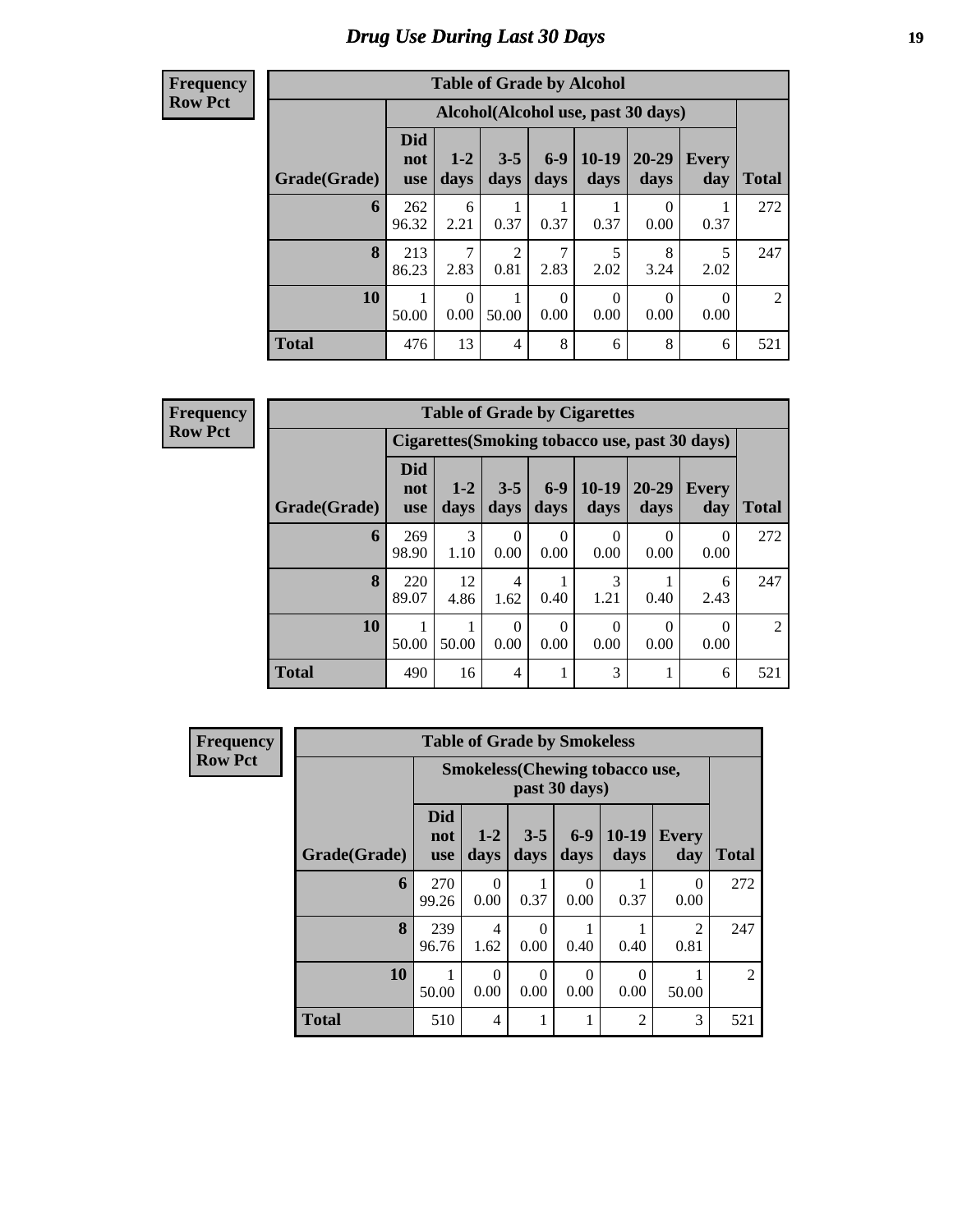# Drug Use During Last 30 Days

**Frequency**
**Row Pct**

| Table of Grade by Alcohol | | | | | | | | |
|---|---|---|---|---|---|---|---|---|
| | Alcohol(Alcohol use, past 30 days) | | | | | | | |
| Grade(Grade) | Did not use | 1-2 days | 3-5 days | 6-9 days | 10-19 days | 20-29 days | Every day | Total |
| **6** | 262<br>96.32 | 6<br>2.21 | 1<br>0.37 | 1<br>0.37 | 1<br>0.37 | 0<br>0.00 | 1<br>0.37 | 272 |
| **8** | 213<br>86.23 | 7<br>2.83 | 2<br>0.81 | 7<br>2.83 | 5<br>2.02 | 8<br>3.24 | 5<br>2.02 | 247 |
| **10** | 1<br>50.00 | 0<br>0.00 | 1<br>50.00 | 0<br>0.00 | 0<br>0.00 | 0<br>0.00 | 0<br>0.00 | 2 |
| **Total** | 476 | 13 | 4 | 8 | 6 | 8 | 6 | 521 |

**Frequency**
**Row Pct**

| Table of Grade by Cigarettes | | | | | | | | |
|---|---|---|---|---|---|---|---|---|
| | Cigarettes(Smoking tobacco use, past 30 days) | | | | | | | |
| Grade(Grade) | Did not use | 1-2 days | 3-5 days | 6-9 days | 10-19 days | 20-29 days | Every day | Total |
| **6** | 269<br>98.90 | 3<br>1.10 | 0<br>0.00 | 0<br>0.00 | 0<br>0.00 | 0<br>0.00 | 0<br>0.00 | 272 |
| **8** | 220<br>89.07 | 12<br>4.86 | 4<br>1.62 | 1<br>0.40 | 3<br>1.21 | 1<br>0.40 | 6<br>2.43 | 247 |
| **10** | 1<br>50.00 | 1<br>50.00 | 0<br>0.00 | 0<br>0.00 | 0<br>0.00 | 0<br>0.00 | 0<br>0.00 | 2 |
| **Total** | 490 | 16 | 4 | 1 | 3 | 1 | 6 | 521 |

**Frequency**
**Row Pct**

| Table of Grade by Smokeless | | | | | | | |
|---|---|---|---|---|---|---|---|
| | Smokeless(Chewing tobacco use, past 30 days) | | | | | | |
| Grade(Grade) | Did not use | 1-2 days | 3-5 days | 6-9 days | 10-19 days | Every day | Total |
| **6** | 270<br>99.26 | 0<br>0.00 | 1<br>0.37 | 0<br>0.00 | 1<br>0.37 | 0<br>0.00 | 272 |
| **8** | 239<br>96.76 | 4<br>1.62 | 0<br>0.00 | 1<br>0.40 | 1<br>0.40 | 2<br>0.81 | 247 |
| **10** | 1<br>50.00 | 0<br>0.00 | 0<br>0.00 | 0<br>0.00 | 0<br>0.00 | 1<br>50.00 | 2 |
| **Total** | 510 | 4 | 1 | 1 | 2 | 3 | 521 |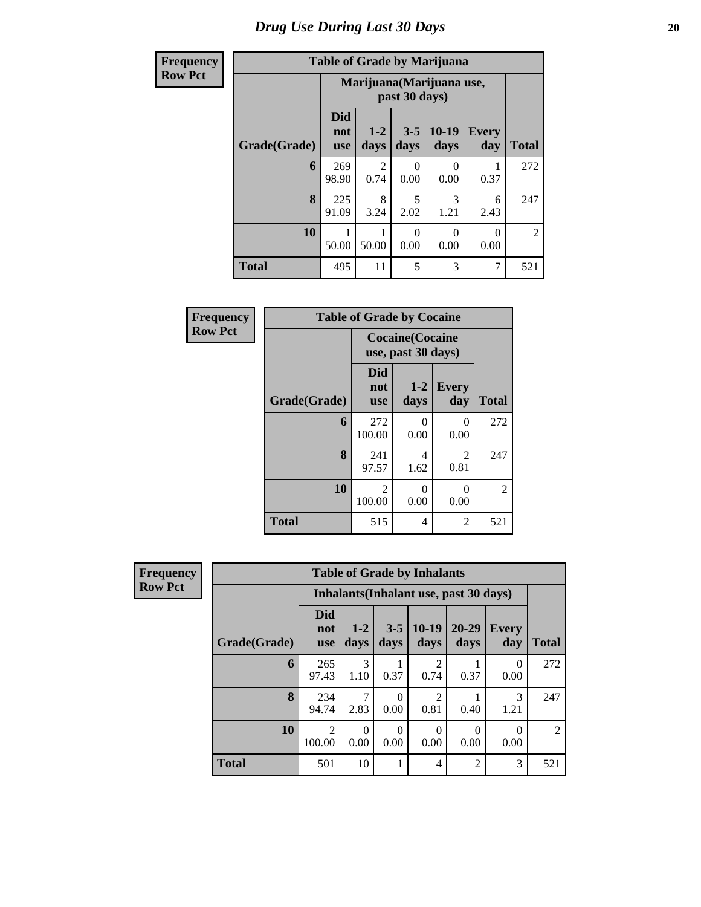# Drug Use During Last 30 Days

**Frequency**
**Row Pct**

**Table of Grade by Marijuana**

| | Marijuana(Marijuana use, past 30 days) | | | | | |
|---|---|---|---|---|---|---|
| Grade(Grade) | Did not use | 1-2 days | 3-5 days | 10-19 days | Every day | Total |
| 6 | 269<br>98.90 | 2<br>0.74 | 0<br>0.00 | 0<br>0.00 | 1<br>0.37 | 272 |
| 8 | 225<br>91.09 | 8<br>3.24 | 5<br>2.02 | 3<br>1.21 | 6<br>2.43 | 247 |
| 10 | 1<br>50.00 | 1<br>50.00 | 0<br>0.00 | 0<br>0.00 | 0<br>0.00 | 2 |
| Total | 495 | 11 | 5 | 3 | 7 | 521 |

**Frequency**
**Row Pct**

**Table of Grade by Cocaine**

| | Cocaine(Cocaine use, past 30 days) | | | |
|---|---|---|---|---|
| Grade(Grade) | Did not use | 1-2 days | Every day | Total |
| 6 | 272<br>100.00 | 0<br>0.00 | 0<br>0.00 | 272 |
| 8 | 241<br>97.57 | 4<br>1.62 | 2<br>0.81 | 247 |
| 10 | 2<br>100.00 | 0<br>0.00 | 0<br>0.00 | 2 |
| Total | 515 | 4 | 2 | 521 |

**Frequency**
**Row Pct**

**Table of Grade by Inhalants**

| | Inhalants(Inhalant use, past 30 days) | | | | | | |
|---|---|---|---|---|---|---|---|
| Grade(Grade) | Did not use | 1-2 days | 3-5 days | 10-19 days | 20-29 days | Every day | Total |
| 6 | 265<br>97.43 | 3<br>1.10 | 1<br>0.37 | 2<br>0.74 | 1<br>0.37 | 0<br>0.00 | 272 |
| 8 | 234<br>94.74 | 7<br>2.83 | 0<br>0.00 | 2<br>0.81 | 1<br>0.40 | 3<br>1.21 | 247 |
| 10 | 2<br>100.00 | 0<br>0.00 | 0<br>0.00 | 0<br>0.00 | 0<br>0.00 | 0<br>0.00 | 2 |
| Total | 501 | 10 | 1 | 4 | 2 | 3 | 521 |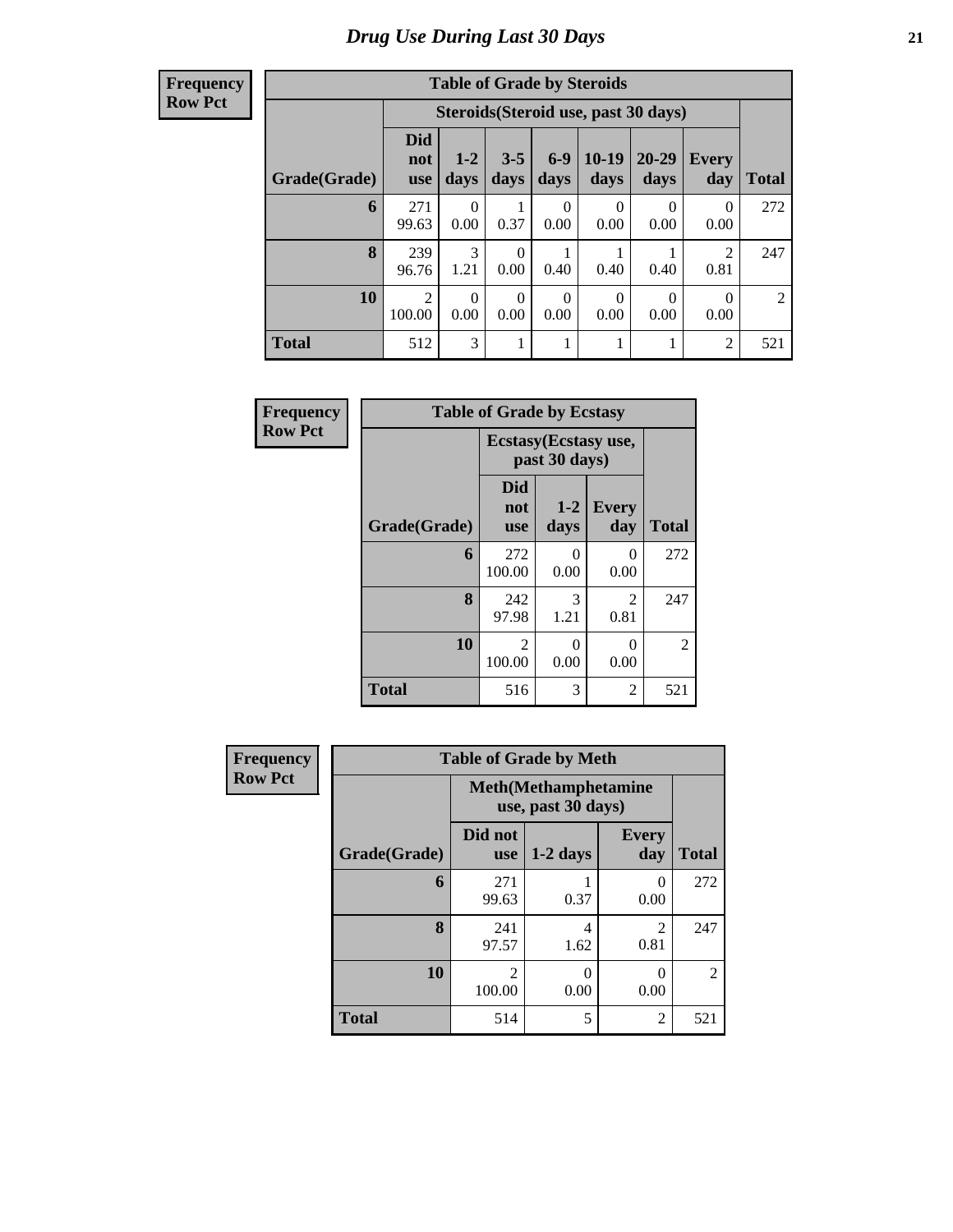# Drug Use During Last 30 Days

**Frequency**
**Row Pct**

| Table of Grade by Steroids | | | | | | | | |
|---|---|---|---|---|---|---|---|---|
| | Steroids(Steroid use, past 30 days) | | | | | | | |
| Grade(Grade) | Did not use | 1-2 days | 3-5 days | 6-9 days | 10-19 days | 20-29 days | Every day | Total |
| 6 | 271<br>99.63 | 0<br>0.00 | 1<br>0.37 | 0<br>0.00 | 0<br>0.00 | 0<br>0.00 | 0<br>0.00 | 272 |
| 8 | 239<br>96.76 | 3<br>1.21 | 0<br>0.00 | 1<br>0.40 | 1<br>0.40 | 1<br>0.40 | 2<br>0.81 | 247 |
| 10 | 2<br>100.00 | 0<br>0.00 | 0<br>0.00 | 0<br>0.00 | 0<br>0.00 | 0<br>0.00 | 0<br>0.00 | 2 |
| Total | 512 | 3 | 1 | 1 | 1 | 1 | 2 | 521 |

**Frequency**
**Row Pct**

| Table of Grade by Ecstasy | | | | |
|---|---|---|---|---|
| | Ecstasy(Ecstasy use, past 30 days) | | | |
| Grade(Grade) | Did not use | 1-2 days | Every day | Total |
| 6 | 272<br>100.00 | 0<br>0.00 | 0<br>0.00 | 272 |
| 8 | 242<br>97.98 | 3<br>1.21 | 2<br>0.81 | 247 |
| 10 | 2<br>100.00 | 0<br>0.00 | 0<br>0.00 | 2 |
| Total | 516 | 3 | 2 | 521 |

**Frequency**
**Row Pct**

| Table of Grade by Meth | | | | |
|---|---|---|---|---|
| | Meth(Methamphetamine use, past 30 days) | | | |
| Grade(Grade) | Did not use | 1-2 days | Every day | Total |
| 6 | 271<br>99.63 | 1<br>0.37 | 0<br>0.00 | 272 |
| 8 | 241<br>97.57 | 4<br>1.62 | 2<br>0.81 | 247 |
| 10 | 2<br>100.00 | 0<br>0.00 | 0<br>0.00 | 2 |
| Total | 514 | 5 | 2 | 521 |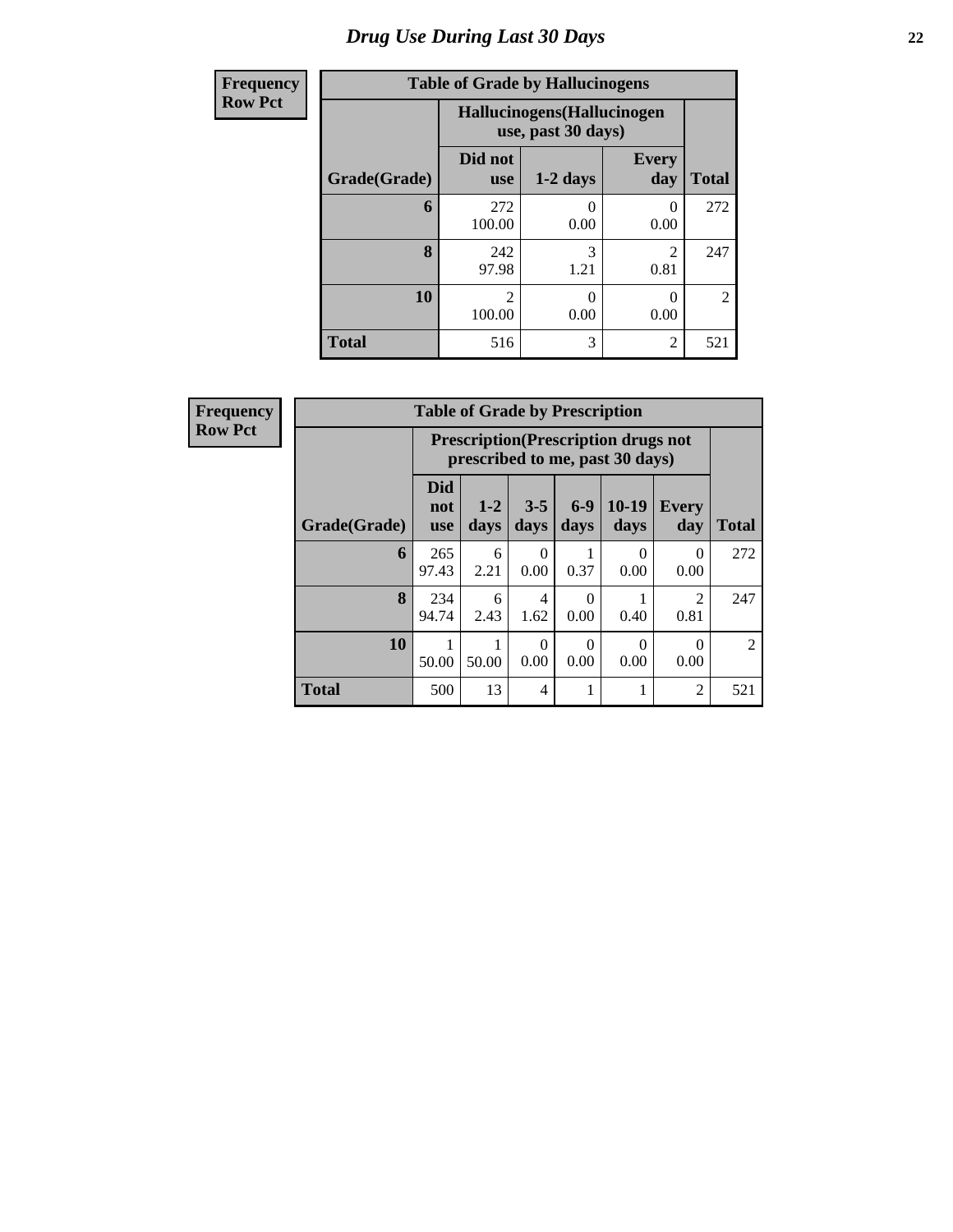# Drug Use During Last 30 Days

**Frequency**
**Row Pct**

| Table of Grade by Hallucinogens | | | | |
|---|---|---|---|---|
| | Hallucinogens(Hallucinogen use, past 30 days) | | | |
| Grade(Grade) | Did not use | 1-2 days | Every day | Total |
| **6** | 272<br>100.00 | 0<br>0.00 | 0<br>0.00 | 272 |
| **8** | 242<br>97.98 | 3<br>1.21 | 2<br>0.81 | 247 |
| **10** | 2<br>100.00 | 0<br>0.00 | 0<br>0.00 | 2 |
| **Total** | 516 | 3 | 2 | 521 |

**Frequency**
**Row Pct**

| Table of Grade by Prescription | | | | | | | |
|---|---|---|---|---|---|---|---|
| | Prescription(Prescription drugs not prescribed to me, past 30 days) | | | | | | |
| Grade(Grade) | Did not use | 1-2 days | 3-5 days | 6-9 days | 10-19 days | Every day | Total |
| **6** | 265<br>97.43 | 6<br>2.21 | 0<br>0.00 | 1<br>0.37 | 0<br>0.00 | 0<br>0.00 | 272 |
| **8** | 234<br>94.74 | 6<br>2.43 | 4<br>1.62 | 0<br>0.00 | 1<br>0.40 | 2<br>0.81 | 247 |
| **10** | 1<br>50.00 | 1<br>50.00 | 0<br>0.00 | 0<br>0.00 | 0<br>0.00 | 0<br>0.00 | 2 |
| **Total** | 500 | 13 | 4 | 1 | 1 | 2 | 521 |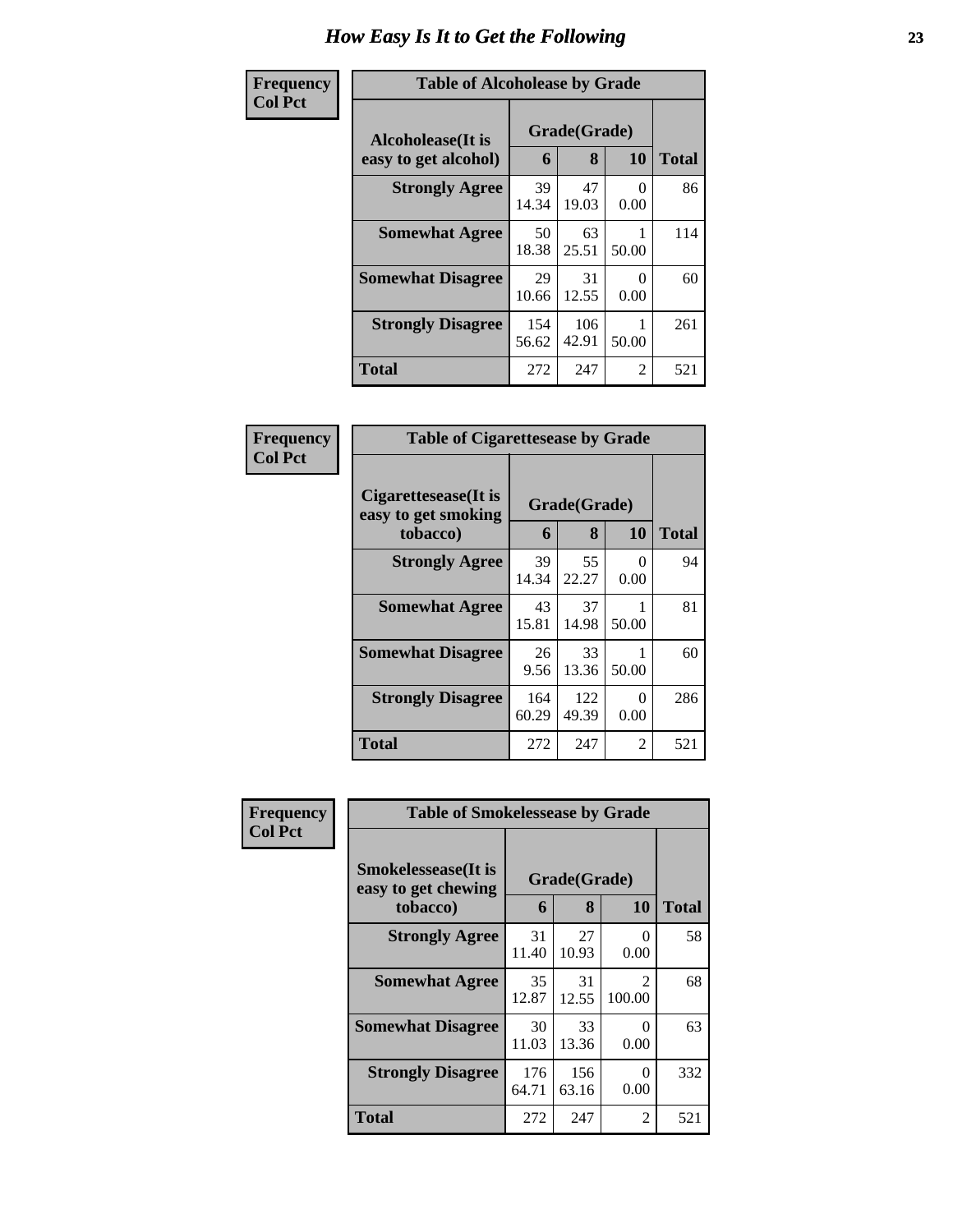# How Easy Is It to Get the Following

**Frequency**
**Col Pct**

| Table of Alcoholease by Grade | | | | |
|---|---|---|---|---|
| **Alcoholease(It is easy to get alcohol)** | **Grade(Grade)** | | | **Total** |
| | **6** | **8** | **10** | |
| **Strongly Agree** | 39<br>14.34 | 47<br>19.03 | 0<br>0.00 | 86 |
| **Somewhat Agree** | 50<br>18.38 | 63<br>25.51 | 1<br>50.00 | 114 |
| **Somewhat Disagree** | 29<br>10.66 | 31<br>12.55 | 0<br>0.00 | 60 |
| **Strongly Disagree** | 154<br>56.62 | 106<br>42.91 | 1<br>50.00 | 261 |
| **Total** | 272 | 247 | 2 | 521 |

**Frequency**
**Col Pct**

| Table of Cigarettesease by Grade | | | | |
|---|---|---|---|---|
| **Cigarettesease(It is easy to get smoking tobacco)** | **Grade(Grade)** | | | **Total** |
| | **6** | **8** | **10** | |
| **Strongly Agree** | 39<br>14.34 | 55<br>22.27 | 0<br>0.00 | 94 |
| **Somewhat Agree** | 43<br>15.81 | 37<br>14.98 | 1<br>50.00 | 81 |
| **Somewhat Disagree** | 26<br>9.56 | 33<br>13.36 | 1<br>50.00 | 60 |
| **Strongly Disagree** | 164<br>60.29 | 122<br>49.39 | 0<br>0.00 | 286 |
| **Total** | 272 | 247 | 2 | 521 |

**Frequency**
**Col Pct**

| Table of Smokelessease by Grade | | | | |
|---|---|---|---|---|
| **Smokelessease(It is easy to get chewing tobacco)** | **Grade(Grade)** | | | **Total** |
| | **6** | **8** | **10** | |
| **Strongly Agree** | 31<br>11.40 | 27<br>10.93 | 0<br>0.00 | 58 |
| **Somewhat Agree** | 35<br>12.87 | 31<br>12.55 | 2<br>100.00 | 68 |
| **Somewhat Disagree** | 30<br>11.03 | 33<br>13.36 | 0<br>0.00 | 63 |
| **Strongly Disagree** | 176<br>64.71 | 156<br>63.16 | 0<br>0.00 | 332 |
| **Total** | 272 | 247 | 2 | 521 |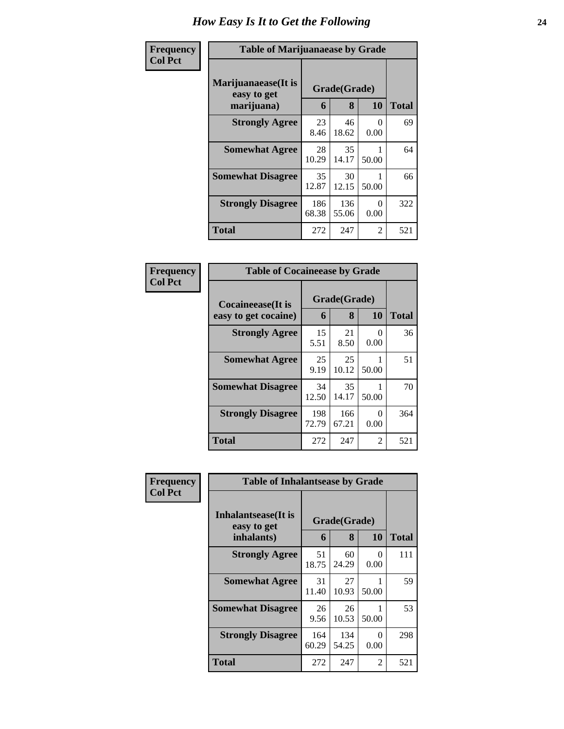# How Easy Is It to Get the Following

**Frequency**
**Col Pct**

| Table of Marijuanaease by Grade | | | | |
|---|---|---|---|---|
| **Marijuanaease(It is easy to get marijuana)** | **Grade(Grade)** | | | **Total** |
| | **6** | **8** | **10** | |
| **Strongly Agree** | 23<br>8.46 | 46<br>18.62 | 0<br>0.00 | 69 |
| **Somewhat Agree** | 28<br>10.29 | 35<br>14.17 | 1<br>50.00 | 64 |
| **Somewhat Disagree** | 35<br>12.87 | 30<br>12.15 | 1<br>50.00 | 66 |
| **Strongly Disagree** | 186<br>68.38 | 136<br>55.06 | 0<br>0.00 | 322 |
| **Total** | 272 | 247 | 2 | 521 |

**Frequency**
**Col Pct**

| Table of Cocaineease by Grade | | | | |
|---|---|---|---|---|
| **Cocaineease(It is easy to get cocaine)** | **Grade(Grade)** | | | **Total** |
| | **6** | **8** | **10** | |
| **Strongly Agree** | 15<br>5.51 | 21<br>8.50 | 0<br>0.00 | 36 |
| **Somewhat Agree** | 25<br>9.19 | 25<br>10.12 | 1<br>50.00 | 51 |
| **Somewhat Disagree** | 34<br>12.50 | 35<br>14.17 | 1<br>50.00 | 70 |
| **Strongly Disagree** | 198<br>72.79 | 166<br>67.21 | 0<br>0.00 | 364 |
| **Total** | 272 | 247 | 2 | 521 |

**Frequency**
**Col Pct**

| Table of Inhalantsease by Grade | | | | |
|---|---|---|---|---|
| **Inhalantsease(It is easy to get inhalants)** | **Grade(Grade)** | | | **Total** |
| | **6** | **8** | **10** | |
| **Strongly Agree** | 51<br>18.75 | 60<br>24.29 | 0<br>0.00 | 111 |
| **Somewhat Agree** | 31<br>11.40 | 27<br>10.93 | 1<br>50.00 | 59 |
| **Somewhat Disagree** | 26<br>9.56 | 26<br>10.53 | 1<br>50.00 | 53 |
| **Strongly Disagree** | 164<br>60.29 | 134<br>54.25 | 0<br>0.00 | 298 |
| **Total** | 272 | 247 | 2 | 521 |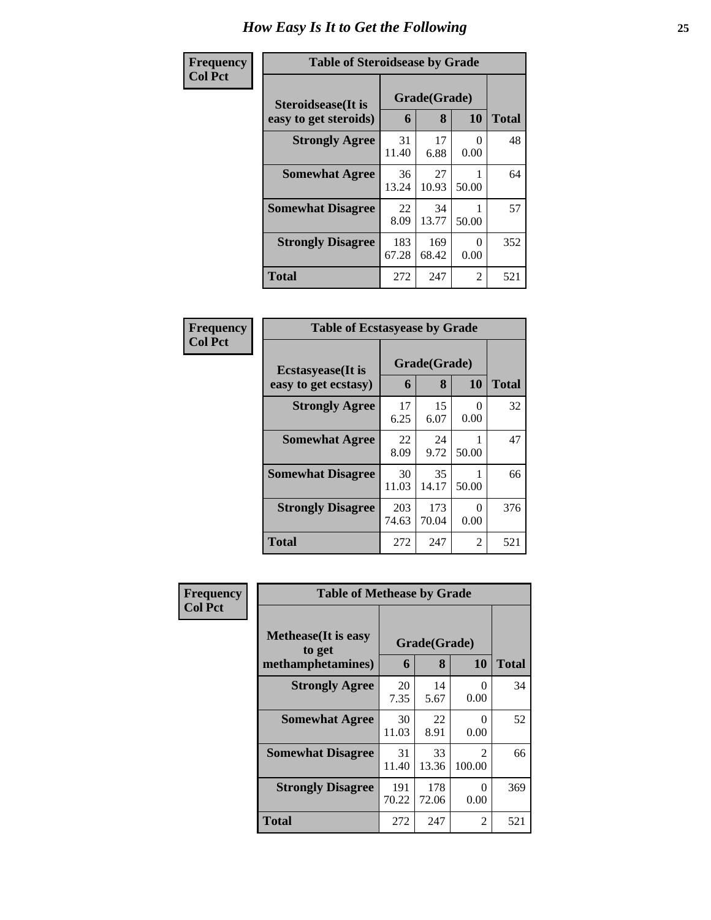# How Easy Is It to Get the Following

**Frequency**
**Col Pct**

**Table of Steroidsease by Grade**

| Steroidsease(It is easy to get steroids) | Grade(Grade) | | | Total |
|---|---|---|---|---|
| | 6 | 8 | 10 | |
| **Strongly Agree** | 31<br>11.40 | 17<br>6.88 | 0<br>0.00 | 48 |
| **Somewhat Agree** | 36<br>13.24 | 27<br>10.93 | 1<br>50.00 | 64 |
| **Somewhat Disagree** | 22<br>8.09 | 34<br>13.77 | 1<br>50.00 | 57 |
| **Strongly Disagree** | 183<br>67.28 | 169<br>68.42 | 0<br>0.00 | 352 |
| **Total** | 272 | 247 | 2 | 521 |

**Frequency**
**Col Pct**

**Table of Ecstasyease by Grade**

| Ecstasyease(It is easy to get ecstasy) | Grade(Grade) | | | Total |
|---|---|---|---|---|
| | 6 | 8 | 10 | |
| **Strongly Agree** | 17<br>6.25 | 15<br>6.07 | 0<br>0.00 | 32 |
| **Somewhat Agree** | 22<br>8.09 | 24<br>9.72 | 1<br>50.00 | 47 |
| **Somewhat Disagree** | 30<br>11.03 | 35<br>14.17 | 1<br>50.00 | 66 |
| **Strongly Disagree** | 203<br>74.63 | 173<br>70.04 | 0<br>0.00 | 376 |
| **Total** | 272 | 247 | 2 | 521 |

**Frequency**
**Col Pct**

**Table of Methease by Grade**

| Methease(It is easy to get methamphetamines) | Grade(Grade) | | | Total |
|---|---|---|---|---|
| | 6 | 8 | 10 | |
| **Strongly Agree** | 20<br>7.35 | 14<br>5.67 | 0<br>0.00 | 34 |
| **Somewhat Agree** | 30<br>11.03 | 22<br>8.91 | 0<br>0.00 | 52 |
| **Somewhat Disagree** | 31<br>11.40 | 33<br>13.36 | 2<br>100.00 | 66 |
| **Strongly Disagree** | 191<br>70.22 | 178<br>72.06 | 0<br>0.00 | 369 |
| **Total** | 272 | 247 | 2 | 521 |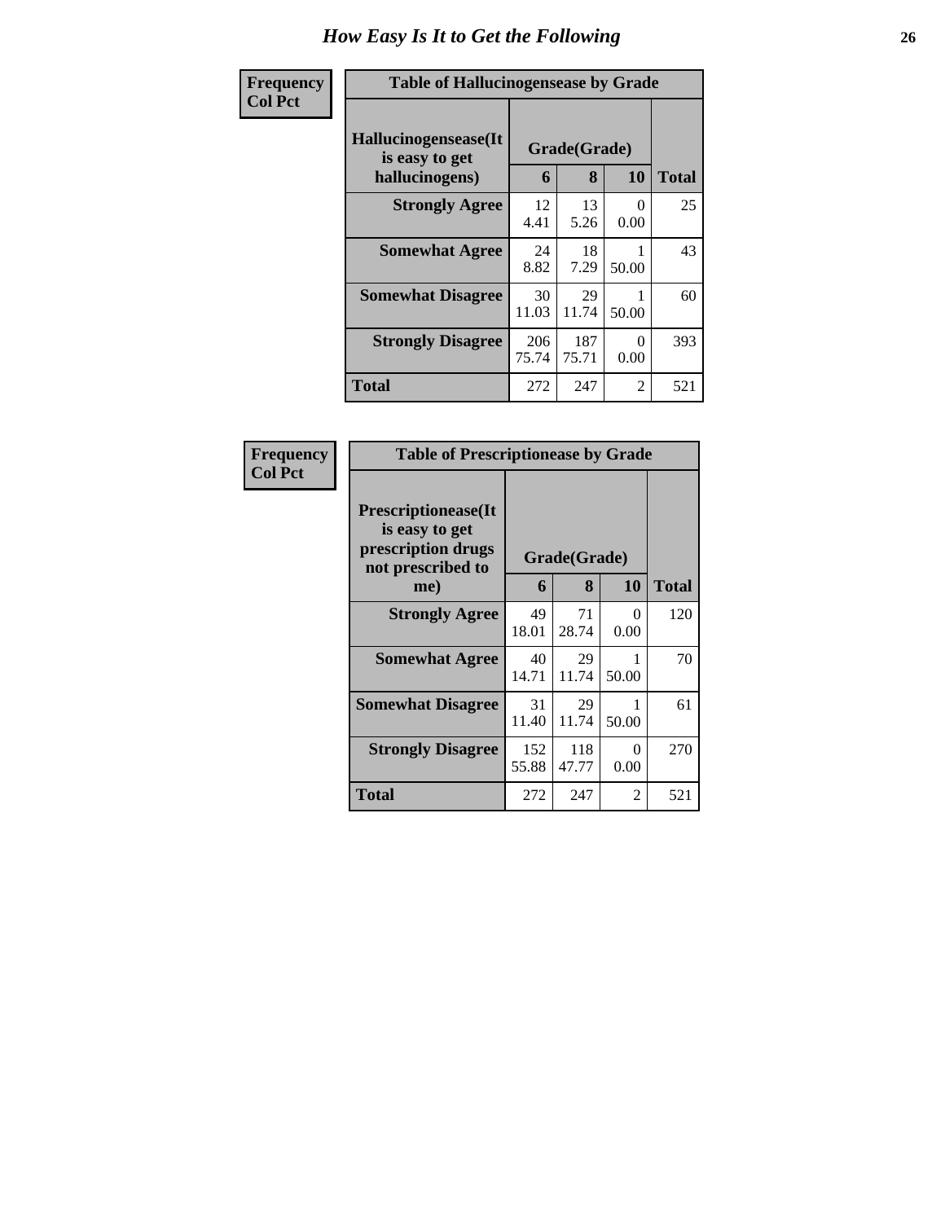## How Easy Is It to Get the Following

**Frequency**
**Col Pct**

**Table of Hallucinogensease by Grade**

| Hallucinogensease(It is easy to get hallucinogens) | Grade(Grade) | | | Total |
|---|---|---|---|---|
| | 6 | 8 | 10 | |
| **Strongly Agree** | 12<br>4.41 | 13<br>5.26 | 0<br>0.00 | 25 |
| **Somewhat Agree** | 24<br>8.82 | 18<br>7.29 | 1<br>50.00 | 43 |
| **Somewhat Disagree** | 30<br>11.03 | 29<br>11.74 | 1<br>50.00 | 60 |
| **Strongly Disagree** | 206<br>75.74 | 187<br>75.71 | 0<br>0.00 | 393 |
| **Total** | 272 | 247 | 2 | 521 |

**Frequency**
**Col Pct**

**Table of Prescriptionease by Grade**

| Prescriptionease(It is easy to get prescription drugs not prescribed to me) | Grade(Grade) | | | Total |
|---|---|---|---|---|
| | 6 | 8 | 10 | |
| **Strongly Agree** | 49<br>18.01 | 71<br>28.74 | 0<br>0.00 | 120 |
| **Somewhat Agree** | 40<br>14.71 | 29<br>11.74 | 1<br>50.00 | 70 |
| **Somewhat Disagree** | 31<br>11.40 | 29<br>11.74 | 1<br>50.00 | 61 |
| **Strongly Disagree** | 152<br>55.88 | 118<br>47.77 | 0<br>0.00 | 270 |
| **Total** | 272 | 247 | 2 | 521 |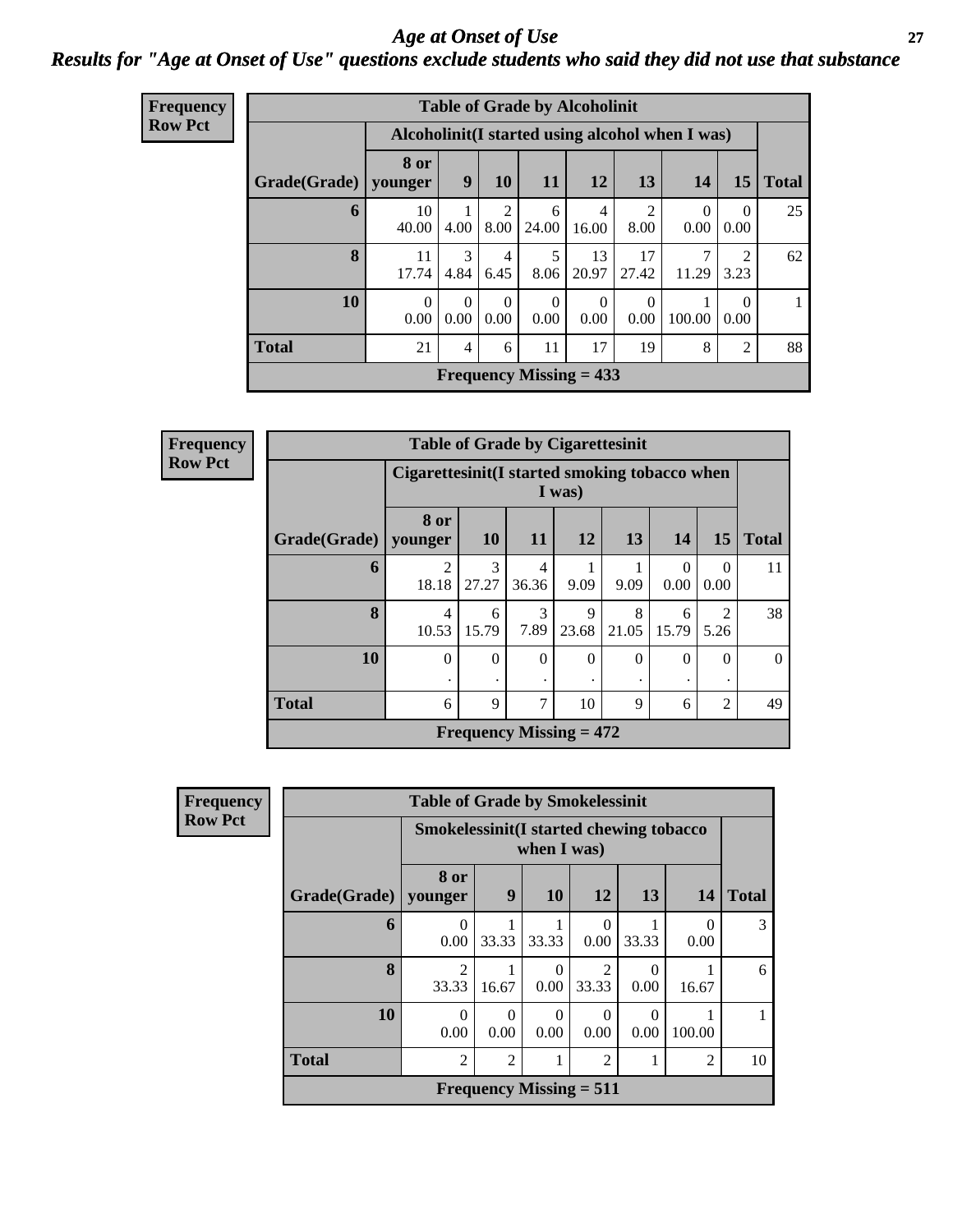# Age at Onset of Use

## Results for "Age at Onset of Use" questions exclude students who said they did not use that substance

**Frequency**
**Row Pct**

| Table of Grade by Alcoholinit | | | | | | | | | |
|---|---|---|---|---|---|---|---|---|---|
| | Alcoholinit(I started using alcohol when I was) | | | | | | | | |
| Grade(Grade) | 8 or younger | 9 | 10 | 11 | 12 | 13 | 14 | 15 | Total |
| 6 | 10<br>40.00 | 1<br>4.00 | 2<br>8.00 | 6<br>24.00 | 4<br>16.00 | 2<br>8.00 | 0<br>0.00 | 0<br>0.00 | 25 |
| 8 | 11<br>17.74 | 3<br>4.84 | 4<br>6.45 | 5<br>8.06 | 13<br>20.97 | 17<br>27.42 | 7<br>11.29 | 2<br>3.23 | 62 |
| 10 | 0<br>0.00 | 0<br>0.00 | 0<br>0.00 | 0<br>0.00 | 0<br>0.00 | 0<br>0.00 | 1<br>100.00 | 0<br>0.00 | 1 |
| Total | 21 | 4 | 6 | 11 | 17 | 19 | 8 | 2 | 88 |
| Frequency Missing = 433 | | | | | | | | | |

**Frequency**
**Row Pct**

| Table of Grade by Cigarettesinit | | | | | | | | |
|---|---|---|---|---|---|---|---|---|
| | Cigarettesinit(I started smoking tobacco when I was) | | | | | | | |
| Grade(Grade) | 8 or younger | 10 | 11 | 12 | 13 | 14 | 15 | Total |
| 6 | 2<br>18.18 | 3<br>27.27 | 4<br>36.36 | 1<br>9.09 | 1<br>9.09 | 0<br>0.00 | 0<br>0.00 | 11 |
| 8 | 4<br>10.53 | 6<br>15.79 | 3<br>7.89 | 9<br>23.68 | 8<br>21.05 | 6<br>15.79 | 2<br>5.26 | 38 |
| 10 | 0<br>. | 0<br>. | 0<br>. | 0<br>. | 0<br>. | 0<br>. | 0<br>. | 0 |
| Total | 6 | 9 | 7 | 10 | 9 | 6 | 2 | 49 |
| Frequency Missing = 472 | | | | | | | | |

**Frequency**
**Row Pct**

| Table of Grade by Smokelessinit | | | | | | | |
|---|---|---|---|---|---|---|---|
| | Smokelessinit(I started chewing tobacco when I was) | | | | | | |
| Grade(Grade) | 8 or younger | 9 | 10 | 12 | 13 | 14 | Total |
| 6 | 0<br>0.00 | 1<br>33.33 | 1<br>33.33 | 0<br>0.00 | 1<br>33.33 | 0<br>0.00 | 3 |
| 8 | 2<br>33.33 | 1<br>16.67 | 0<br>0.00 | 2<br>33.33 | 0<br>0.00 | 1<br>16.67 | 6 |
| 10 | 0<br>0.00 | 0<br>0.00 | 0<br>0.00 | 0<br>0.00 | 0<br>0.00 | 1<br>100.00 | 1 |
| Total | 2 | 2 | 1 | 2 | 1 | 2 | 10 |
| Frequency Missing = 511 | | | | | | | |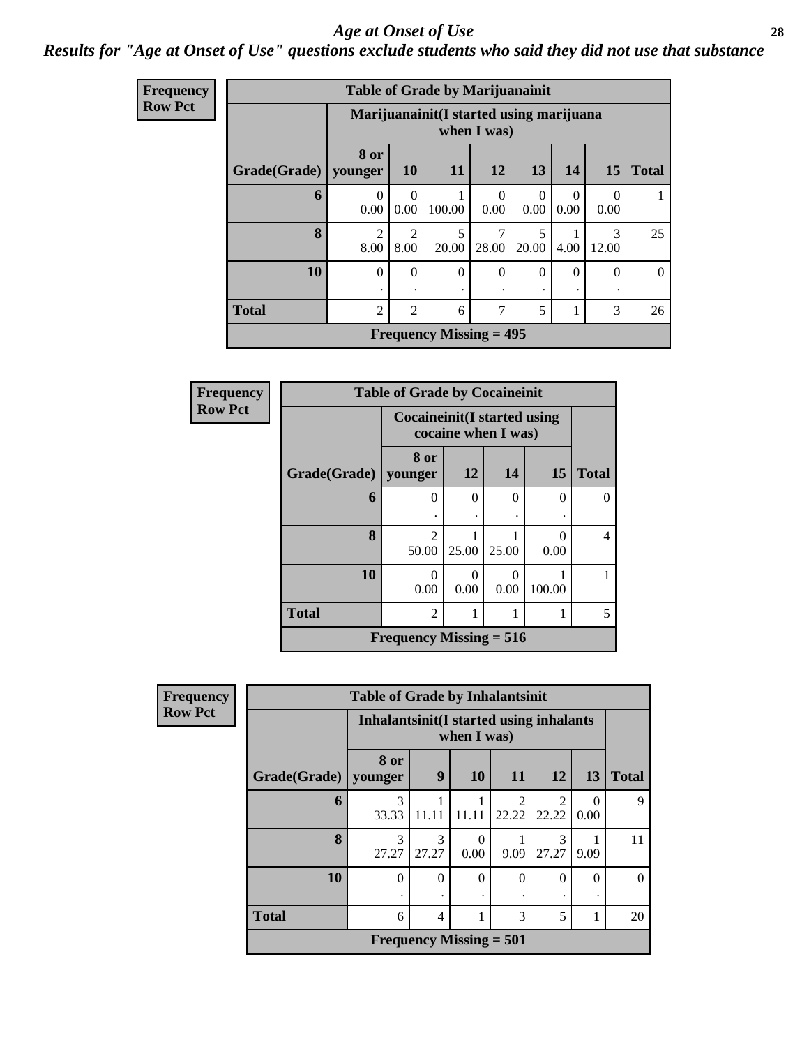## Age at Onset of Use

### Results for "Age at Onset of Use" questions exclude students who said they did not use that substance

**Frequency**
**Row Pct**

**Table of Grade by Marijuanainit**

| Grade(Grade) | Marijuanainit(I started using marijuana when I was) | | | | | | | Total |
|---|---|---|---|---|---|---|---|---|
| | 8 or younger | 10 | 11 | 12 | 13 | 14 | 15 | |
| **6** | 0<br>0.00 | 0<br>0.00 | 1<br>100.00 | 0<br>0.00 | 0<br>0.00 | 0<br>0.00 | 0<br>0.00 | 1 |
| **8** | 2<br>8.00 | 2<br>8.00 | 5<br>20.00 | 7<br>28.00 | 5<br>20.00 | 1<br>4.00 | 3<br>12.00 | 25 |
| **10** | 0<br>. | 0<br>. | 0<br>. | 0<br>. | 0<br>. | 0<br>. | 0<br>. | 0 |
| **Total** | 2 | 2 | 6 | 7 | 5 | 1 | 3 | 26 |

**Frequency Missing = 495**

**Frequency**
**Row Pct**

**Table of Grade by Cocaineinit**

| Grade(Grade) | Cocaineinit(I started using cocaine when I was) | | | | Total |
|---|---|---|---|---|---|
| | 8 or younger | 12 | 14 | 15 | |
| **6** | 0<br>. | 0<br>. | 0<br>. | 0<br>. | 0 |
| **8** | 2<br>50.00 | 1<br>25.00 | 1<br>25.00 | 0<br>0.00 | 4 |
| **10** | 0<br>0.00 | 0<br>0.00 | 0<br>0.00 | 1<br>100.00 | 1 |
| **Total** | 2 | 1 | 1 | 1 | 5 |

**Frequency Missing = 516**

**Frequency**
**Row Pct**

**Table of Grade by Inhalantsinit**

| Grade(Grade) | Inhalantsinit(I started using inhalants when I was) | | | | | | Total |
|---|---|---|---|---|---|---|---|
| | 8 or younger | 9 | 10 | 11 | 12 | 13 | |
| **6** | 3<br>33.33 | 1<br>11.11 | 1<br>11.11 | 2<br>22.22 | 2<br>22.22 | 0<br>0.00 | 9 |
| **8** | 3<br>27.27 | 3<br>27.27 | 0<br>0.00 | 1<br>9.09 | 3<br>27.27 | 1<br>9.09 | 11 |
| **10** | 0<br>. | 0<br>. | 0<br>. | 0<br>. | 0<br>. | 0<br>. | 0 |
| **Total** | 6 | 4 | 1 | 3 | 5 | 1 | 20 |

**Frequency Missing = 501**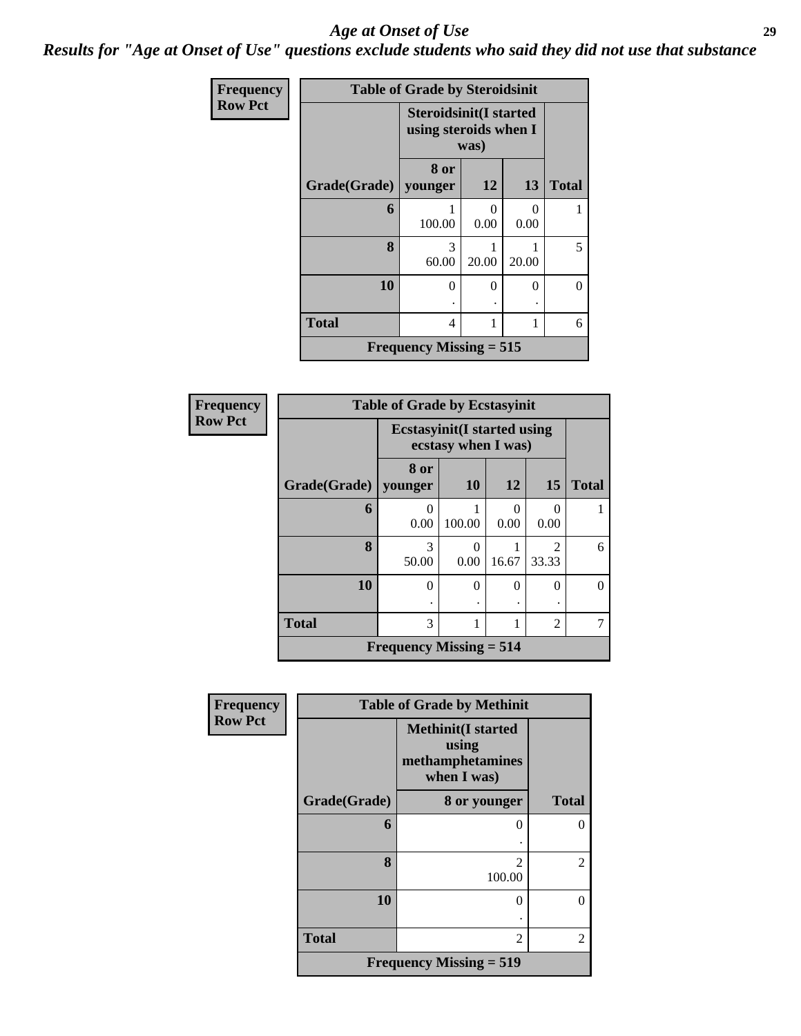# Age at Onset of Use

## *Results for "Age at Onset of Use" questions exclude students who said they did not use that substance*

**Frequency**
**Row Pct**

**Table of Grade by Steroidsinit**

| Grade(Grade) | Steroidsinit(I started using steroids when I was) 8 or younger | 12 | 13 | Total |
|---|---|---|---|---|
| 6 | 1<br>100.00 | 0<br>0.00 | 0<br>0.00 | 1 |
| 8 | 3<br>60.00 | 1<br>20.00 | 1<br>20.00 | 5 |
| 10 | 0<br>. | 0<br>. | 0<br>. | 0 |
| Total | 4 | 1 | 1 | 6 |

**Frequency Missing = 515**

**Frequency**
**Row Pct**

**Table of Grade by Ecstasyinit**

| Grade(Grade) | Ecstasyinit(I started using ecstasy when I was) 8 or younger | 10 | 12 | 15 | Total |
|---|---|---|---|---|---|
| 6 | 0<br>0.00 | 1<br>100.00 | 0<br>0.00 | 0<br>0.00 | 1 |
| 8 | 3<br>50.00 | 0<br>0.00 | 1<br>16.67 | 2<br>33.33 | 6 |
| 10 | 0<br>. | 0<br>. | 0<br>. | 0<br>. | 0 |
| Total | 3 | 1 | 1 | 2 | 7 |

**Frequency Missing = 514**

**Frequency**
**Row Pct**

**Table of Grade by Methinit**

| Grade(Grade) | Methinit(I started using methamphetamines when I was) 8 or younger | Total |
|---|---|---|
| 6 | 0<br>. | 0 |
| 8 | 2<br>100.00 | 2 |
| 10 | 0<br>. | 0 |
| Total | 2 | 2 |

**Frequency Missing = 519**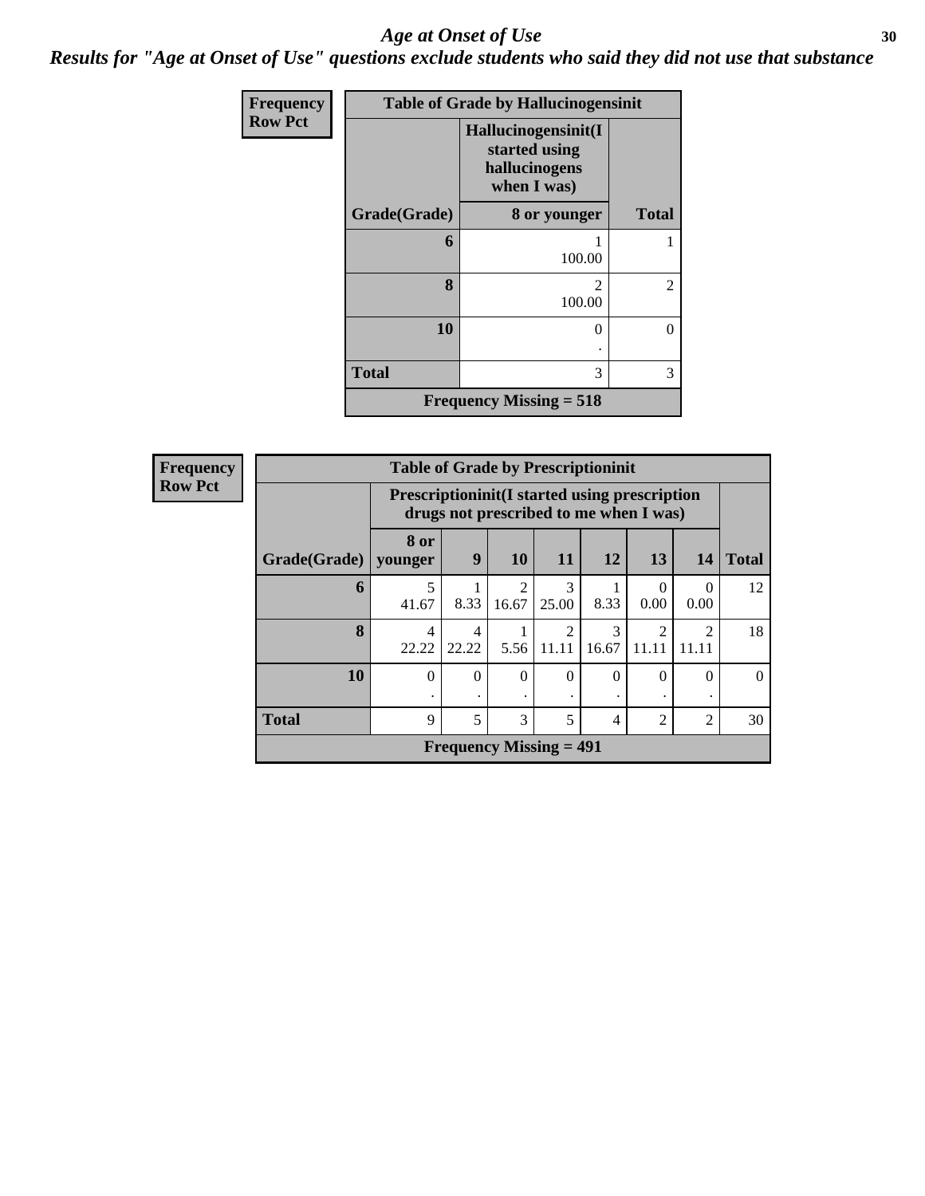# *Age at Onset of Use*

***Results for "Age at Onset of Use" questions exclude students who said they did not use that substance***

**Frequency / Row Pct**

**Table of Grade by Hallucinogensinit**

| Grade(Grade) | Hallucinogensinit(I started using hallucinogens when I was) 8 or younger | Total |
|---|---|---|
| **6** | 1<br>100.00 | 1 |
| **8** | 2<br>100.00 | 2 |
| **10** | 0<br>. | 0 |
| **Total** | 3 | 3 |

**Frequency Missing = 518**

**Frequency / Row Pct**

**Table of Grade by Prescriptioninit**

| | Prescriptioninit(I started using prescription drugs not prescribed to me when I was) | | | | | | | |
|---|---|---|---|---|---|---|---|---|
| **Grade(Grade)** | **8 or younger** | **9** | **10** | **11** | **12** | **13** | **14** | **Total** |
| **6** | 5<br>41.67 | 1<br>8.33 | 2<br>16.67 | 3<br>25.00 | 1<br>8.33 | 0<br>0.00 | 0<br>0.00 | 12 |
| **8** | 4<br>22.22 | 4<br>22.22 | 1<br>5.56 | 2<br>11.11 | 3<br>16.67 | 2<br>11.11 | 2<br>11.11 | 18 |
| **10** | 0<br>. | 0<br>. | 0<br>. | 0<br>. | 0<br>. | 0<br>. | 0<br>. | 0 |
| **Total** | 9 | 5 | 3 | 5 | 4 | 2 | 2 | 30 |

**Frequency Missing = 491**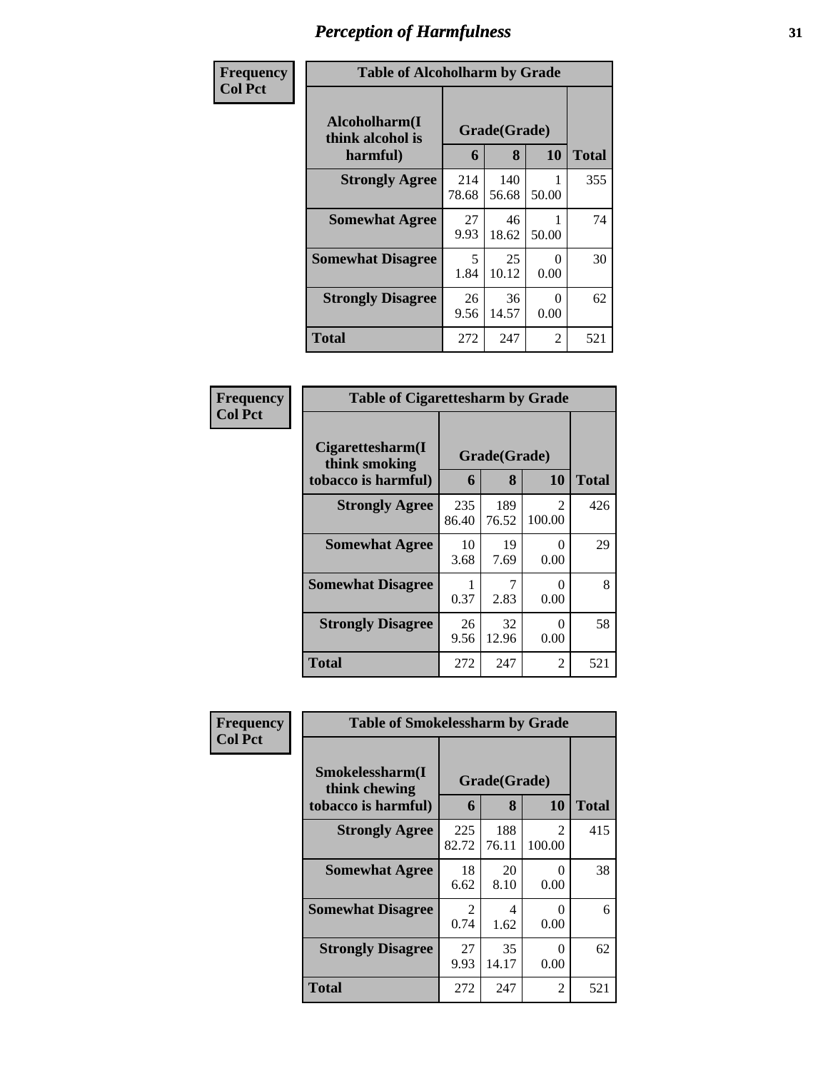# Perception of Harmfulness

| Frequency Col Pct | Table of Alcoholharm by Grade | | | |
|---|---|---|---|---|
| Alcoholharm(I think alcohol is harmful) | Grade(Grade) | | | Total |
| | 6 | 8 | 10 | |
| Strongly Agree | 214<br>78.68 | 140<br>56.68 | 1<br>50.00 | 355 |
| Somewhat Agree | 27<br>9.93 | 46<br>18.62 | 1<br>50.00 | 74 |
| Somewhat Disagree | 5<br>1.84 | 25<br>10.12 | 0<br>0.00 | 30 |
| Strongly Disagree | 26<br>9.56 | 36<br>14.57 | 0<br>0.00 | 62 |
| Total | 272 | 247 | 2 | 521 |

| Frequency Col Pct | Table of Cigarettesharm by Grade | | | |
|---|---|---|---|---|
| Cigarettesharm(I think smoking tobacco is harmful) | Grade(Grade) | | | Total |
| | 6 | 8 | 10 | |
| Strongly Agree | 235<br>86.40 | 189<br>76.52 | 2<br>100.00 | 426 |
| Somewhat Agree | 10<br>3.68 | 19<br>7.69 | 0<br>0.00 | 29 |
| Somewhat Disagree | 1<br>0.37 | 7<br>2.83 | 0<br>0.00 | 8 |
| Strongly Disagree | 26<br>9.56 | 32<br>12.96 | 0<br>0.00 | 58 |
| Total | 272 | 247 | 2 | 521 |

| Frequency Col Pct | Table of Smokelessharm by Grade | | | |
|---|---|---|---|---|
| Smokelessharm(I think chewing tobacco is harmful) | Grade(Grade) | | | Total |
| | 6 | 8 | 10 | |
| Strongly Agree | 225<br>82.72 | 188<br>76.11 | 2<br>100.00 | 415 |
| Somewhat Agree | 18<br>6.62 | 20<br>8.10 | 0<br>0.00 | 38 |
| Somewhat Disagree | 2<br>0.74 | 4<br>1.62 | 0<br>0.00 | 6 |
| Strongly Disagree | 27<br>9.93 | 35<br>14.17 | 0<br>0.00 | 62 |
| Total | 272 | 247 | 2 | 521 |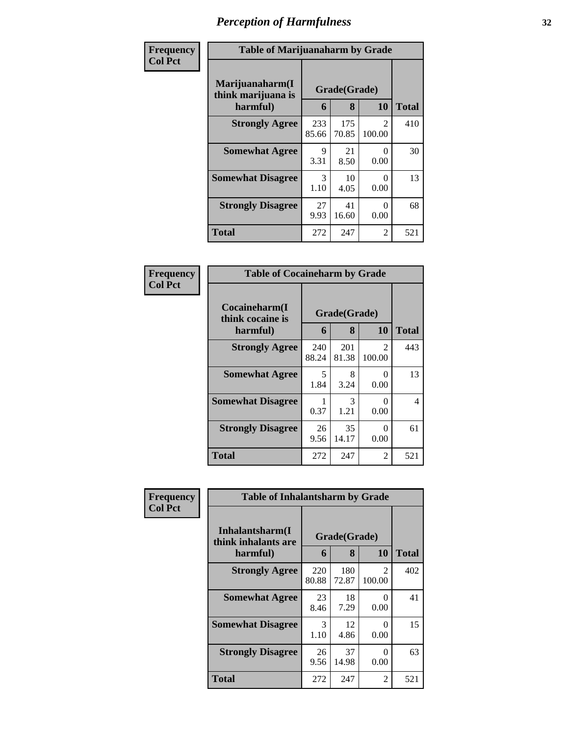# Perception of Harmfulness

**Frequency**
**Col Pct**

| Table of Marijuanaharm by Grade | | | | |
|---|---|---|---|---|
| **Marijuanaharm(I think marijuana is harmful)** | **Grade(Grade)** | | | **Total** |
| | **6** | **8** | **10** | |
| **Strongly Agree** | 233<br>85.66 | 175<br>70.85 | 2<br>100.00 | 410 |
| **Somewhat Agree** | 9<br>3.31 | 21<br>8.50 | 0<br>0.00 | 30 |
| **Somewhat Disagree** | 3<br>1.10 | 10<br>4.05 | 0<br>0.00 | 13 |
| **Strongly Disagree** | 27<br>9.93 | 41<br>16.60 | 0<br>0.00 | 68 |
| **Total** | 272 | 247 | 2 | 521 |

**Frequency**
**Col Pct**

| Table of Cocaineharm by Grade | | | | |
|---|---|---|---|---|
| **Cocaineharm(I think cocaine is harmful)** | **Grade(Grade)** | | | **Total** |
| | **6** | **8** | **10** | |
| **Strongly Agree** | 240<br>88.24 | 201<br>81.38 | 2<br>100.00 | 443 |
| **Somewhat Agree** | 5<br>1.84 | 8<br>3.24 | 0<br>0.00 | 13 |
| **Somewhat Disagree** | 1<br>0.37 | 3<br>1.21 | 0<br>0.00 | 4 |
| **Strongly Disagree** | 26<br>9.56 | 35<br>14.17 | 0<br>0.00 | 61 |
| **Total** | 272 | 247 | 2 | 521 |

**Frequency**
**Col Pct**

| Table of Inhalantsharm by Grade | | | | |
|---|---|---|---|---|
| **Inhalantsharm(I think inhalants are harmful)** | **Grade(Grade)** | | | **Total** |
| | **6** | **8** | **10** | |
| **Strongly Agree** | 220<br>80.88 | 180<br>72.87 | 2<br>100.00 | 402 |
| **Somewhat Agree** | 23<br>8.46 | 18<br>7.29 | 0<br>0.00 | 41 |
| **Somewhat Disagree** | 3<br>1.10 | 12<br>4.86 | 0<br>0.00 | 15 |
| **Strongly Disagree** | 26<br>9.56 | 37<br>14.98 | 0<br>0.00 | 63 |
| **Total** | 272 | 247 | 2 | 521 |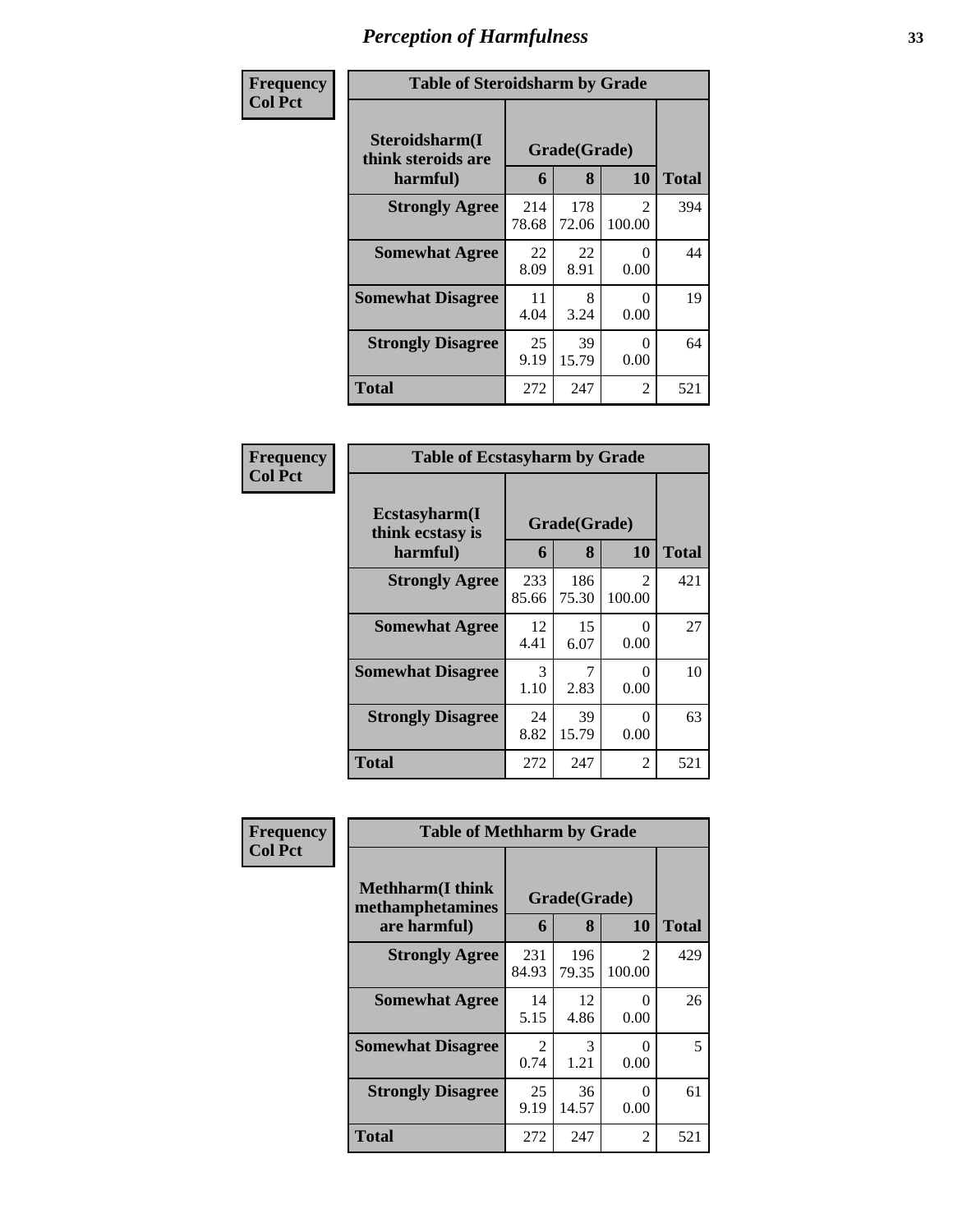# Perception of Harmfulness

**Frequency**
**Col Pct**

| Table of Steroidsharm by Grade | | | | |
|---|---|---|---|---|
| Steroidsharm(I think steroids are harmful) | Grade(Grade) | | | Total |
| | 6 | 8 | 10 | |
| **Strongly Agree** | 214<br>78.68 | 178<br>72.06 | 2<br>100.00 | 394 |
| **Somewhat Agree** | 22<br>8.09 | 22<br>8.91 | 0<br>0.00 | 44 |
| **Somewhat Disagree** | 11<br>4.04 | 8<br>3.24 | 0<br>0.00 | 19 |
| **Strongly Disagree** | 25<br>9.19 | 39<br>15.79 | 0<br>0.00 | 64 |
| **Total** | 272 | 247 | 2 | 521 |

**Frequency**
**Col Pct**

| Table of Ecstasyharm by Grade | | | | |
|---|---|---|---|---|
| Ecstasyharm(I think ecstasy is harmful) | Grade(Grade) | | | Total |
| | 6 | 8 | 10 | |
| **Strongly Agree** | 233<br>85.66 | 186<br>75.30 | 2<br>100.00 | 421 |
| **Somewhat Agree** | 12<br>4.41 | 15<br>6.07 | 0<br>0.00 | 27 |
| **Somewhat Disagree** | 3<br>1.10 | 7<br>2.83 | 0<br>0.00 | 10 |
| **Strongly Disagree** | 24<br>8.82 | 39<br>15.79 | 0<br>0.00 | 63 |
| **Total** | 272 | 247 | 2 | 521 |

**Frequency**
**Col Pct**

| Table of Methharm by Grade | | | | |
|---|---|---|---|---|
| Methharm(I think methamphetamines are harmful) | Grade(Grade) | | | Total |
| | 6 | 8 | 10 | |
| **Strongly Agree** | 231<br>84.93 | 196<br>79.35 | 2<br>100.00 | 429 |
| **Somewhat Agree** | 14<br>5.15 | 12<br>4.86 | 0<br>0.00 | 26 |
| **Somewhat Disagree** | 2<br>0.74 | 3<br>1.21 | 0<br>0.00 | 5 |
| **Strongly Disagree** | 25<br>9.19 | 36<br>14.57 | 0<br>0.00 | 61 |
| **Total** | 272 | 247 | 2 | 521 |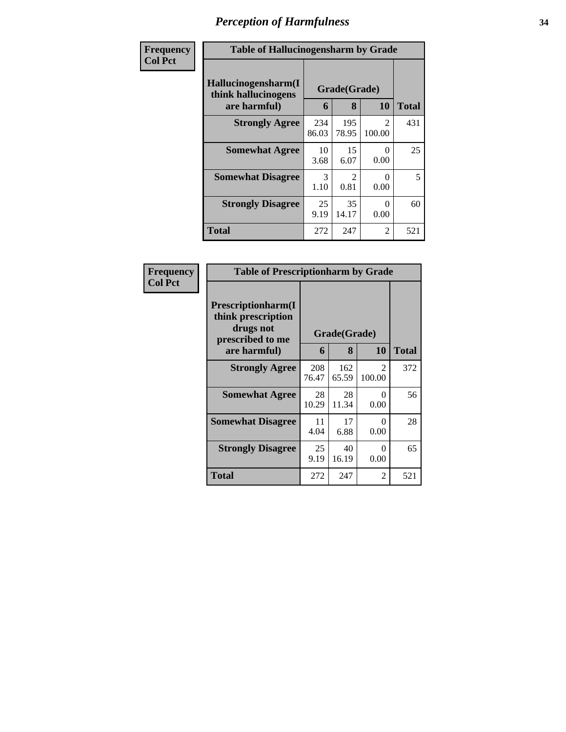# Perception of Harmfulness

**Frequency**
**Col Pct**

| Table of Hallucinogensharm by Grade | | | | |
|---|---|---|---|---|
| **Hallucinogensharm(I think hallucinogens are harmful)** | **Grade(Grade)** | | | **Total** |
| | **6** | **8** | **10** | |
| **Strongly Agree** | 234<br>86.03 | 195<br>78.95 | 2<br>100.00 | 431 |
| **Somewhat Agree** | 10<br>3.68 | 15<br>6.07 | 0<br>0.00 | 25 |
| **Somewhat Disagree** | 3<br>1.10 | 2<br>0.81 | 0<br>0.00 | 5 |
| **Strongly Disagree** | 25<br>9.19 | 35<br>14.17 | 0<br>0.00 | 60 |
| **Total** | 272 | 247 | 2 | 521 |

**Frequency**
**Col Pct**

| Table of Prescriptionharm by Grade | | | | |
|---|---|---|---|---|
| **Prescriptionharm(I think prescription drugs not prescribed to me are harmful)** | **Grade(Grade)** | | | **Total** |
| | **6** | **8** | **10** | |
| **Strongly Agree** | 208<br>76.47 | 162<br>65.59 | 2<br>100.00 | 372 |
| **Somewhat Agree** | 28<br>10.29 | 28<br>11.34 | 0<br>0.00 | 56 |
| **Somewhat Disagree** | 11<br>4.04 | 17<br>6.88 | 0<br>0.00 | 28 |
| **Strongly Disagree** | 25<br>9.19 | 40<br>16.19 | 0<br>0.00 | 65 |
| **Total** | 272 | 247 | 2 | 521 |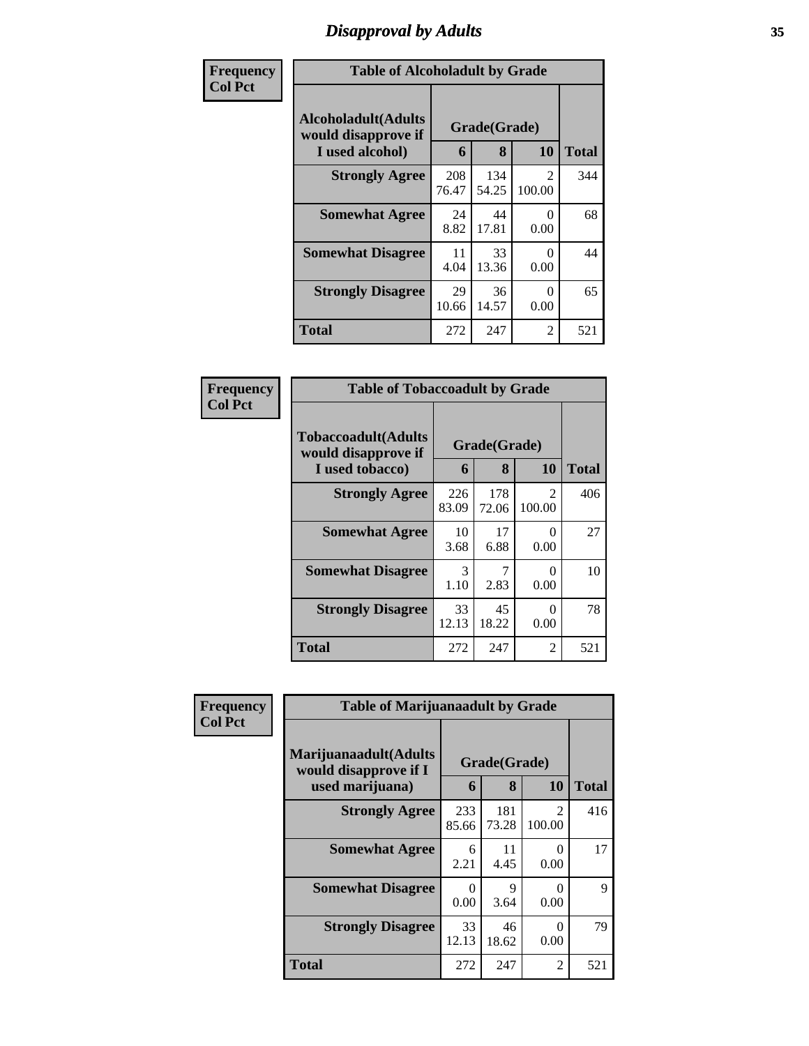# Disapproval by Adults

**Frequency**
**Col Pct**

| Table of Alcoholadult by Grade | | | | |
|---|---|---|---|---|
| **Alcoholadult(Adults would disapprove if I used alcohol)** | **Grade(Grade)** | | | **Total** |
| | **6** | **8** | **10** | |
| **Strongly Agree** | 208<br>76.47 | 134<br>54.25 | 2<br>100.00 | 344 |
| **Somewhat Agree** | 24<br>8.82 | 44<br>17.81 | 0<br>0.00 | 68 |
| **Somewhat Disagree** | 11<br>4.04 | 33<br>13.36 | 0<br>0.00 | 44 |
| **Strongly Disagree** | 29<br>10.66 | 36<br>14.57 | 0<br>0.00 | 65 |
| **Total** | 272 | 247 | 2 | 521 |

**Frequency**
**Col Pct**

| Table of Tobaccoadult by Grade | | | | |
|---|---|---|---|---|
| **Tobaccoadult(Adults would disapprove if I used tobacco)** | **Grade(Grade)** | | | **Total** |
| | **6** | **8** | **10** | |
| **Strongly Agree** | 226<br>83.09 | 178<br>72.06 | 2<br>100.00 | 406 |
| **Somewhat Agree** | 10<br>3.68 | 17<br>6.88 | 0<br>0.00 | 27 |
| **Somewhat Disagree** | 3<br>1.10 | 7<br>2.83 | 0<br>0.00 | 10 |
| **Strongly Disagree** | 33<br>12.13 | 45<br>18.22 | 0<br>0.00 | 78 |
| **Total** | 272 | 247 | 2 | 521 |

**Frequency**
**Col Pct**

| Table of Marijuanaadult by Grade | | | | |
|---|---|---|---|---|
| **Marijuanaadult(Adults would disapprove if I used marijuana)** | **Grade(Grade)** | | | **Total** |
| | **6** | **8** | **10** | |
| **Strongly Agree** | 233<br>85.66 | 181<br>73.28 | 2<br>100.00 | 416 |
| **Somewhat Agree** | 6<br>2.21 | 11<br>4.45 | 0<br>0.00 | 17 |
| **Somewhat Disagree** | 0<br>0.00 | 9<br>3.64 | 0<br>0.00 | 9 |
| **Strongly Disagree** | 33<br>12.13 | 46<br>18.62 | 0<br>0.00 | 79 |
| **Total** | 272 | 247 | 2 | 521 |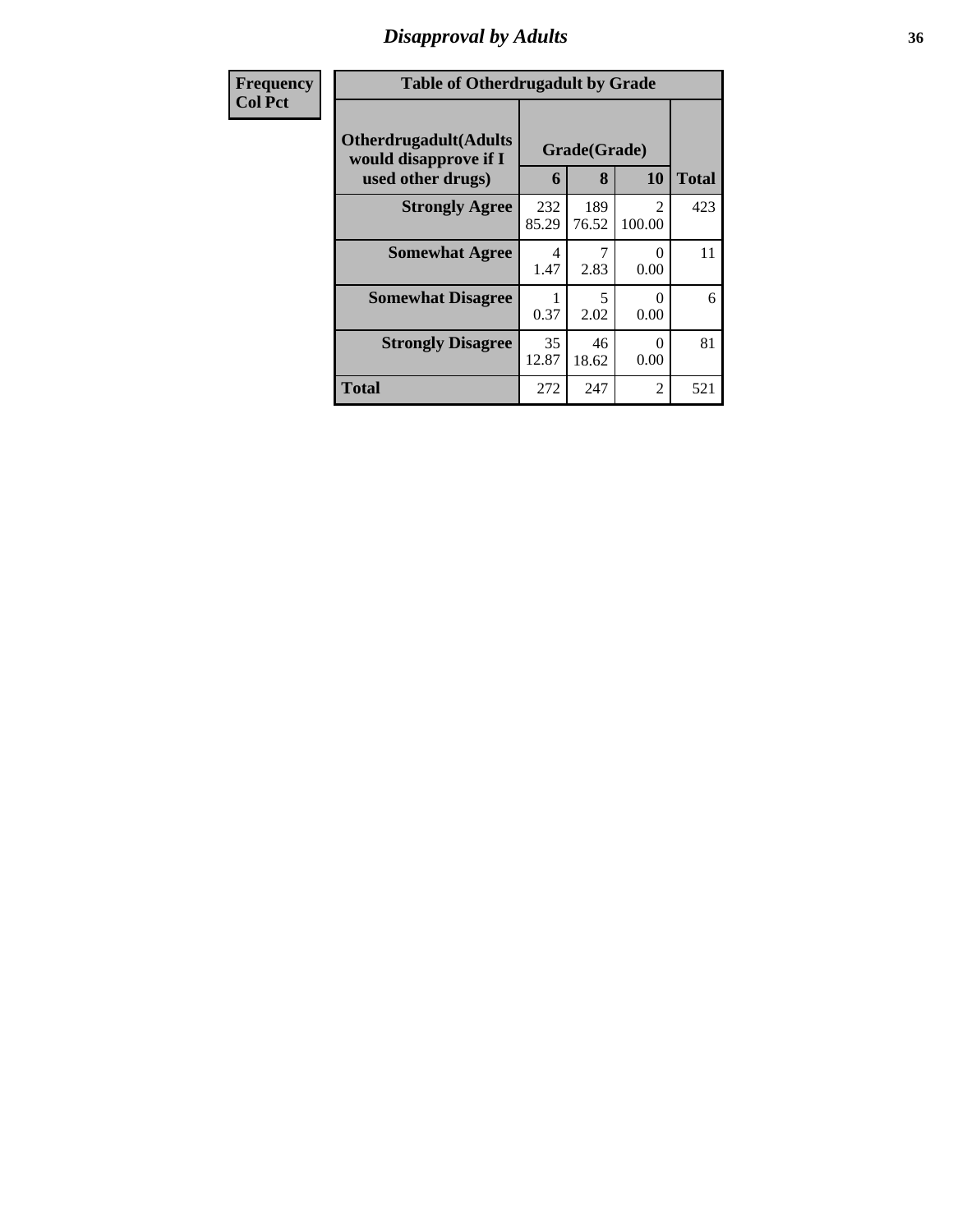## Disapproval by Adults

| Frequency<br>Col Pct |
|---|

**Table of Otherdrugadult by Grade**

| Otherdrugadult(Adults would disapprove if I used other drugs) | Grade(Grade) | | | |
|---|---|---|---|---|
| | 6 | 8 | 10 | Total |
| **Strongly Agree** | 232<br>85.29 | 189<br>76.52 | 2<br>100.00 | 423 |
| **Somewhat Agree** | 4<br>1.47 | 7<br>2.83 | 0<br>0.00 | 11 |
| **Somewhat Disagree** | 1<br>0.37 | 5<br>2.02 | 0<br>0.00 | 6 |
| **Strongly Disagree** | 35<br>12.87 | 46<br>18.62 | 0<br>0.00 | 81 |
| **Total** | 272 | 247 | 2 | 521 |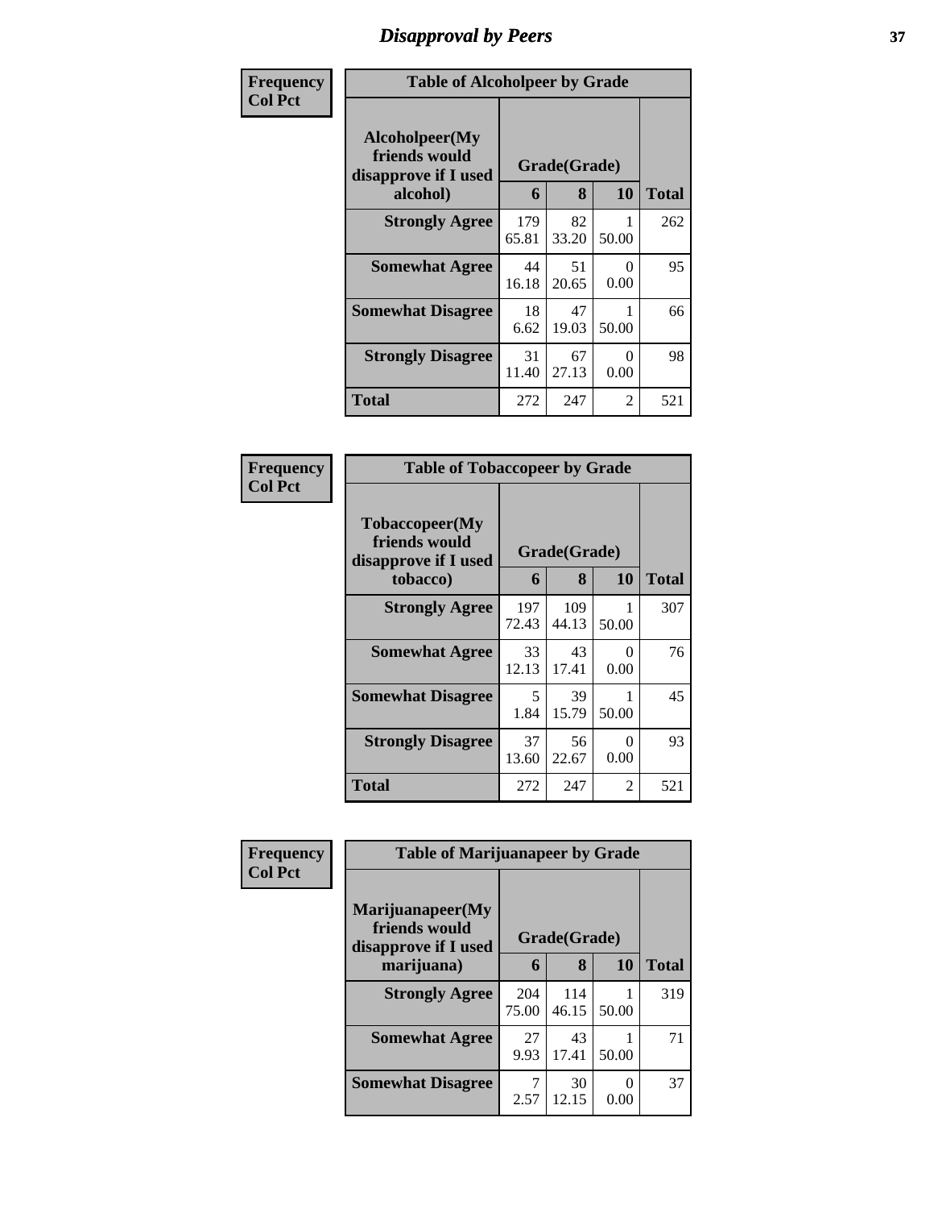# Disapproval by Peers

| Frequency Col Pct | Table of Alcoholpeer by Grade | | | |
|---|---|---|---|---|
| **Alcoholpeer(My friends would disapprove if I used alcohol)** | **Grade(Grade)** | | | **Total** |
| | **6** | **8** | **10** | |
| **Strongly Agree** | 179<br>65.81 | 82<br>33.20 | 1<br>50.00 | 262 |
| **Somewhat Agree** | 44<br>16.18 | 51<br>20.65 | 0<br>0.00 | 95 |
| **Somewhat Disagree** | 18<br>6.62 | 47<br>19.03 | 1<br>50.00 | 66 |
| **Strongly Disagree** | 31<br>11.40 | 67<br>27.13 | 0<br>0.00 | 98 |
| **Total** | 272 | 247 | 2 | 521 |

| Frequency Col Pct | Table of Tobaccopeer by Grade | | | |
|---|---|---|---|---|
| **Tobaccopeer(My friends would disapprove if I used tobacco)** | **Grade(Grade)** | | | **Total** |
| | **6** | **8** | **10** | |
| **Strongly Agree** | 197<br>72.43 | 109<br>44.13 | 1<br>50.00 | 307 |
| **Somewhat Agree** | 33<br>12.13 | 43<br>17.41 | 0<br>0.00 | 76 |
| **Somewhat Disagree** | 5<br>1.84 | 39<br>15.79 | 1<br>50.00 | 45 |
| **Strongly Disagree** | 37<br>13.60 | 56<br>22.67 | 0<br>0.00 | 93 |
| **Total** | 272 | 247 | 2 | 521 |

| Frequency Col Pct | Table of Marijuanapeer by Grade | | | |
|---|---|---|---|---|
| **Marijuanapeer(My friends would disapprove if I used marijuana)** | **Grade(Grade)** | | | **Total** |
| | **6** | **8** | **10** | |
| **Strongly Agree** | 204<br>75.00 | 114<br>46.15 | 1<br>50.00 | 319 |
| **Somewhat Agree** | 27<br>9.93 | 43<br>17.41 | 1<br>50.00 | 71 |
| **Somewhat Disagree** | 7<br>2.57 | 30<br>12.15 | 0<br>0.00 | 37 |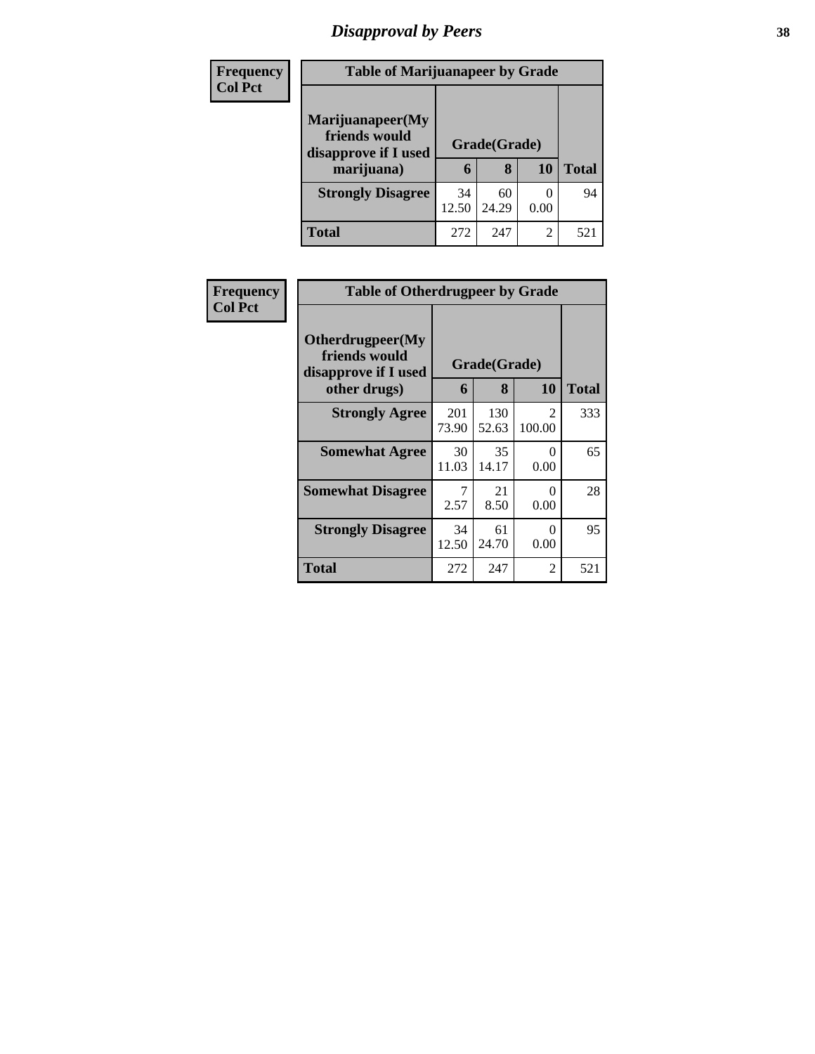# Disapproval by Peers

**Frequency**
**Col Pct**

| Table of Marijuanapeer by Grade | | | | |
|---|---|---|---|---|
| Marijuanapeer(My friends would disapprove if I used marijuana) | Grade(Grade) | | | Total |
| | 6 | 8 | 10 | |
| **Strongly Disagree** | 34<br>12.50 | 60<br>24.29 | 0<br>0.00 | 94 |
| **Total** | 272 | 247 | 2 | 521 |

**Frequency**
**Col Pct**

| Table of Otherdrugpeer by Grade | | | | |
|---|---|---|---|---|
| Otherdrugpeer(My friends would disapprove if I used other drugs) | Grade(Grade) | | | Total |
| | 6 | 8 | 10 | |
| **Strongly Agree** | 201<br>73.90 | 130<br>52.63 | 2<br>100.00 | 333 |
| **Somewhat Agree** | 30<br>11.03 | 35<br>14.17 | 0<br>0.00 | 65 |
| **Somewhat Disagree** | 7<br>2.57 | 21<br>8.50 | 0<br>0.00 | 28 |
| **Strongly Disagree** | 34<br>12.50 | 61<br>24.70 | 0<br>0.00 | 95 |
| **Total** | 272 | 247 | 2 | 521 |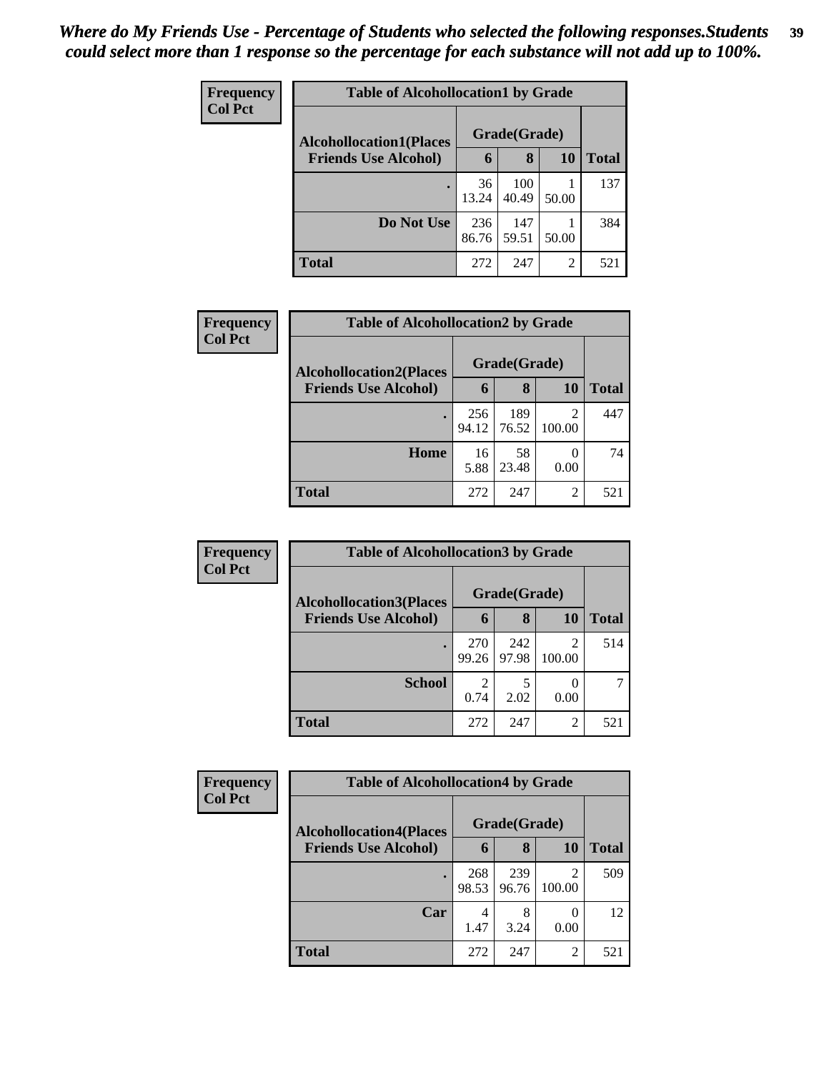*Where do My Friends Use - Percentage of Students who selected the following responses.Students could select more than 1 response so the percentage for each substance will not add up to 100%.*

**Frequency**
**Col Pct**

| Table of Alcohollocation1 by Grade | | | | |
|---|---|---|---|---|
| **Alcohollocation1(Places Friends Use Alcohol)** | **Grade(Grade)** | | | **Total** |
| | **6** | **8** | **10** | |
| **.** | 36<br>13.24 | 100<br>40.49 | 1<br>50.00 | 137 |
| **Do Not Use** | 236<br>86.76 | 147<br>59.51 | 1<br>50.00 | 384 |
| **Total** | 272 | 247 | 2 | 521 |

**Frequency**
**Col Pct**

| Table of Alcohollocation2 by Grade | | | | |
|---|---|---|---|---|
| **Alcohollocation2(Places Friends Use Alcohol)** | **Grade(Grade)** | | | **Total** |
| | **6** | **8** | **10** | |
| **.** | 256<br>94.12 | 189<br>76.52 | 2<br>100.00 | 447 |
| **Home** | 16<br>5.88 | 58<br>23.48 | 0<br>0.00 | 74 |
| **Total** | 272 | 247 | 2 | 521 |

**Frequency**
**Col Pct**

| Table of Alcohollocation3 by Grade | | | | |
|---|---|---|---|---|
| **Alcohollocation3(Places Friends Use Alcohol)** | **Grade(Grade)** | | | **Total** |
| | **6** | **8** | **10** | |
| **.** | 270<br>99.26 | 242<br>97.98 | 2<br>100.00 | 514 |
| **School** | 2<br>0.74 | 5<br>2.02 | 0<br>0.00 | 7 |
| **Total** | 272 | 247 | 2 | 521 |

**Frequency**
**Col Pct**

| Table of Alcohollocation4 by Grade | | | | |
|---|---|---|---|---|
| **Alcohollocation4(Places Friends Use Alcohol)** | **Grade(Grade)** | | | **Total** |
| | **6** | **8** | **10** | |
| **.** | 268<br>98.53 | 239<br>96.76 | 2<br>100.00 | 509 |
| **Car** | 4<br>1.47 | 8<br>3.24 | 0<br>0.00 | 12 |
| **Total** | 272 | 247 | 2 | 521 |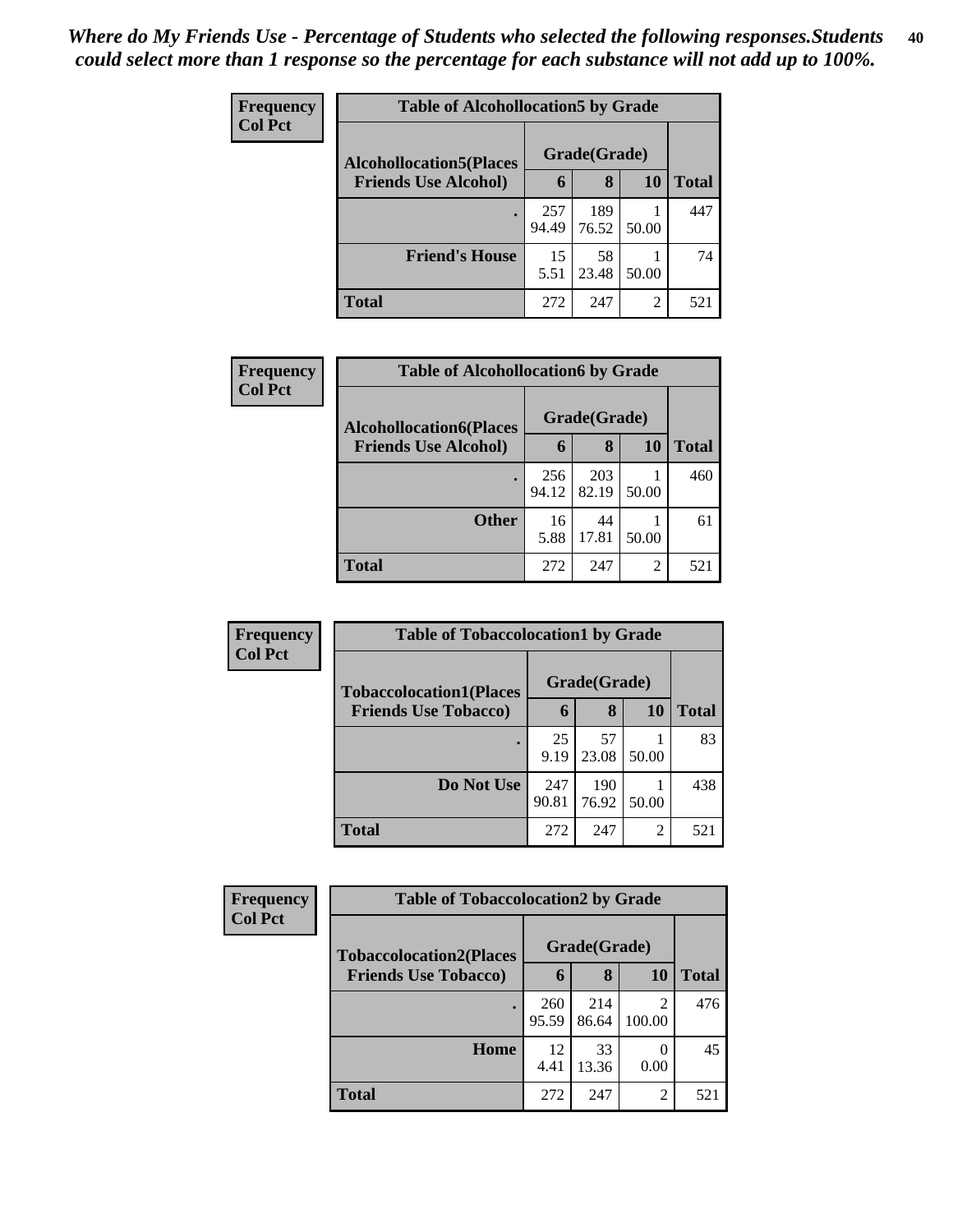*Where do My Friends Use - Percentage of Students who selected the following responses.Students could select more than 1 response so the percentage for each substance will not add up to 100%.*

**Frequency**
**Col Pct**

| Table of Alcohollocation5 by Grade | | | | |
|---|---|---|---|---|
| **Alcohollocation5(Places Friends Use Alcohol)** | **Grade(Grade)** | | | **Total** |
| | **6** | **8** | **10** | |
| **.** | 257<br>94.49 | 189<br>76.52 | 1<br>50.00 | 447 |
| **Friend's House** | 15<br>5.51 | 58<br>23.48 | 1<br>50.00 | 74 |
| **Total** | 272 | 247 | 2 | 521 |

**Frequency**
**Col Pct**

| Table of Alcohollocation6 by Grade | | | | |
|---|---|---|---|---|
| **Alcohollocation6(Places Friends Use Alcohol)** | **Grade(Grade)** | | | **Total** |
| | **6** | **8** | **10** | |
| **.** | 256<br>94.12 | 203<br>82.19 | 1<br>50.00 | 460 |
| **Other** | 16<br>5.88 | 44<br>17.81 | 1<br>50.00 | 61 |
| **Total** | 272 | 247 | 2 | 521 |

**Frequency**
**Col Pct**

| Table of Tobaccolocation1 by Grade | | | | |
|---|---|---|---|---|
| **Tobaccolocation1(Places Friends Use Tobacco)** | **Grade(Grade)** | | | **Total** |
| | **6** | **8** | **10** | |
| **.** | 25<br>9.19 | 57<br>23.08 | 1<br>50.00 | 83 |
| **Do Not Use** | 247<br>90.81 | 190<br>76.92 | 1<br>50.00 | 438 |
| **Total** | 272 | 247 | 2 | 521 |

**Frequency**
**Col Pct**

| Table of Tobaccolocation2 by Grade | | | | |
|---|---|---|---|---|
| **Tobaccolocation2(Places Friends Use Tobacco)** | **Grade(Grade)** | | | **Total** |
| | **6** | **8** | **10** | |
| **.** | 260<br>95.59 | 214<br>86.64 | 2<br>100.00 | 476 |
| **Home** | 12<br>4.41 | 33<br>13.36 | 0<br>0.00 | 45 |
| **Total** | 272 | 247 | 2 | 521 |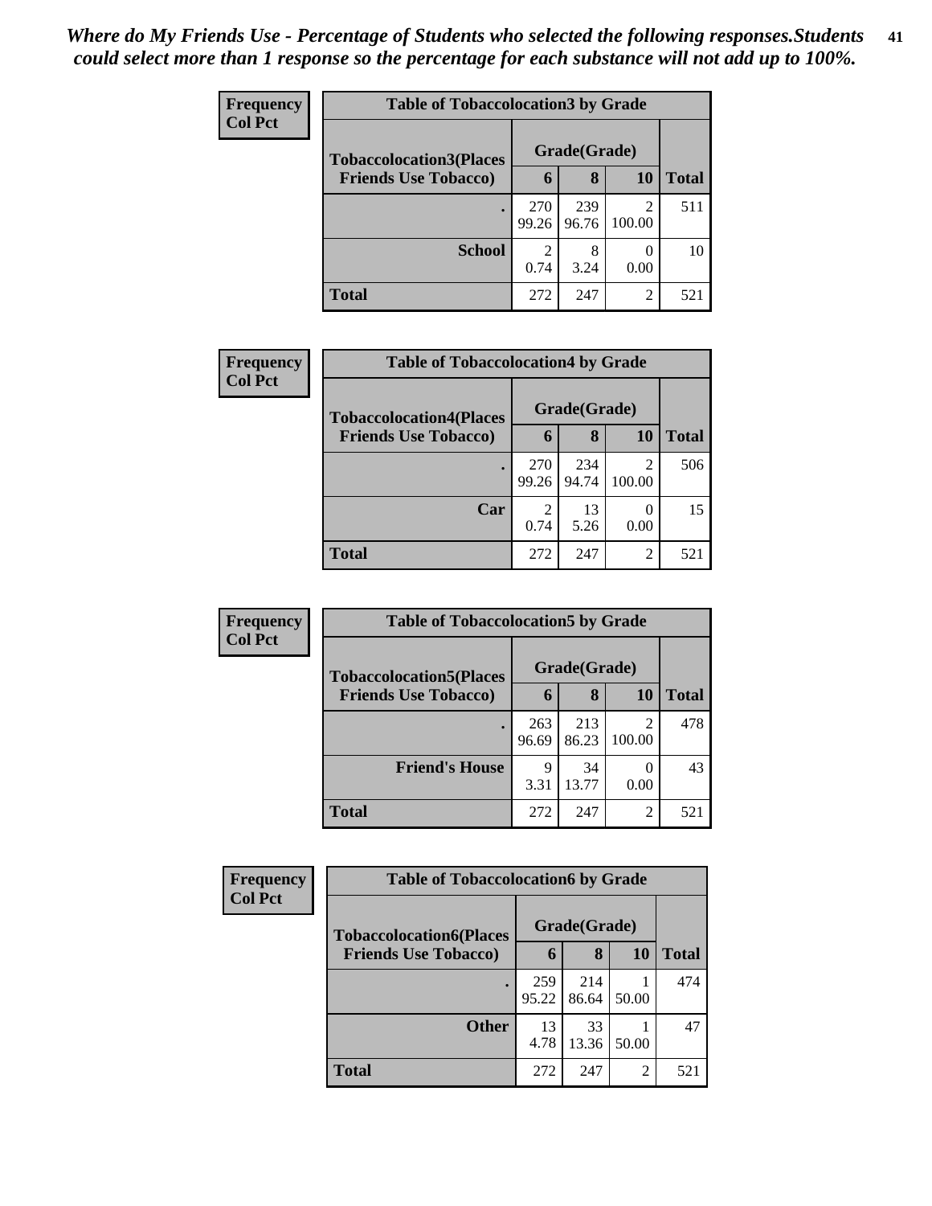*Where do My Friends Use - Percentage of Students who selected the following responses.Students could select more than 1 response so the percentage for each substance will not add up to 100%.*

**Frequency**
**Col Pct**

| Table of Tobaccolocation3 by Grade | | | | |
|---|---|---|---|---|
| **Tobaccolocation3(Places Friends Use Tobacco)** | **Grade(Grade)** | | | **Total** |
| | **6** | **8** | **10** | |
| **.** | 270<br>99.26 | 239<br>96.76 | 2<br>100.00 | 511 |
| **School** | 2<br>0.74 | 8<br>3.24 | 0<br>0.00 | 10 |
| **Total** | 272 | 247 | 2 | 521 |

**Frequency**
**Col Pct**

| Table of Tobaccolocation4 by Grade | | | | |
|---|---|---|---|---|
| **Tobaccolocation4(Places Friends Use Tobacco)** | **Grade(Grade)** | | | **Total** |
| | **6** | **8** | **10** | |
| **.** | 270<br>99.26 | 234<br>94.74 | 2<br>100.00 | 506 |
| **Car** | 2<br>0.74 | 13<br>5.26 | 0<br>0.00 | 15 |
| **Total** | 272 | 247 | 2 | 521 |

**Frequency**
**Col Pct**

| Table of Tobaccolocation5 by Grade | | | | |
|---|---|---|---|---|
| **Tobaccolocation5(Places Friends Use Tobacco)** | **Grade(Grade)** | | | **Total** |
| | **6** | **8** | **10** | |
| **.** | 263<br>96.69 | 213<br>86.23 | 2<br>100.00 | 478 |
| **Friend's House** | 9<br>3.31 | 34<br>13.77 | 0<br>0.00 | 43 |
| **Total** | 272 | 247 | 2 | 521 |

**Frequency**
**Col Pct**

| Table of Tobaccolocation6 by Grade | | | | |
|---|---|---|---|---|
| **Tobaccolocation6(Places Friends Use Tobacco)** | **Grade(Grade)** | | | **Total** |
| | **6** | **8** | **10** | |
| **.** | 259<br>95.22 | 214<br>86.64 | 1<br>50.00 | 474 |
| **Other** | 13<br>4.78 | 33<br>13.36 | 1<br>50.00 | 47 |
| **Total** | 272 | 247 | 2 | 521 |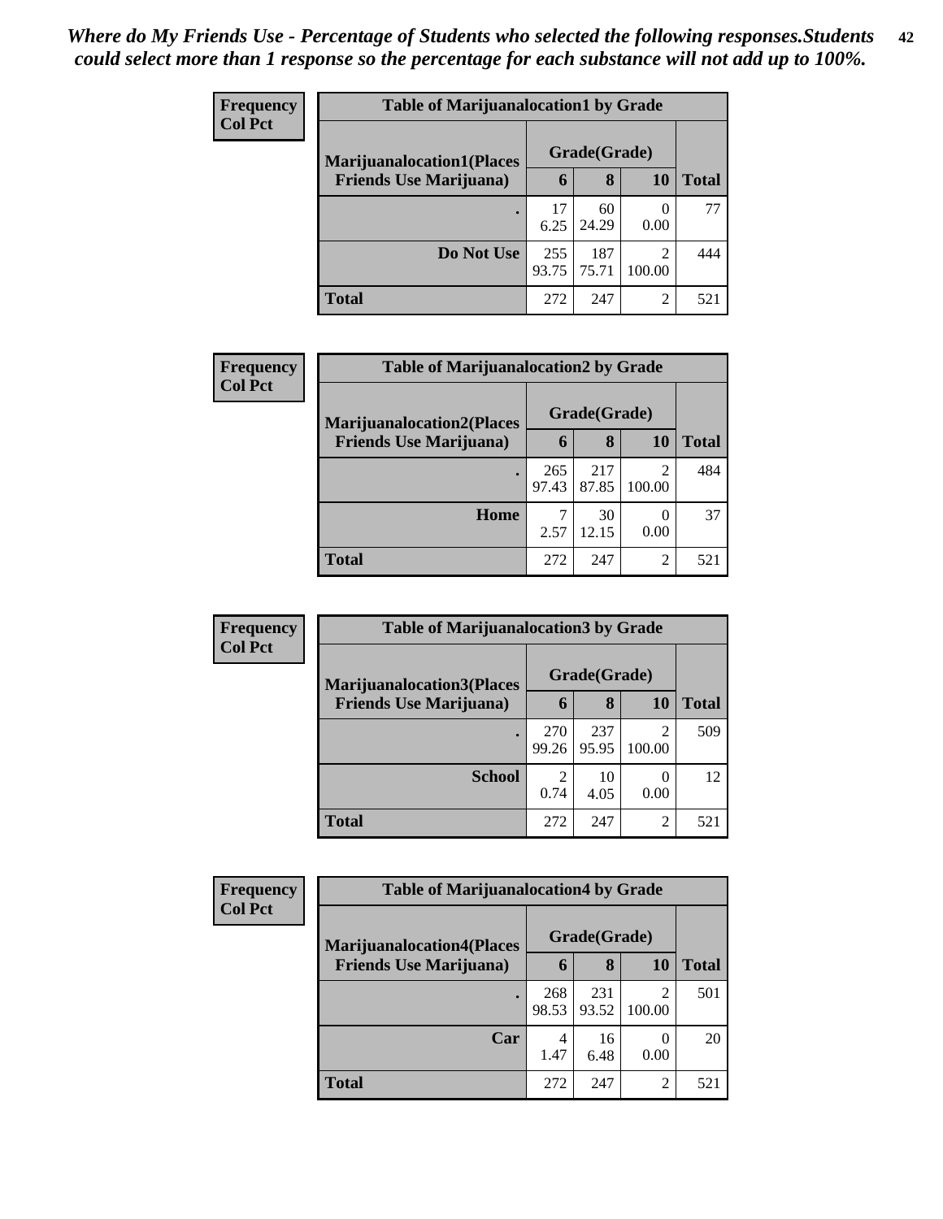*Where do My Friends Use - Percentage of Students who selected the following responses.Students could select more than 1 response so the percentage for each substance will not add up to 100%.*

**Frequency**
**Col Pct**

| Table of Marijuanalocation1 by Grade | | | | |
|---|---|---|---|---|
| **Marijuanalocation1(Places Friends Use Marijuana)** | **Grade(Grade)** | | | **Total** |
| | **6** | **8** | **10** | |
| **.** | 17<br>6.25 | 60<br>24.29 | 0<br>0.00 | 77 |
| **Do Not Use** | 255<br>93.75 | 187<br>75.71 | 2<br>100.00 | 444 |
| **Total** | 272 | 247 | 2 | 521 |

**Frequency**
**Col Pct**

| Table of Marijuanalocation2 by Grade | | | | |
|---|---|---|---|---|
| **Marijuanalocation2(Places Friends Use Marijuana)** | **Grade(Grade)** | | | **Total** |
| | **6** | **8** | **10** | |
| **.** | 265<br>97.43 | 217<br>87.85 | 2<br>100.00 | 484 |
| **Home** | 7<br>2.57 | 30<br>12.15 | 0<br>0.00 | 37 |
| **Total** | 272 | 247 | 2 | 521 |

**Frequency**
**Col Pct**

| Table of Marijuanalocation3 by Grade | | | | |
|---|---|---|---|---|
| **Marijuanalocation3(Places Friends Use Marijuana)** | **Grade(Grade)** | | | **Total** |
| | **6** | **8** | **10** | |
| **.** | 270<br>99.26 | 237<br>95.95 | 2<br>100.00 | 509 |
| **School** | 2<br>0.74 | 10<br>4.05 | 0<br>0.00 | 12 |
| **Total** | 272 | 247 | 2 | 521 |

**Frequency**
**Col Pct**

| Table of Marijuanalocation4 by Grade | | | | |
|---|---|---|---|---|
| **Marijuanalocation4(Places Friends Use Marijuana)** | **Grade(Grade)** | | | **Total** |
| | **6** | **8** | **10** | |
| **.** | 268<br>98.53 | 231<br>93.52 | 2<br>100.00 | 501 |
| **Car** | 4<br>1.47 | 16<br>6.48 | 0<br>0.00 | 20 |
| **Total** | 272 | 247 | 2 | 521 |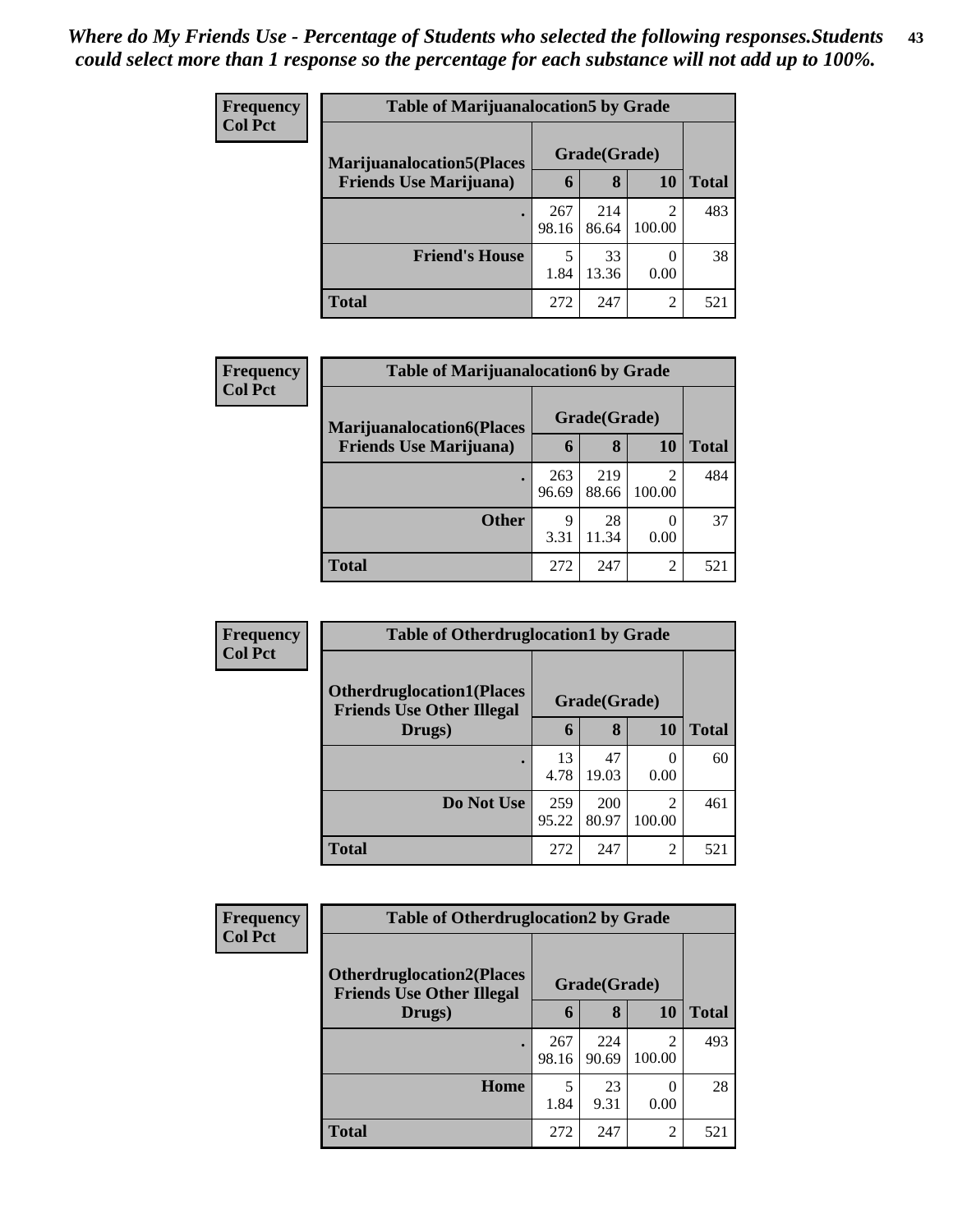*Where do My Friends Use - Percentage of Students who selected the following responses.Students could select more than 1 response so the percentage for each substance will not add up to 100%.*

**Frequency**
**Col Pct**

| Table of Marijuanalocation5 by Grade | | | | |
|---|---|---|---|---|
| Marijuanalocation5(Places Friends Use Marijuana) | Grade(Grade) | | | Total |
| | 6 | 8 | 10 | |
| . | 267<br>98.16 | 214<br>86.64 | 2<br>100.00 | 483 |
| Friend's House | 5<br>1.84 | 33<br>13.36 | 0<br>0.00 | 38 |
| Total | 272 | 247 | 2 | 521 |

**Frequency**
**Col Pct**

| Table of Marijuanalocation6 by Grade | | | | |
|---|---|---|---|---|
| Marijuanalocation6(Places Friends Use Marijuana) | Grade(Grade) | | | Total |
| | 6 | 8 | 10 | |
| . | 263<br>96.69 | 219<br>88.66 | 2<br>100.00 | 484 |
| Other | 9<br>3.31 | 28<br>11.34 | 0<br>0.00 | 37 |
| Total | 272 | 247 | 2 | 521 |

**Frequency**
**Col Pct**

| Table of Otherdruglocation1 by Grade | | | | |
|---|---|---|---|---|
| Otherdruglocation1(Places Friends Use Other Illegal Drugs) | Grade(Grade) | | | Total |
| | 6 | 8 | 10 | |
| . | 13<br>4.78 | 47<br>19.03 | 0<br>0.00 | 60 |
| Do Not Use | 259<br>95.22 | 200<br>80.97 | 2<br>100.00 | 461 |
| Total | 272 | 247 | 2 | 521 |

**Frequency**
**Col Pct**

| Table of Otherdruglocation2 by Grade | | | | |
|---|---|---|---|---|
| Otherdruglocation2(Places Friends Use Other Illegal Drugs) | Grade(Grade) | | | Total |
| | 6 | 8 | 10 | |
| . | 267<br>98.16 | 224<br>90.69 | 2<br>100.00 | 493 |
| Home | 5<br>1.84 | 23<br>9.31 | 0<br>0.00 | 28 |
| Total | 272 | 247 | 2 | 521 |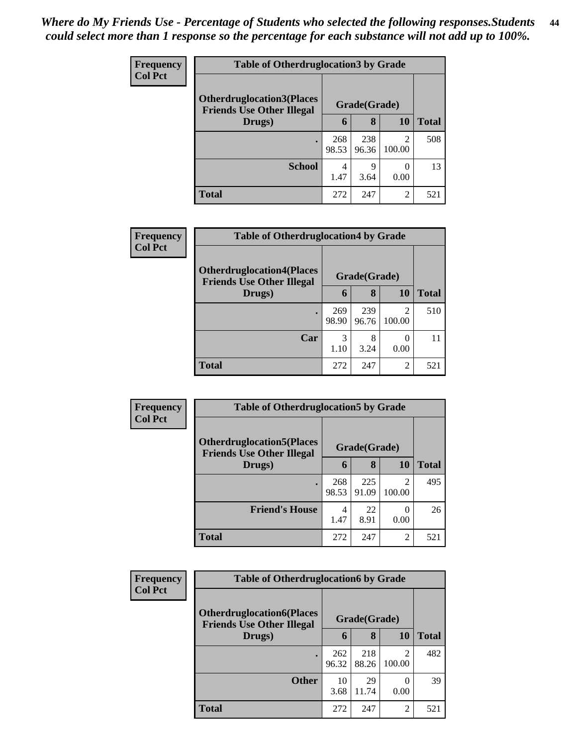*Where do My Friends Use - Percentage of Students who selected the following responses.Students could select more than 1 response so the percentage for each substance will not add up to 100%.*

**Frequency**
**Col Pct**

| Table of Otherdruglocation3 by Grade | | | | |
|---|---|---|---|---|
| **Otherdruglocation3(Places Friends Use Other Illegal Drugs)** | **Grade(Grade)** | | | **Total** |
| | **6** | **8** | **10** | |
| **.** | 268<br>98.53 | 238<br>96.36 | 2<br>100.00 | 508 |
| **School** | 4<br>1.47 | 9<br>3.64 | 0<br>0.00 | 13 |
| **Total** | 272 | 247 | 2 | 521 |

**Frequency**
**Col Pct**

| Table of Otherdruglocation4 by Grade | | | | |
|---|---|---|---|---|
| **Otherdruglocation4(Places Friends Use Other Illegal Drugs)** | **Grade(Grade)** | | | **Total** |
| | **6** | **8** | **10** | |
| **.** | 269<br>98.90 | 239<br>96.76 | 2<br>100.00 | 510 |
| **Car** | 3<br>1.10 | 8<br>3.24 | 0<br>0.00 | 11 |
| **Total** | 272 | 247 | 2 | 521 |

**Frequency**
**Col Pct**

| Table of Otherdruglocation5 by Grade | | | | |
|---|---|---|---|---|
| **Otherdruglocation5(Places Friends Use Other Illegal Drugs)** | **Grade(Grade)** | | | **Total** |
| | **6** | **8** | **10** | |
| **.** | 268<br>98.53 | 225<br>91.09 | 2<br>100.00 | 495 |
| **Friend's House** | 4<br>1.47 | 22<br>8.91 | 0<br>0.00 | 26 |
| **Total** | 272 | 247 | 2 | 521 |

**Frequency**
**Col Pct**

| Table of Otherdruglocation6 by Grade | | | | |
|---|---|---|---|---|
| **Otherdruglocation6(Places Friends Use Other Illegal Drugs)** | **Grade(Grade)** | | | **Total** |
| | **6** | **8** | **10** | |
| **.** | 262<br>96.32 | 218<br>88.26 | 2<br>100.00 | 482 |
| **Other** | 10<br>3.68 | 29<br>11.74 | 0<br>0.00 | 39 |
| **Total** | 272 | 247 | 2 | 521 |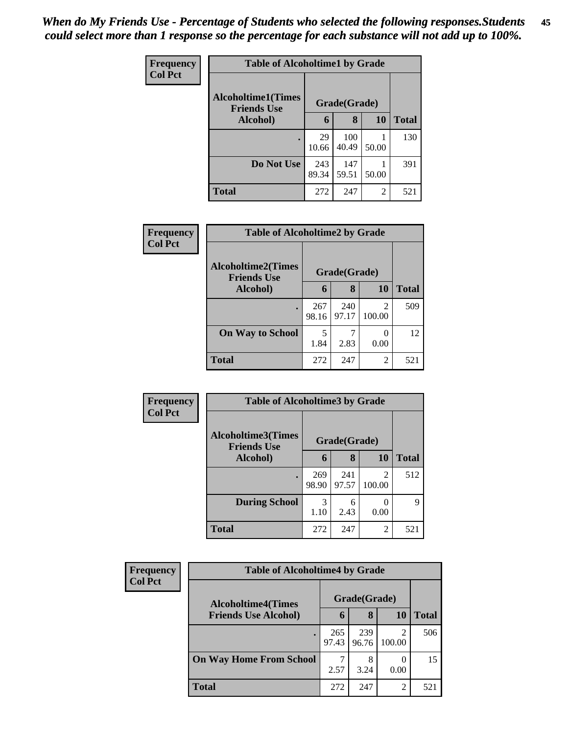*When do My Friends Use - Percentage of Students who selected the following responses.Students could select more than 1 response so the percentage for each substance will not add up to 100%.*

**Frequency**
**Col Pct**

**Table of Alcoholtime1 by Grade**

| Alcoholtime1(Times Friends Use Alcohol) | Grade(Grade) | | | Total |
|---|---|---|---|---|
| | 6 | 8 | 10 | |
| . | 29<br>10.66 | 100<br>40.49 | 1<br>50.00 | 130 |
| Do Not Use | 243<br>89.34 | 147<br>59.51 | 1<br>50.00 | 391 |
| Total | 272 | 247 | 2 | 521 |

**Frequency**
**Col Pct**

**Table of Alcoholtime2 by Grade**

| Alcoholtime2(Times Friends Use Alcohol) | Grade(Grade) | | | Total |
|---|---|---|---|---|
| | 6 | 8 | 10 | |
| . | 267<br>98.16 | 240<br>97.17 | 2<br>100.00 | 509 |
| On Way to School | 5<br>1.84 | 7<br>2.83 | 0<br>0.00 | 12 |
| Total | 272 | 247 | 2 | 521 |

**Frequency**
**Col Pct**

**Table of Alcoholtime3 by Grade**

| Alcoholtime3(Times Friends Use Alcohol) | Grade(Grade) | | | Total |
|---|---|---|---|---|
| | 6 | 8 | 10 | |
| . | 269<br>98.90 | 241<br>97.57 | 2<br>100.00 | 512 |
| During School | 3<br>1.10 | 6<br>2.43 | 0<br>0.00 | 9 |
| Total | 272 | 247 | 2 | 521 |

**Frequency**
**Col Pct**

**Table of Alcoholtime4 by Grade**

| Alcoholtime4(Times Friends Use Alcohol) | Grade(Grade) | | | Total |
|---|---|---|---|---|
| | 6 | 8 | 10 | |
| . | 265<br>97.43 | 239<br>96.76 | 2<br>100.00 | 506 |
| On Way Home From School | 7<br>2.57 | 8<br>3.24 | 0<br>0.00 | 15 |
| Total | 272 | 247 | 2 | 521 |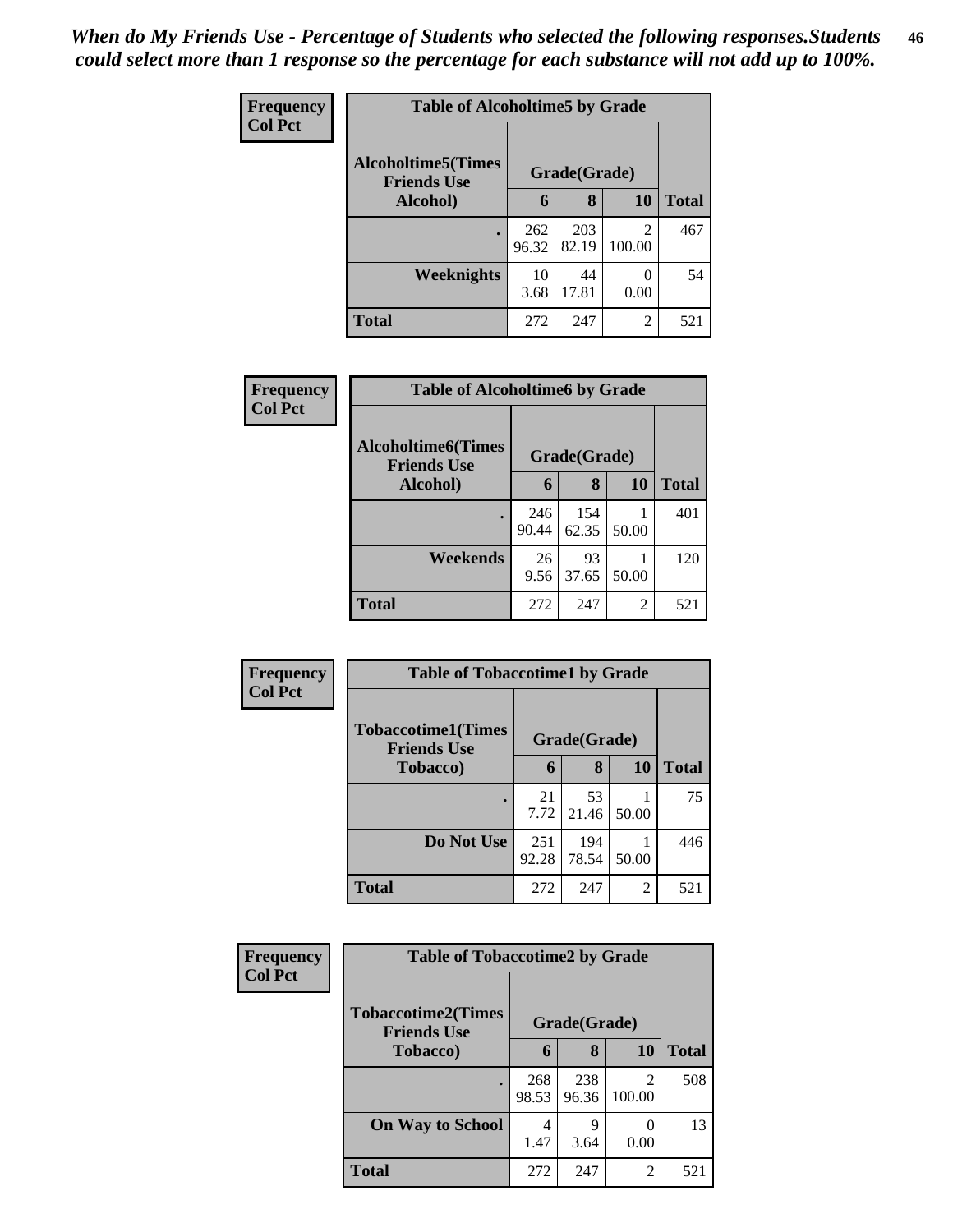*When do My Friends Use - Percentage of Students who selected the following responses.Students could select more than 1 response so the percentage for each substance will not add up to 100%.*

**Frequency / Col Pct**

**Table of Alcoholtime5 by Grade**

| Alcoholtime5(Times Friends Use Alcohol) | Grade(Grade) | | | Total |
|---|---|---|---|---|
| | 6 | 8 | 10 | |
| . | 262<br>96.32 | 203<br>82.19 | 2<br>100.00 | 467 |
| Weeknights | 10<br>3.68 | 44<br>17.81 | 0<br>0.00 | 54 |
| Total | 272 | 247 | 2 | 521 |

**Frequency / Col Pct**

**Table of Alcoholtime6 by Grade**

| Alcoholtime6(Times Friends Use Alcohol) | Grade(Grade) | | | Total |
|---|---|---|---|---|
| | 6 | 8 | 10 | |
| . | 246<br>90.44 | 154<br>62.35 | 1<br>50.00 | 401 |
| Weekends | 26<br>9.56 | 93<br>37.65 | 1<br>50.00 | 120 |
| Total | 272 | 247 | 2 | 521 |

**Frequency / Col Pct**

**Table of Tobaccotime1 by Grade**

| Tobaccotime1(Times Friends Use Tobacco) | Grade(Grade) | | | Total |
|---|---|---|---|---|
| | 6 | 8 | 10 | |
| . | 21<br>7.72 | 53<br>21.46 | 1<br>50.00 | 75 |
| Do Not Use | 251<br>92.28 | 194<br>78.54 | 1<br>50.00 | 446 |
| Total | 272 | 247 | 2 | 521 |

**Frequency / Col Pct**

**Table of Tobaccotime2 by Grade**

| Tobaccotime2(Times Friends Use Tobacco) | Grade(Grade) | | | Total |
|---|---|---|---|---|
| | 6 | 8 | 10 | |
| . | 268<br>98.53 | 238<br>96.36 | 2<br>100.00 | 508 |
| On Way to School | 4<br>1.47 | 9<br>3.64 | 0<br>0.00 | 13 |
| Total | 272 | 247 | 2 | 521 |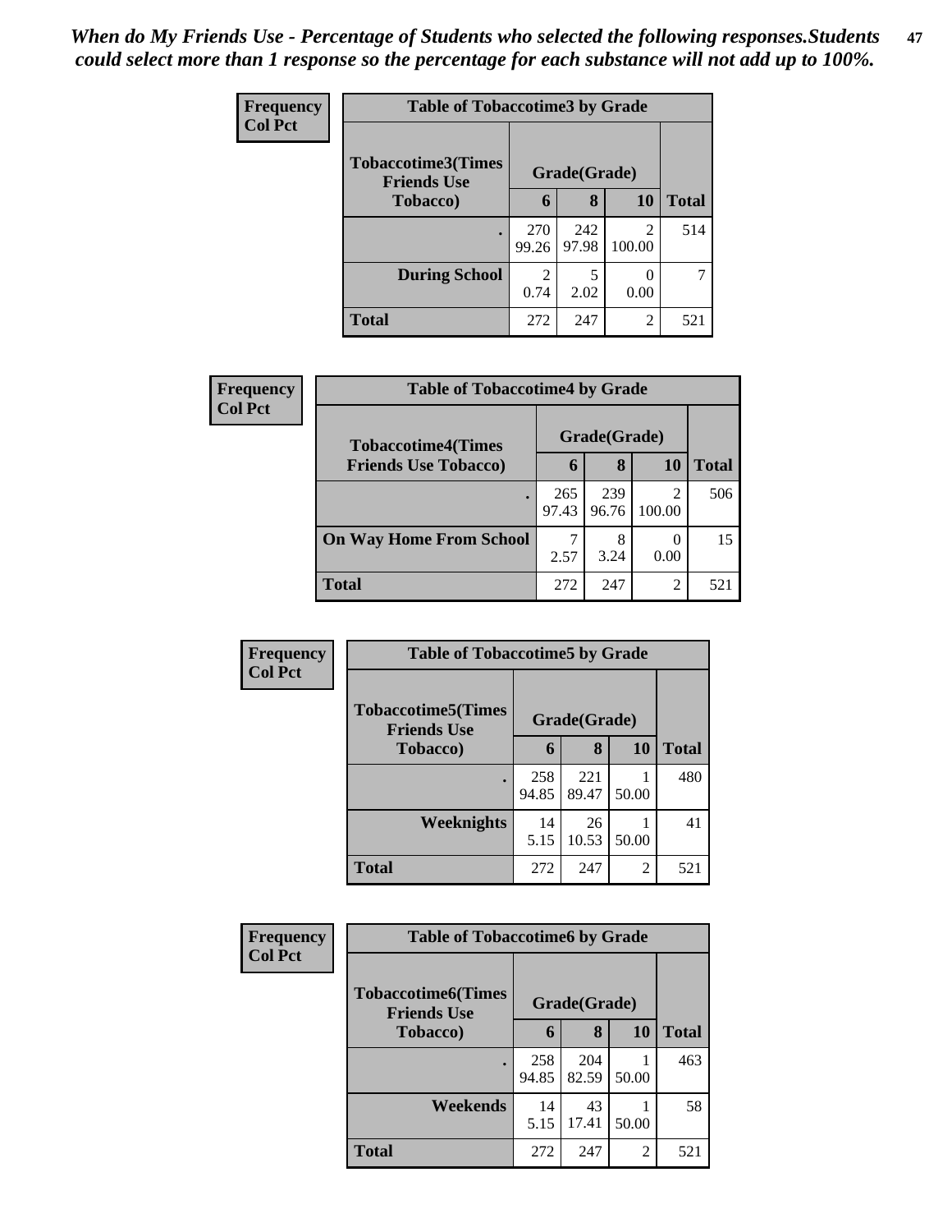*When do My Friends Use - Percentage of Students who selected the following responses.Students could select more than 1 response so the percentage for each substance will not add up to 100%.*

**Frequency**
**Col Pct**

| Table of Tobaccotime3 by Grade | | | | |
|---|---|---|---|---|
| **Tobaccotime3(Times Friends Use Tobacco)** | **Grade(Grade)** | | | **Total** |
| | **6** | **8** | **10** | |
| **.** | 270<br>99.26 | 242<br>97.98 | 2<br>100.00 | 514 |
| **During School** | 2<br>0.74 | 5<br>2.02 | 0<br>0.00 | 7 |
| **Total** | 272 | 247 | 2 | 521 |

**Frequency**
**Col Pct**

| Table of Tobaccotime4 by Grade | | | | |
|---|---|---|---|---|
| **Tobaccotime4(Times Friends Use Tobacco)** | **Grade(Grade)** | | | **Total** |
| | **6** | **8** | **10** | |
| **.** | 265<br>97.43 | 239<br>96.76 | 2<br>100.00 | 506 |
| **On Way Home From School** | 7<br>2.57 | 8<br>3.24 | 0<br>0.00 | 15 |
| **Total** | 272 | 247 | 2 | 521 |

**Frequency**
**Col Pct**

| Table of Tobaccotime5 by Grade | | | | |
|---|---|---|---|---|
| **Tobaccotime5(Times Friends Use Tobacco)** | **Grade(Grade)** | | | **Total** |
| | **6** | **8** | **10** | |
| **.** | 258<br>94.85 | 221<br>89.47 | 1<br>50.00 | 480 |
| **Weeknights** | 14<br>5.15 | 26<br>10.53 | 1<br>50.00 | 41 |
| **Total** | 272 | 247 | 2 | 521 |

**Frequency**
**Col Pct**

| Table of Tobaccotime6 by Grade | | | | |
|---|---|---|---|---|
| **Tobaccotime6(Times Friends Use Tobacco)** | **Grade(Grade)** | | | **Total** |
| | **6** | **8** | **10** | |
| **.** | 258<br>94.85 | 204<br>82.59 | 1<br>50.00 | 463 |
| **Weekends** | 14<br>5.15 | 43<br>17.41 | 1<br>50.00 | 58 |
| **Total** | 272 | 247 | 2 | 521 |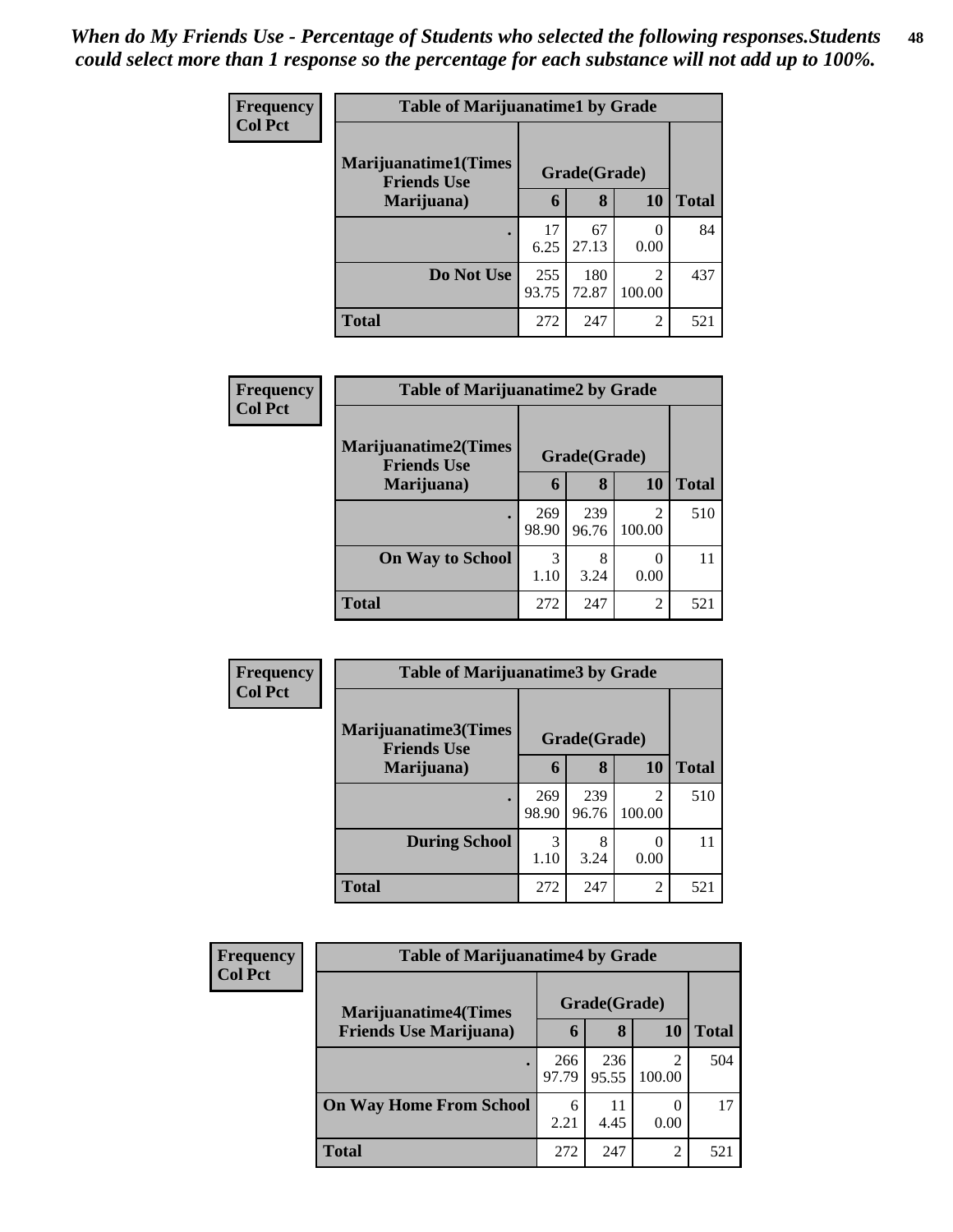*When do My Friends Use - Percentage of Students who selected the following responses.Students could select more than 1 response so the percentage for each substance will not add up to 100%.*

**Frequency**
**Col Pct**

| Table of Marijuanatime1 by Grade | | | | |
|---|---|---|---|---|
| **Marijuanatime1(Times Friends Use Marijuana)** | **Grade(Grade)** | | | |
| | **6** | **8** | **10** | **Total** |
| **.** | 17<br>6.25 | 67<br>27.13 | 0<br>0.00 | 84 |
| **Do Not Use** | 255<br>93.75 | 180<br>72.87 | 2<br>100.00 | 437 |
| **Total** | 272 | 247 | 2 | 521 |

**Frequency**
**Col Pct**

| Table of Marijuanatime2 by Grade | | | | |
|---|---|---|---|---|
| **Marijuanatime2(Times Friends Use Marijuana)** | **Grade(Grade)** | | | |
| | **6** | **8** | **10** | **Total** |
| **.** | 269<br>98.90 | 239<br>96.76 | 2<br>100.00 | 510 |
| **On Way to School** | 3<br>1.10 | 8<br>3.24 | 0<br>0.00 | 11 |
| **Total** | 272 | 247 | 2 | 521 |

**Frequency**
**Col Pct**

| Table of Marijuanatime3 by Grade | | | | |
|---|---|---|---|---|
| **Marijuanatime3(Times Friends Use Marijuana)** | **Grade(Grade)** | | | |
| | **6** | **8** | **10** | **Total** |
| **.** | 269<br>98.90 | 239<br>96.76 | 2<br>100.00 | 510 |
| **During School** | 3<br>1.10 | 8<br>3.24 | 0<br>0.00 | 11 |
| **Total** | 272 | 247 | 2 | 521 |

**Frequency**
**Col Pct**

| Table of Marijuanatime4 by Grade | | | | |
|---|---|---|---|---|
| **Marijuanatime4(Times Friends Use Marijuana)** | **Grade(Grade)** | | | |
| | **6** | **8** | **10** | **Total** |
| **.** | 266<br>97.79 | 236<br>95.55 | 2<br>100.00 | 504 |
| **On Way Home From School** | 6<br>2.21 | 11<br>4.45 | 0<br>0.00 | 17 |
| **Total** | 272 | 247 | 2 | 521 |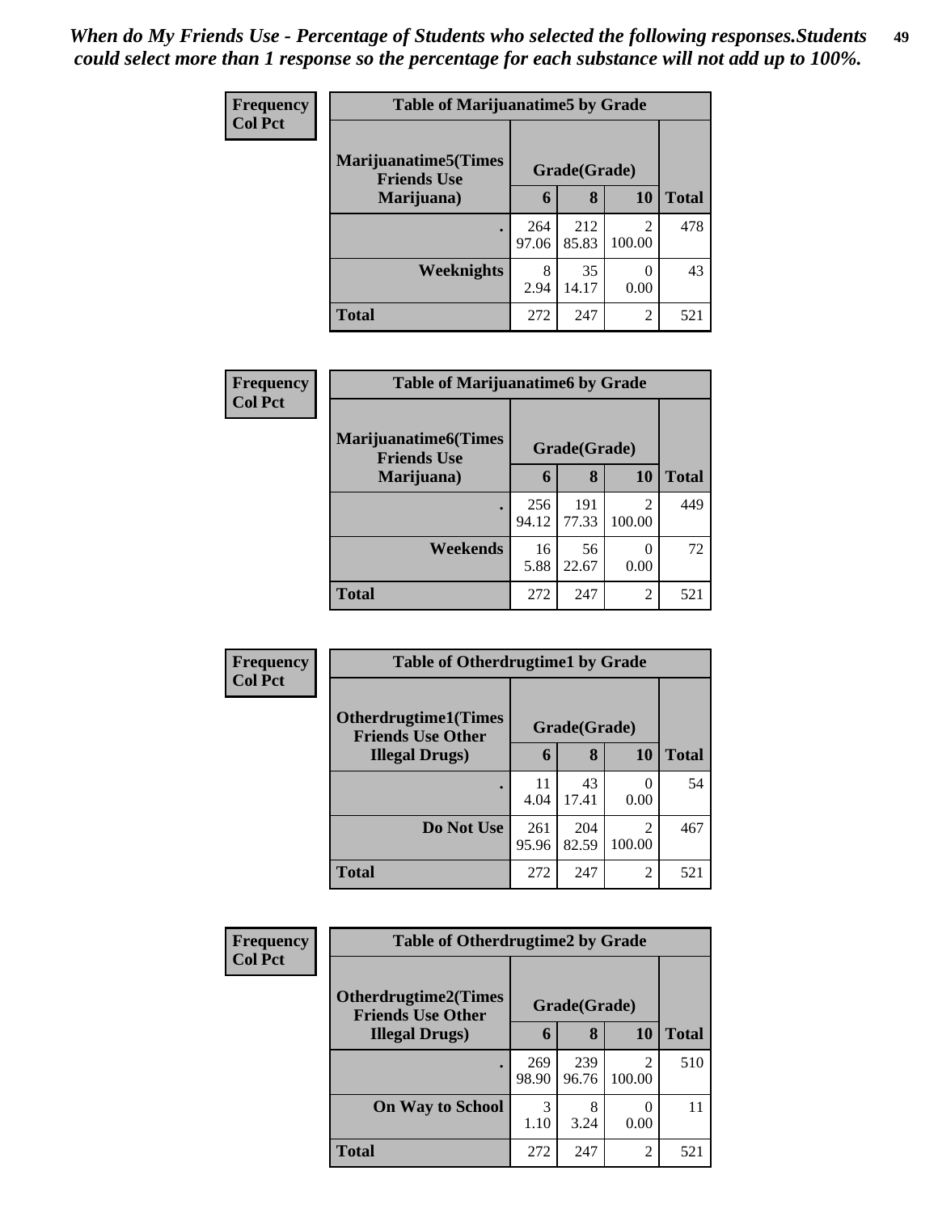*When do My Friends Use - Percentage of Students who selected the following responses.Students could select more than 1 response so the percentage for each substance will not add up to 100%.*

**Frequency**
**Col Pct**

| Table of Marijuanatime5 by Grade | | | | |
|---|---|---|---|---|
| **Marijuanatime5(Times Friends Use Marijuana)** | **Grade(Grade)** | | | |
| | **6** | **8** | **10** | **Total** |
| **.** | 264<br>97.06 | 212<br>85.83 | 2<br>100.00 | 478 |
| **Weeknights** | 8<br>2.94 | 35<br>14.17 | 0<br>0.00 | 43 |
| **Total** | 272 | 247 | 2 | 521 |

**Frequency**
**Col Pct**

| Table of Marijuanatime6 by Grade | | | | |
|---|---|---|---|---|
| **Marijuanatime6(Times Friends Use Marijuana)** | **Grade(Grade)** | | | |
| | **6** | **8** | **10** | **Total** |
| **.** | 256<br>94.12 | 191<br>77.33 | 2<br>100.00 | 449 |
| **Weekends** | 16<br>5.88 | 56<br>22.67 | 0<br>0.00 | 72 |
| **Total** | 272 | 247 | 2 | 521 |

**Frequency**
**Col Pct**

| Table of Otherdrugtime1 by Grade | | | | |
|---|---|---|---|---|
| **Otherdrugtime1(Times Friends Use Other Illegal Drugs)** | **Grade(Grade)** | | | |
| | **6** | **8** | **10** | **Total** |
| **.** | 11<br>4.04 | 43<br>17.41 | 0<br>0.00 | 54 |
| **Do Not Use** | 261<br>95.96 | 204<br>82.59 | 2<br>100.00 | 467 |
| **Total** | 272 | 247 | 2 | 521 |

**Frequency**
**Col Pct**

| Table of Otherdrugtime2 by Grade | | | | |
|---|---|---|---|---|
| **Otherdrugtime2(Times Friends Use Other Illegal Drugs)** | **Grade(Grade)** | | | |
| | **6** | **8** | **10** | **Total** |
| **.** | 269<br>98.90 | 239<br>96.76 | 2<br>100.00 | 510 |
| **On Way to School** | 3<br>1.10 | 8<br>3.24 | 0<br>0.00 | 11 |
| **Total** | 272 | 247 | 2 | 521 |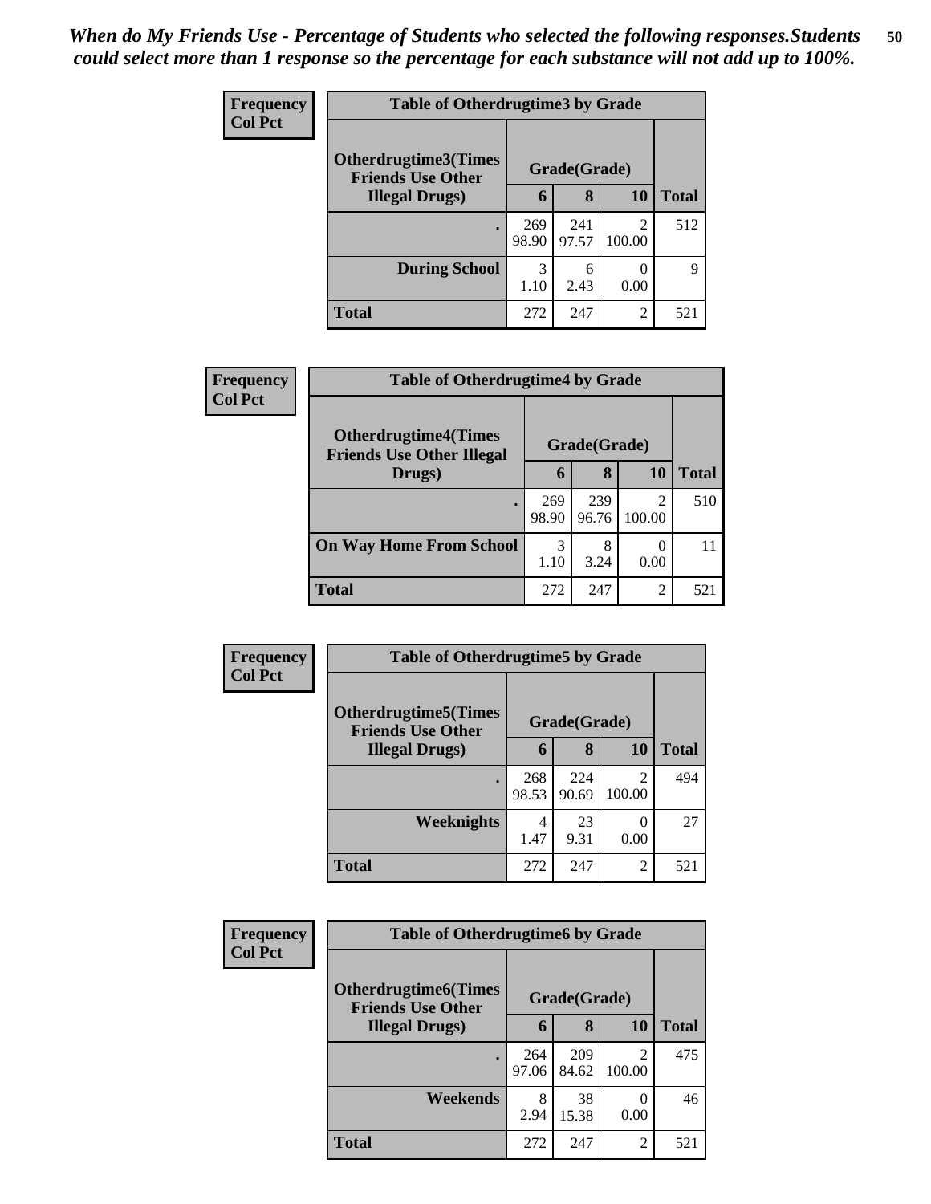*When do My Friends Use - Percentage of Students who selected the following responses.Students could select more than 1 response so the percentage for each substance will not add up to 100%.*

**Frequency**
**Col Pct**

| Table of Otherdrugtime3 by Grade | | | | |
|---|---|---|---|---|
| **Otherdrugtime3(Times Friends Use Other Illegal Drugs)** | **Grade(Grade)** | | | |
| | **6** | **8** | **10** | **Total** |
| **.** | 269<br>98.90 | 241<br>97.57 | 2<br>100.00 | 512 |
| **During School** | 3<br>1.10 | 6<br>2.43 | 0<br>0.00 | 9 |
| **Total** | 272 | 247 | 2 | 521 |

**Frequency**
**Col Pct**

| Table of Otherdrugtime4 by Grade | | | | |
|---|---|---|---|---|
| **Otherdrugtime4(Times Friends Use Other Illegal Drugs)** | **Grade(Grade)** | | | |
| | **6** | **8** | **10** | **Total** |
| **.** | 269<br>98.90 | 239<br>96.76 | 2<br>100.00 | 510 |
| **On Way Home From School** | 3<br>1.10 | 8<br>3.24 | 0<br>0.00 | 11 |
| **Total** | 272 | 247 | 2 | 521 |

**Frequency**
**Col Pct**

| Table of Otherdrugtime5 by Grade | | | | |
|---|---|---|---|---|
| **Otherdrugtime5(Times Friends Use Other Illegal Drugs)** | **Grade(Grade)** | | | |
| | **6** | **8** | **10** | **Total** |
| **.** | 268<br>98.53 | 224<br>90.69 | 2<br>100.00 | 494 |
| **Weeknights** | 4<br>1.47 | 23<br>9.31 | 0<br>0.00 | 27 |
| **Total** | 272 | 247 | 2 | 521 |

**Frequency**
**Col Pct**

| Table of Otherdrugtime6 by Grade | | | | |
|---|---|---|---|---|
| **Otherdrugtime6(Times Friends Use Other Illegal Drugs)** | **Grade(Grade)** | | | |
| | **6** | **8** | **10** | **Total** |
| **.** | 264<br>97.06 | 209<br>84.62 | 2<br>100.00 | 475 |
| **Weekends** | 8<br>2.94 | 38<br>15.38 | 0<br>0.00 | 46 |
| **Total** | 272 | 247 | 2 | 521 |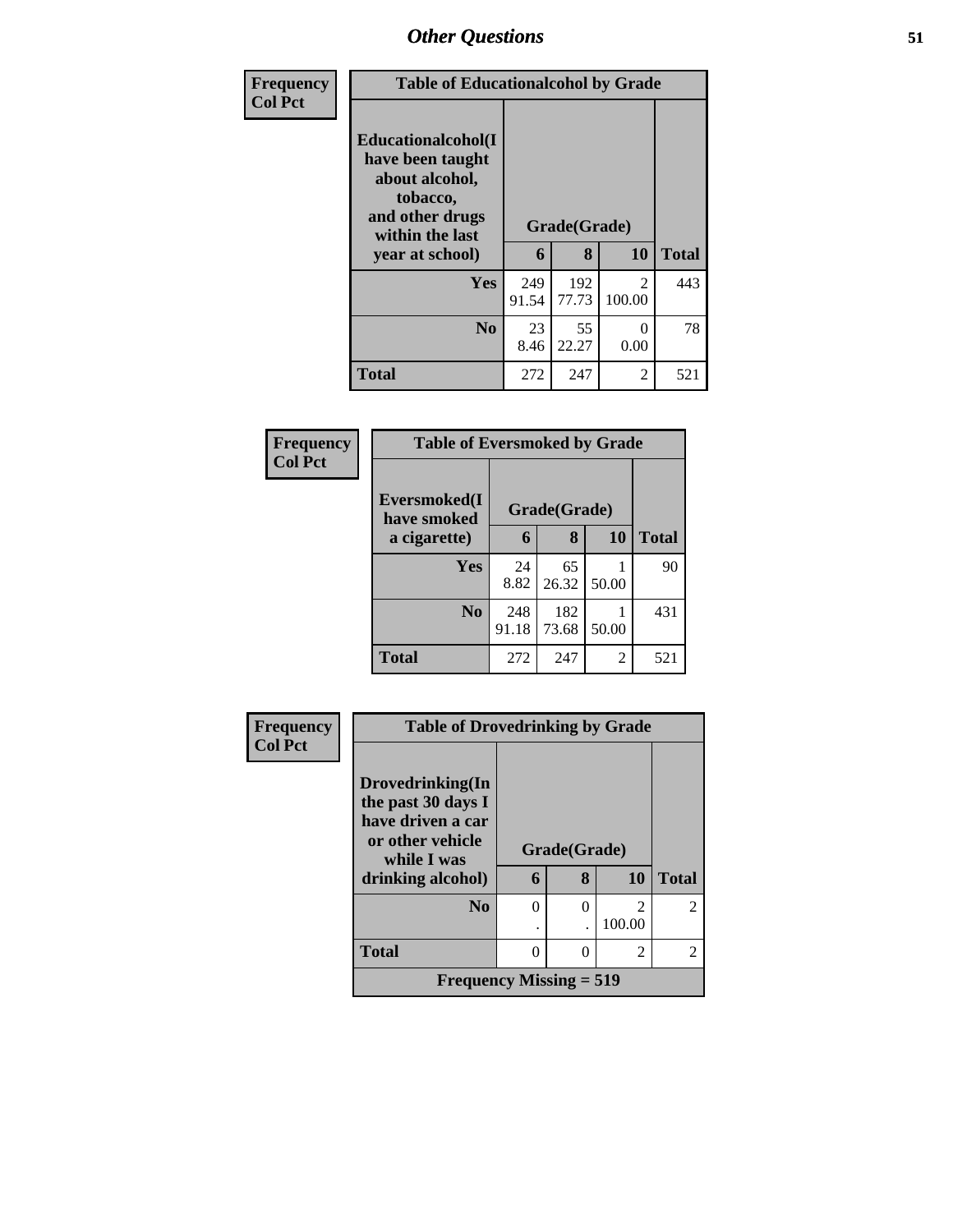| Frequency<br>Col Pct | Table of Educationalcohol by Grade | | | |
|---|---|---|---|---|
| Educationalcohol(I have been taught about alcohol, tobacco, and other drugs within the last year at school) | Grade(Grade) | | | |
| | 6 | 8 | 10 | Total |
| Yes | 249<br>91.54 | 192<br>77.73 | 2<br>100.00 | 443 |
| No | 23<br>8.46 | 55<br>22.27 | 0<br>0.00 | 78 |
| Total | 272 | 247 | 2 | 521 |

| Frequency<br>Col Pct | Table of Eversmoked by Grade | | | |
|---|---|---|---|---|
| Eversmoked(I have smoked a cigarette) | Grade(Grade) | | | |
| | 6 | 8 | 10 | Total |
| Yes | 24<br>8.82 | 65<br>26.32 | 1<br>50.00 | 90 |
| No | 248<br>91.18 | 182<br>73.68 | 1<br>50.00 | 431 |
| Total | 272 | 247 | 2 | 521 |

| Frequency<br>Col Pct | Table of Drovedrinking by Grade | | | |
|---|---|---|---|---|
| Drovedrinking(In the past 30 days I have driven a car or other vehicle while I was drinking alcohol) | Grade(Grade) | | | |
| | 6 | 8 | 10 | Total |
| No | 0<br>. | 0<br>. | 2<br>100.00 | 2 |
| Total | 0 | 0 | 2 | 2 |
| Frequency Missing = 519 | | | | |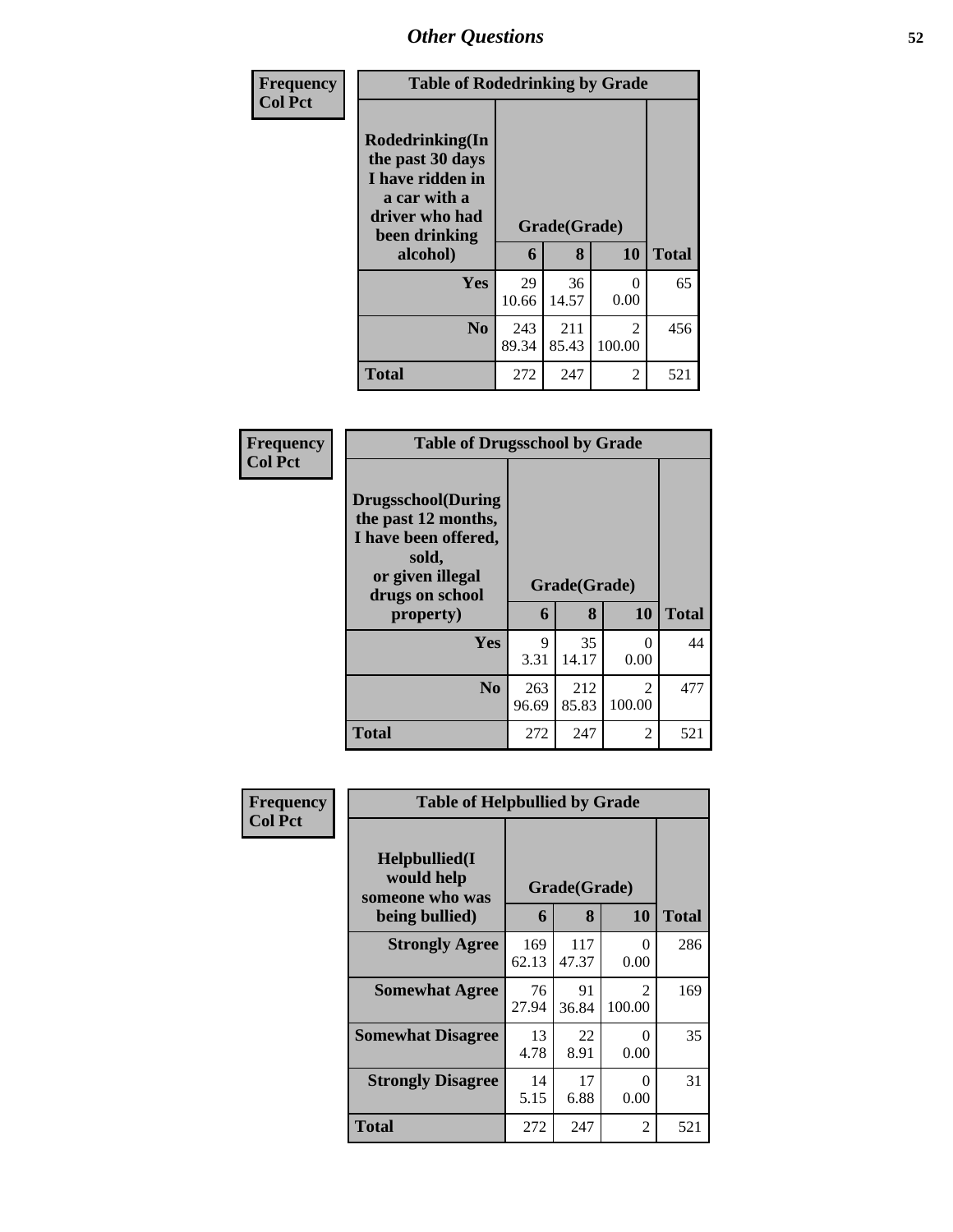| Frequency<br>Col Pct |
|---|

**Table of Rodedrinking by Grade**

| Rodedrinking(In the past 30 days I have ridden in a car with a driver who had been drinking alcohol) | Grade(Grade) | | | Total |
|---|---|---|---|---|
| | 6 | 8 | 10 | |
| Yes | 29<br>10.66 | 36<br>14.57 | 0<br>0.00 | 65 |
| No | 243<br>89.34 | 211<br>85.43 | 2<br>100.00 | 456 |
| Total | 272 | 247 | 2 | 521 |

| Frequency<br>Col Pct |
|---|

**Table of Drugsschool by Grade**

| Drugsschool(During the past 12 months, I have been offered, sold, or given illegal drugs on school property) | Grade(Grade) | | | Total |
|---|---|---|---|---|
| | 6 | 8 | 10 | |
| Yes | 9<br>3.31 | 35<br>14.17 | 0<br>0.00 | 44 |
| No | 263<br>96.69 | 212<br>85.83 | 2<br>100.00 | 477 |
| Total | 272 | 247 | 2 | 521 |

| Frequency<br>Col Pct |
|---|

**Table of Helpbullied by Grade**

| Helpbullied(I would help someone who was being bullied) | Grade(Grade) | | | Total |
|---|---|---|---|---|
| | 6 | 8 | 10 | |
| Strongly Agree | 169<br>62.13 | 117<br>47.37 | 0<br>0.00 | 286 |
| Somewhat Agree | 76<br>27.94 | 91<br>36.84 | 2<br>100.00 | 169 |
| Somewhat Disagree | 13<br>4.78 | 22<br>8.91 | 0<br>0.00 | 35 |
| Strongly Disagree | 14<br>5.15 | 17<br>6.88 | 0<br>0.00 | 31 |
| Total | 272 | 247 | 2 | 521 |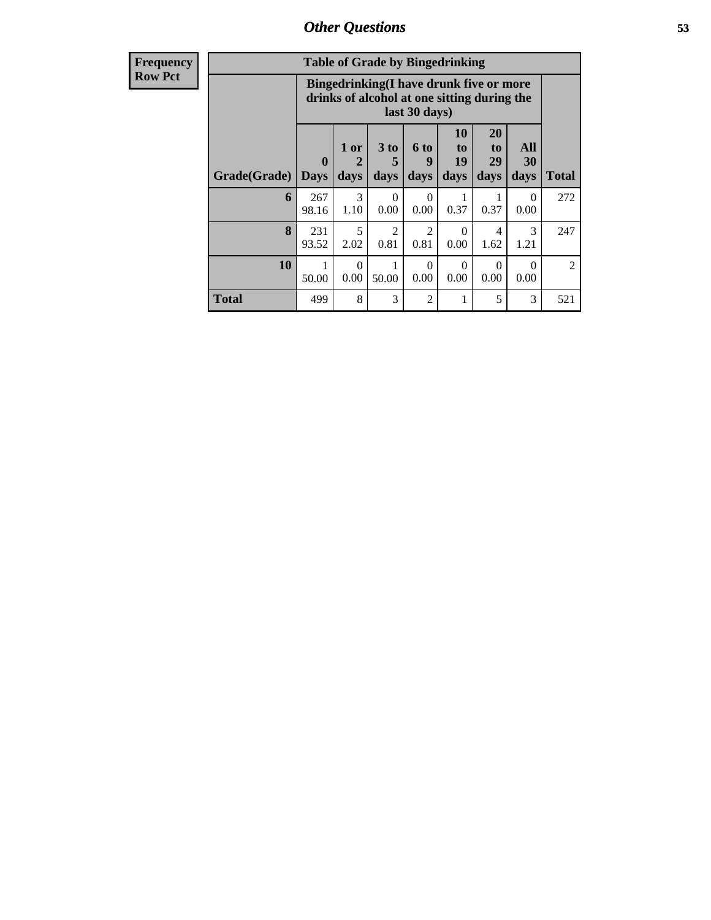# Other Questions

**Frequency**
**Row Pct**

| Table of Grade by Bingedrinking | | | | | | | | |
|---|---|---|---|---|---|---|---|---|
| | Bingedrinking(I have drunk five or more drinks of alcohol at one sitting during the last 30 days) | | | | | | | |
| Grade(Grade) | 0 Days | 1 or 2 days | 3 to 5 days | 6 to 9 days | 10 to 19 days | 20 to 29 days | All 30 days | Total |
| **6** | 267<br>98.16 | 3<br>1.10 | 0<br>0.00 | 0<br>0.00 | 1<br>0.37 | 1<br>0.37 | 0<br>0.00 | 272 |
| **8** | 231<br>93.52 | 5<br>2.02 | 2<br>0.81 | 2<br>0.81 | 0<br>0.00 | 4<br>1.62 | 3<br>1.21 | 247 |
| **10** | 1<br>50.00 | 0<br>0.00 | 1<br>50.00 | 0<br>0.00 | 0<br>0.00 | 0<br>0.00 | 0<br>0.00 | 2 |
| **Total** | 499 | 8 | 3 | 2 | 1 | 5 | 3 | 521 |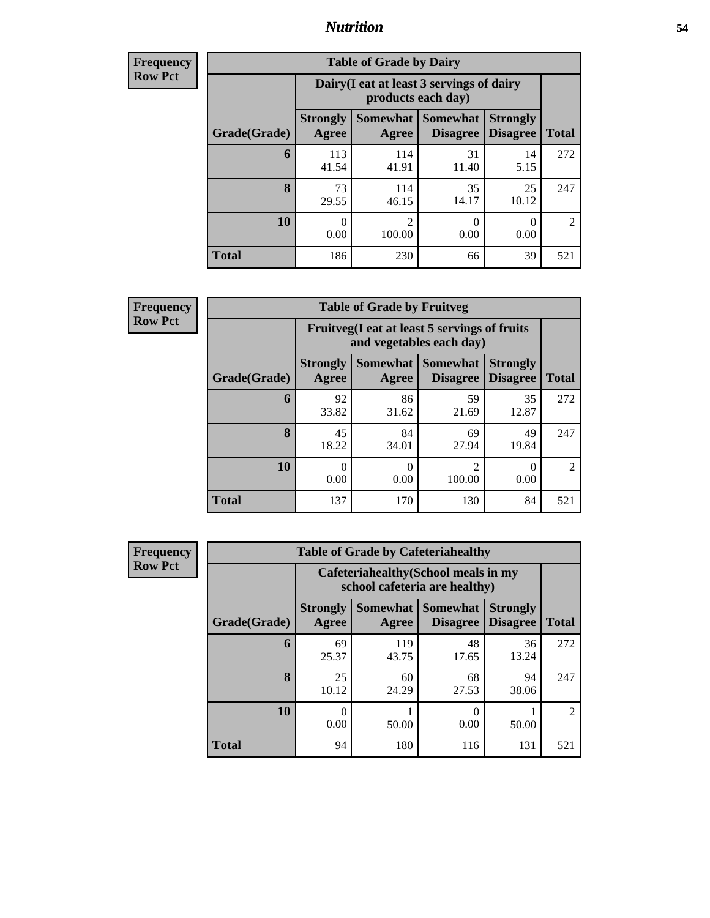# Nutrition

**Frequency**
**Row Pct**

| Table of Grade by Dairy | | | | | |
|---|---|---|---|---|---|
| | Dairy(I eat at least 3 servings of dairy products each day) | | | | |
| Grade(Grade) | Strongly Agree | Somewhat Agree | Somewhat Disagree | Strongly Disagree | Total |
| **6** | 113<br>41.54 | 114<br>41.91 | 31<br>11.40 | 14<br>5.15 | 272 |
| **8** | 73<br>29.55 | 114<br>46.15 | 35<br>14.17 | 25<br>10.12 | 247 |
| **10** | 0<br>0.00 | 2<br>100.00 | 0<br>0.00 | 0<br>0.00 | 2 |
| **Total** | 186 | 230 | 66 | 39 | 521 |

**Frequency**
**Row Pct**

| Table of Grade by Fruitveg | | | | | |
|---|---|---|---|---|---|
| | Fruitveg(I eat at least 5 servings of fruits and vegetables each day) | | | | |
| Grade(Grade) | Strongly Agree | Somewhat Agree | Somewhat Disagree | Strongly Disagree | Total |
| **6** | 92<br>33.82 | 86<br>31.62 | 59<br>21.69 | 35<br>12.87 | 272 |
| **8** | 45<br>18.22 | 84<br>34.01 | 69<br>27.94 | 49<br>19.84 | 247 |
| **10** | 0<br>0.00 | 0<br>0.00 | 2<br>100.00 | 0<br>0.00 | 2 |
| **Total** | 137 | 170 | 130 | 84 | 521 |

**Frequency**
**Row Pct**

| Table of Grade by Cafeteriahealthy | | | | | |
|---|---|---|---|---|---|
| | Cafeteriahealthy(School meals in my school cafeteria are healthy) | | | | |
| Grade(Grade) | Strongly Agree | Somewhat Agree | Somewhat Disagree | Strongly Disagree | Total |
| **6** | 69<br>25.37 | 119<br>43.75 | 48<br>17.65 | 36<br>13.24 | 272 |
| **8** | 25<br>10.12 | 60<br>24.29 | 68<br>27.53 | 94<br>38.06 | 247 |
| **10** | 0<br>0.00 | 1<br>50.00 | 0<br>0.00 | 1<br>50.00 | 2 |
| **Total** | 94 | 180 | 116 | 131 | 521 |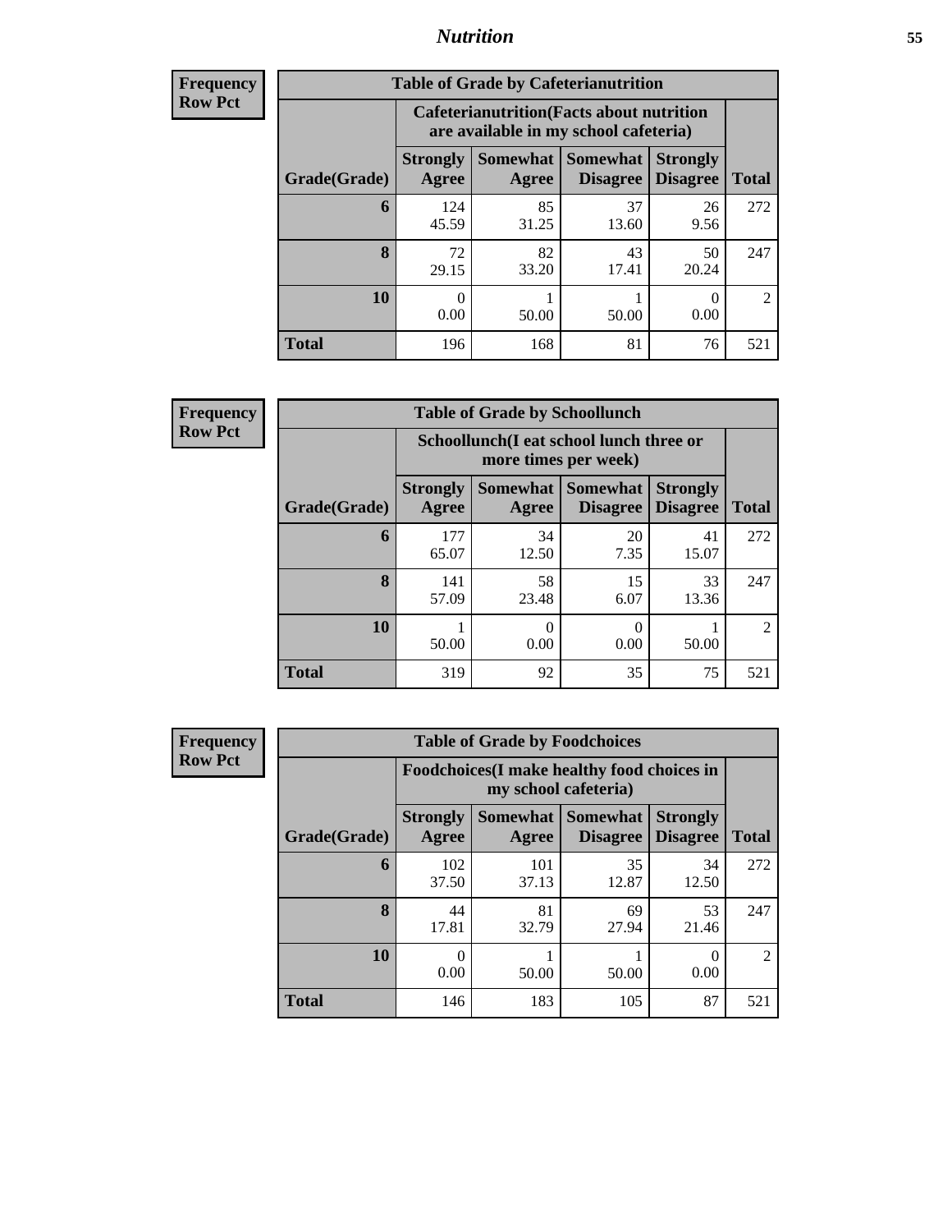| Frequency<br>Row Pct |
|---|

| Table of Grade by Cafeterianutrition | | | | | |
|---|---|---|---|---|---|
| | Cafeterianutrition(Facts about nutrition are available in my school cafeteria) | | | | |
| Grade(Grade) | Strongly Agree | Somewhat Agree | Somewhat Disagree | Strongly Disagree | Total |
| 6 | 124<br>45.59 | 85<br>31.25 | 37<br>13.60 | 26<br>9.56 | 272 |
| 8 | 72<br>29.15 | 82<br>33.20 | 43<br>17.41 | 50<br>20.24 | 247 |
| 10 | 0<br>0.00 | 1<br>50.00 | 1<br>50.00 | 0<br>0.00 | 2 |
| Total | 196 | 168 | 81 | 76 | 521 |

| Frequency<br>Row Pct |
|---|

| Table of Grade by Schoollunch | | | | | |
|---|---|---|---|---|---|
| | Schoollunch(I eat school lunch three or more times per week) | | | | |
| Grade(Grade) | Strongly Agree | Somewhat Agree | Somewhat Disagree | Strongly Disagree | Total |
| 6 | 177<br>65.07 | 34<br>12.50 | 20<br>7.35 | 41<br>15.07 | 272 |
| 8 | 141<br>57.09 | 58<br>23.48 | 15<br>6.07 | 33<br>13.36 | 247 |
| 10 | 1<br>50.00 | 0<br>0.00 | 0<br>0.00 | 1<br>50.00 | 2 |
| Total | 319 | 92 | 35 | 75 | 521 |

| Frequency<br>Row Pct |
|---|

| Table of Grade by Foodchoices | | | | | |
|---|---|---|---|---|---|
| | Foodchoices(I make healthy food choices in my school cafeteria) | | | | |
| Grade(Grade) | Strongly Agree | Somewhat Agree | Somewhat Disagree | Strongly Disagree | Total |
| 6 | 102<br>37.50 | 101<br>37.13 | 35<br>12.87 | 34<br>12.50 | 272 |
| 8 | 44<br>17.81 | 81<br>32.79 | 69<br>27.94 | 53<br>21.46 | 247 |
| 10 | 0<br>0.00 | 1<br>50.00 | 1<br>50.00 | 0<br>0.00 | 2 |
| Total | 146 | 183 | 105 | 87 | 521 |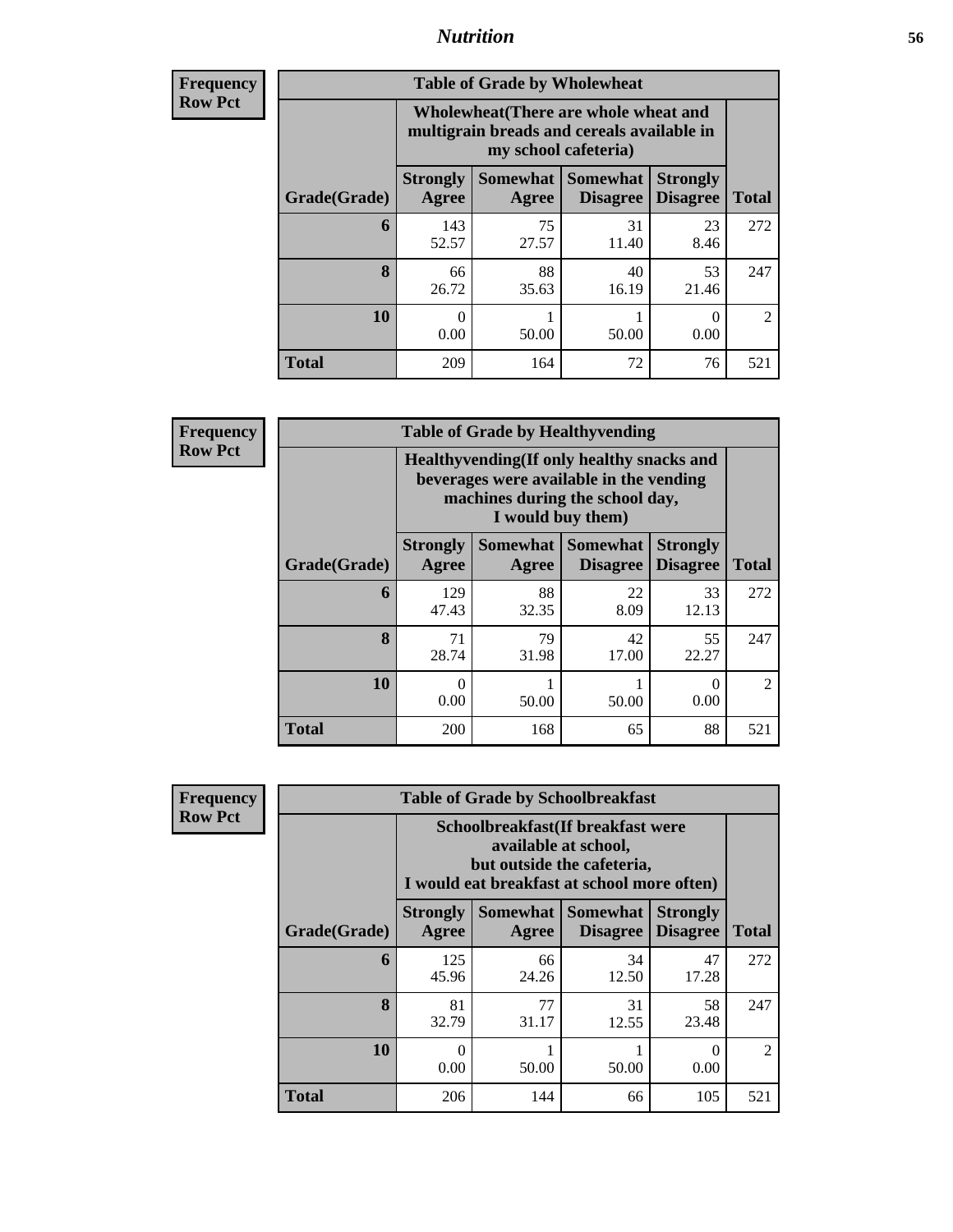## Nutrition

**Frequency**
**Row Pct**

**Table of Grade by Wholewheat**

| Grade(Grade) | Wholewheat(There are whole wheat and multigrain breads and cereals available in my school cafeteria) | | | | Total |
|---|---|---|---|---|---|
| | Strongly Agree | Somewhat Agree | Somewhat Disagree | Strongly Disagree | |
| 6 | 143<br>52.57 | 75<br>27.57 | 31<br>11.40 | 23<br>8.46 | 272 |
| 8 | 66<br>26.72 | 88<br>35.63 | 40<br>16.19 | 53<br>21.46 | 247 |
| 10 | 0<br>0.00 | 1<br>50.00 | 1<br>50.00 | 0<br>0.00 | 2 |
| Total | 209 | 164 | 72 | 76 | 521 |

**Frequency**
**Row Pct**

**Table of Grade by Healthyvending**

| Grade(Grade) | Healthyvending(If only healthy snacks and beverages were available in the vending machines during the school day, I would buy them) | | | | Total |
|---|---|---|---|---|---|
| | Strongly Agree | Somewhat Agree | Somewhat Disagree | Strongly Disagree | |
| 6 | 129<br>47.43 | 88<br>32.35 | 22<br>8.09 | 33<br>12.13 | 272 |
| 8 | 71<br>28.74 | 79<br>31.98 | 42<br>17.00 | 55<br>22.27 | 247 |
| 10 | 0<br>0.00 | 1<br>50.00 | 1<br>50.00 | 0<br>0.00 | 2 |
| Total | 200 | 168 | 65 | 88 | 521 |

**Frequency**
**Row Pct**

**Table of Grade by Schoolbreakfast**

| Grade(Grade) | Schoolbreakfast(If breakfast were available at school, but outside the cafeteria, I would eat breakfast at school more often) | | | | Total |
|---|---|---|---|---|---|
| | Strongly Agree | Somewhat Agree | Somewhat Disagree | Strongly Disagree | |
| 6 | 125<br>45.96 | 66<br>24.26 | 34<br>12.50 | 47<br>17.28 | 272 |
| 8 | 81<br>32.79 | 77<br>31.17 | 31<br>12.55 | 58<br>23.48 | 247 |
| 10 | 0<br>0.00 | 1<br>50.00 | 1<br>50.00 | 0<br>0.00 | 2 |
| Total | 206 | 144 | 66 | 105 | 521 |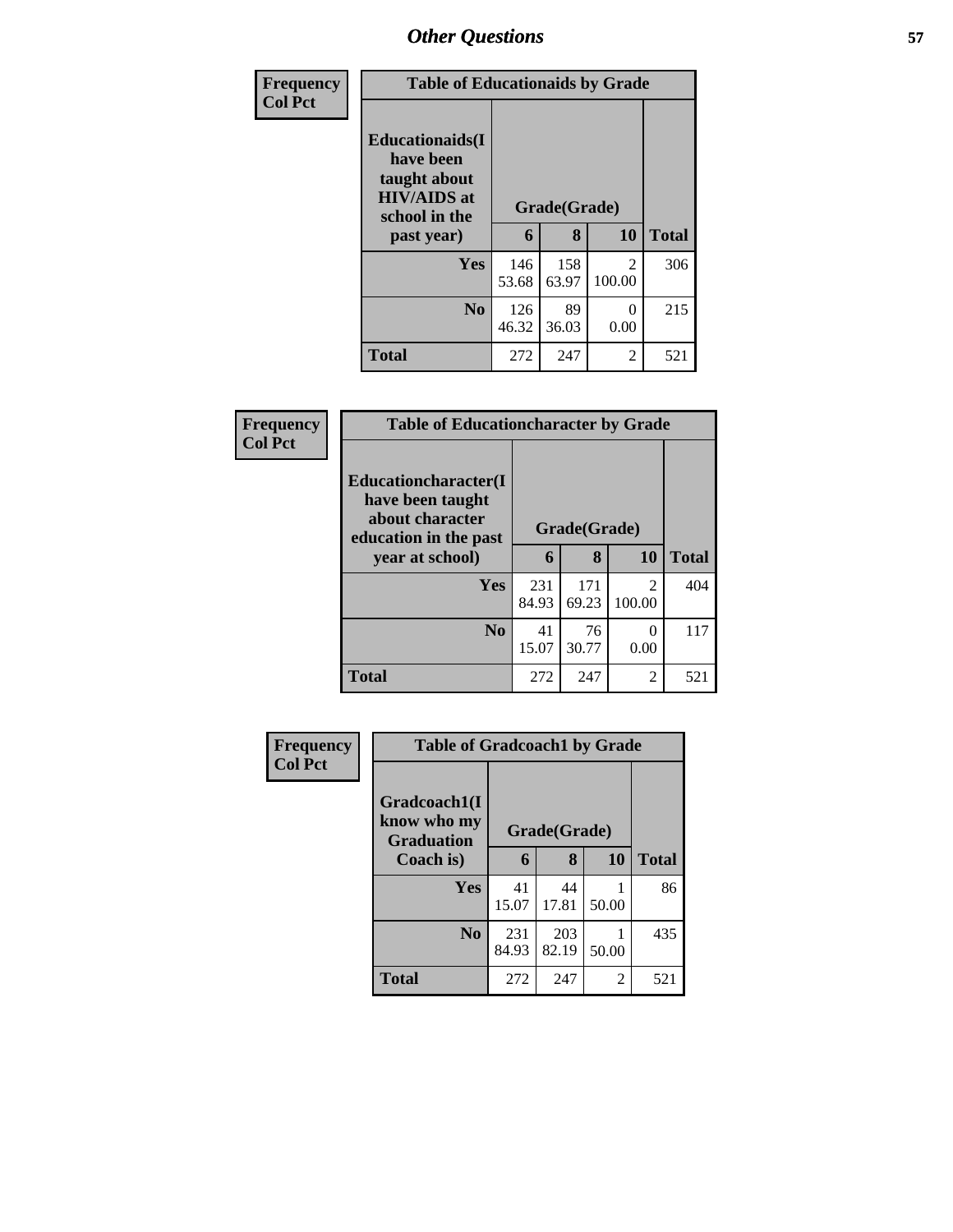## Other Questions

**Frequency**
**Col Pct**

| Table of Educationaids by Grade | | | | |
|---|---|---|---|---|
| **Educationaids(I have been taught about HIV/AIDS at school in the past year)** | **Grade(Grade)** | | | **Total** |
| | **6** | **8** | **10** | |
| **Yes** | 146<br>53.68 | 158<br>63.97 | 2<br>100.00 | 306 |
| **No** | 126<br>46.32 | 89<br>36.03 | 0<br>0.00 | 215 |
| **Total** | 272 | 247 | 2 | 521 |

**Frequency**
**Col Pct**

| Table of Educationcharacter by Grade | | | | |
|---|---|---|---|---|
| **Educationcharacter(I have been taught about character education in the past year at school)** | **Grade(Grade)** | | | **Total** |
| | **6** | **8** | **10** | |
| **Yes** | 231<br>84.93 | 171<br>69.23 | 2<br>100.00 | 404 |
| **No** | 41<br>15.07 | 76<br>30.77 | 0<br>0.00 | 117 |
| **Total** | 272 | 247 | 2 | 521 |

**Frequency**
**Col Pct**

| Table of Gradcoach1 by Grade | | | | |
|---|---|---|---|---|
| **Gradcoach1(I know who my Graduation Coach is)** | **Grade(Grade)** | | | **Total** |
| | **6** | **8** | **10** | |
| **Yes** | 41<br>15.07 | 44<br>17.81 | 1<br>50.00 | 86 |
| **No** | 231<br>84.93 | 203<br>82.19 | 1<br>50.00 | 435 |
| **Total** | 272 | 247 | 2 | 521 |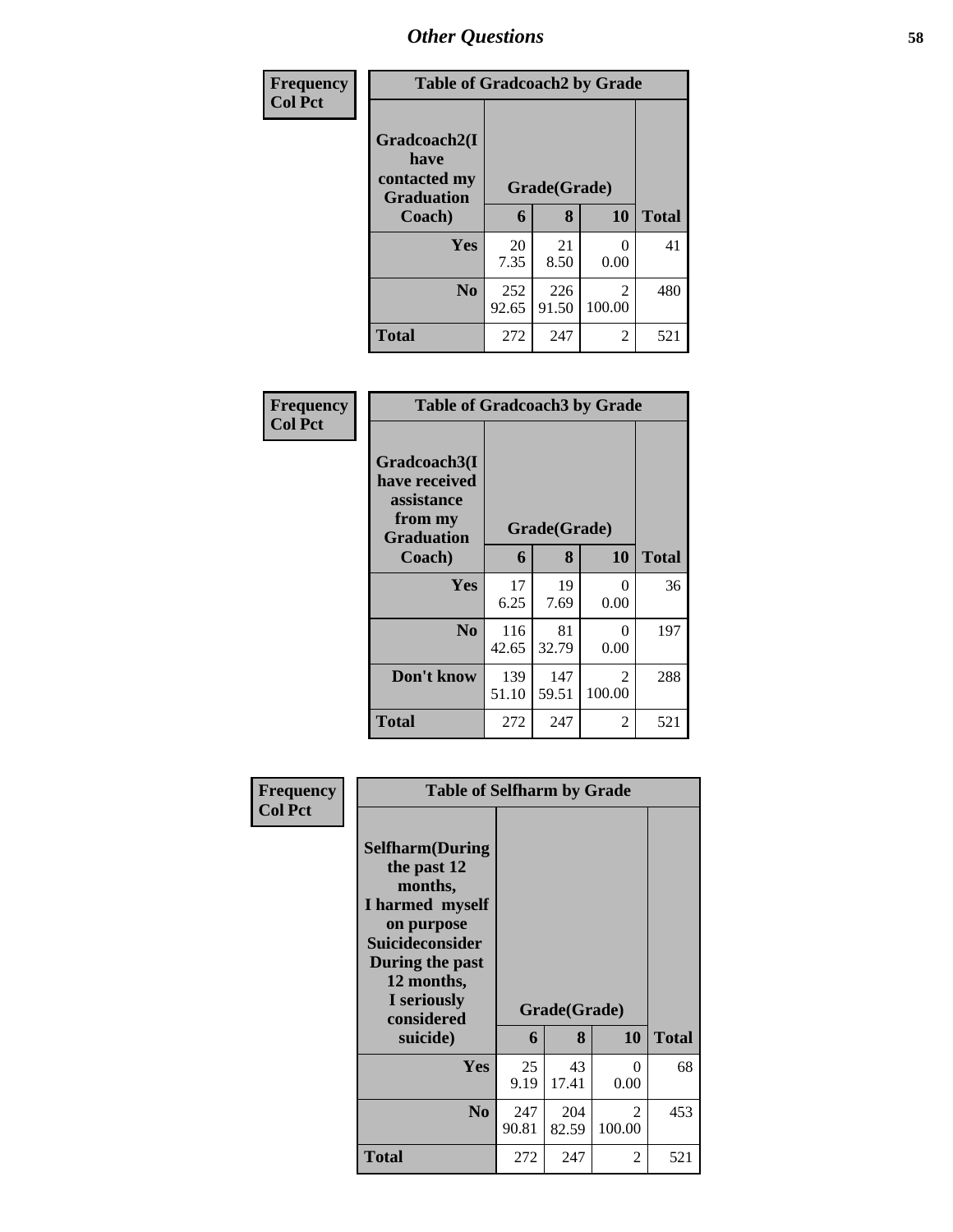## Other Questions

**Frequency**
**Col Pct**

| Table of Gradcoach2 by Grade | | | | |
|---|---|---|---|---|
| **Gradcoach2(I have contacted my Graduation Coach)** | **Grade(Grade)** | | | **Total** |
| | **6** | **8** | **10** | |
| **Yes** | 20<br>7.35 | 21<br>8.50 | 0<br>0.00 | 41 |
| **No** | 252<br>92.65 | 226<br>91.50 | 2<br>100.00 | 480 |
| **Total** | 272 | 247 | 2 | 521 |

**Frequency**
**Col Pct**

| Table of Gradcoach3 by Grade | | | | |
|---|---|---|---|---|
| **Gradcoach3(I have received assistance from my Graduation Coach)** | **Grade(Grade)** | | | **Total** |
| | **6** | **8** | **10** | |
| **Yes** | 17<br>6.25 | 19<br>7.69 | 0<br>0.00 | 36 |
| **No** | 116<br>42.65 | 81<br>32.79 | 0<br>0.00 | 197 |
| **Don't know** | 139<br>51.10 | 147<br>59.51 | 2<br>100.00 | 288 |
| **Total** | 272 | 247 | 2 | 521 |

**Frequency**
**Col Pct**

| Table of Selfharm by Grade | | | | |
|---|---|---|---|---|
| **Selfharm(During the past 12 months, I harmed myself on purpose Suicideconsider During the past 12 months, I seriously considered suicide)** | **Grade(Grade)** | | | **Total** |
| | **6** | **8** | **10** | |
| **Yes** | 25<br>9.19 | 43<br>17.41 | 0<br>0.00 | 68 |
| **No** | 247<br>90.81 | 204<br>82.59 | 2<br>100.00 | 453 |
| **Total** | 272 | 247 | 2 | 521 |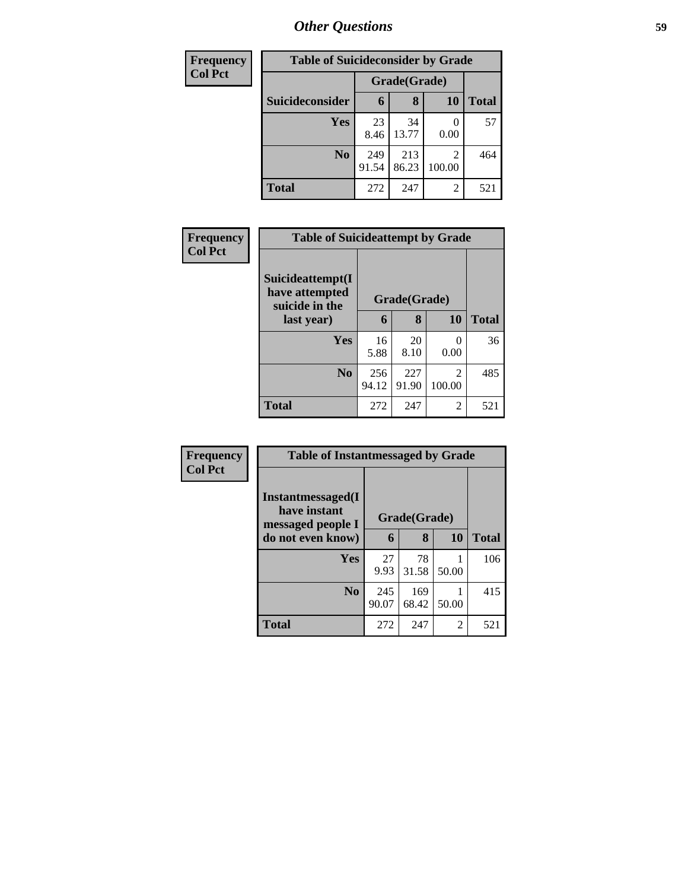# Other Questions

| Frequency<br>Col Pct | Table of Suicideconsider by Grade | | | |
|---|---|---|---|---|
| | Grade(Grade) | | | |
| Suicideconsider | 6 | 8 | 10 | Total |
| Yes | 23<br>8.46 | 34<br>13.77 | 0<br>0.00 | 57 |
| No | 249<br>91.54 | 213<br>86.23 | 2<br>100.00 | 464 |
| Total | 272 | 247 | 2 | 521 |

| Frequency<br>Col Pct | Table of Suicideattempt by Grade | | | |
|---|---|---|---|---|
| Suicideattempt(I have attempted suicide in the last year) | Grade(Grade) | | | |
| | 6 | 8 | 10 | Total |
| Yes | 16<br>5.88 | 20<br>8.10 | 0<br>0.00 | 36 |
| No | 256<br>94.12 | 227<br>91.90 | 2<br>100.00 | 485 |
| Total | 272 | 247 | 2 | 521 |

| Frequency<br>Col Pct | Table of Instantmessaged by Grade | | | |
|---|---|---|---|---|
| Instantmessaged(I have instant messaged people I do not even know) | Grade(Grade) | | | |
| | 6 | 8 | 10 | Total |
| Yes | 27<br>9.93 | 78<br>31.58 | 1<br>50.00 | 106 |
| No | 245<br>90.07 | 169<br>68.42 | 1<br>50.00 | 415 |
| Total | 272 | 247 | 2 | 521 |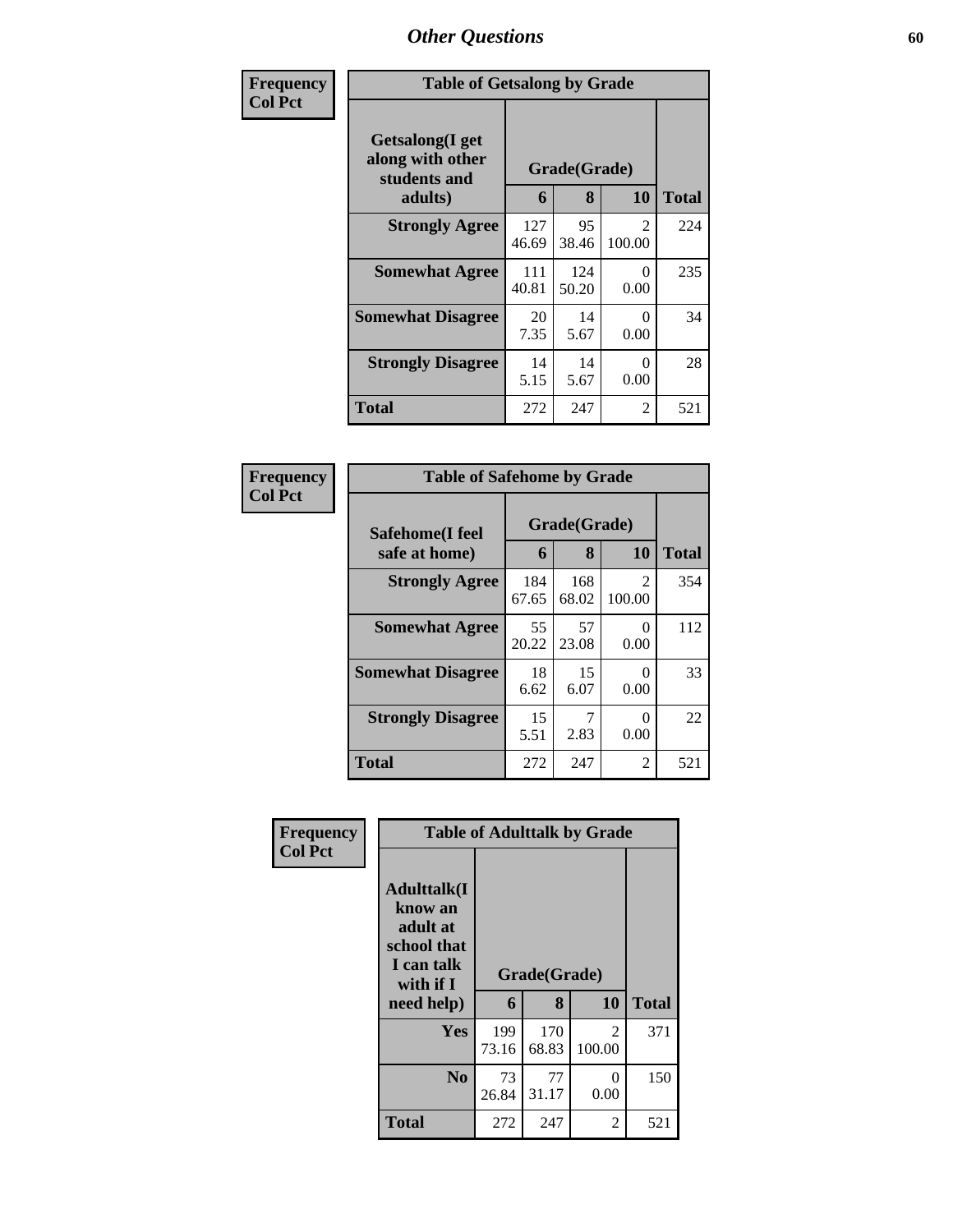## Other Questions

Frequency
Col Pct

| Table of Getsalong by Grade | | | | |
|---|---|---|---|---|
| Getsalong(I get along with other students and adults) | Grade(Grade) | | | Total |
| | 6 | 8 | 10 | |
| Strongly Agree | 127<br>46.69 | 95<br>38.46 | 2<br>100.00 | 224 |
| Somewhat Agree | 111<br>40.81 | 124<br>50.20 | 0<br>0.00 | 235 |
| Somewhat Disagree | 20<br>7.35 | 14<br>5.67 | 0<br>0.00 | 34 |
| Strongly Disagree | 14<br>5.15 | 14<br>5.67 | 0<br>0.00 | 28 |
| Total | 272 | 247 | 2 | 521 |

Frequency
Col Pct

| Table of Safehome by Grade | | | | |
|---|---|---|---|---|
| Safehome(I feel safe at home) | Grade(Grade) | | | Total |
| | 6 | 8 | 10 | |
| Strongly Agree | 184<br>67.65 | 168<br>68.02 | 2<br>100.00 | 354 |
| Somewhat Agree | 55<br>20.22 | 57<br>23.08 | 0<br>0.00 | 112 |
| Somewhat Disagree | 18<br>6.62 | 15<br>6.07 | 0<br>0.00 | 33 |
| Strongly Disagree | 15<br>5.51 | 7<br>2.83 | 0<br>0.00 | 22 |
| Total | 272 | 247 | 2 | 521 |

Frequency
Col Pct

| Table of Adulttalk by Grade | | | | |
|---|---|---|---|---|
| Adulttalk(I know an adult at school that I can talk with if I need help) | Grade(Grade) | | | Total |
| | 6 | 8 | 10 | |
| Yes | 199<br>73.16 | 170<br>68.83 | 2<br>100.00 | 371 |
| No | 73<br>26.84 | 77<br>31.17 | 0<br>0.00 | 150 |
| Total | 272 | 247 | 2 | 521 |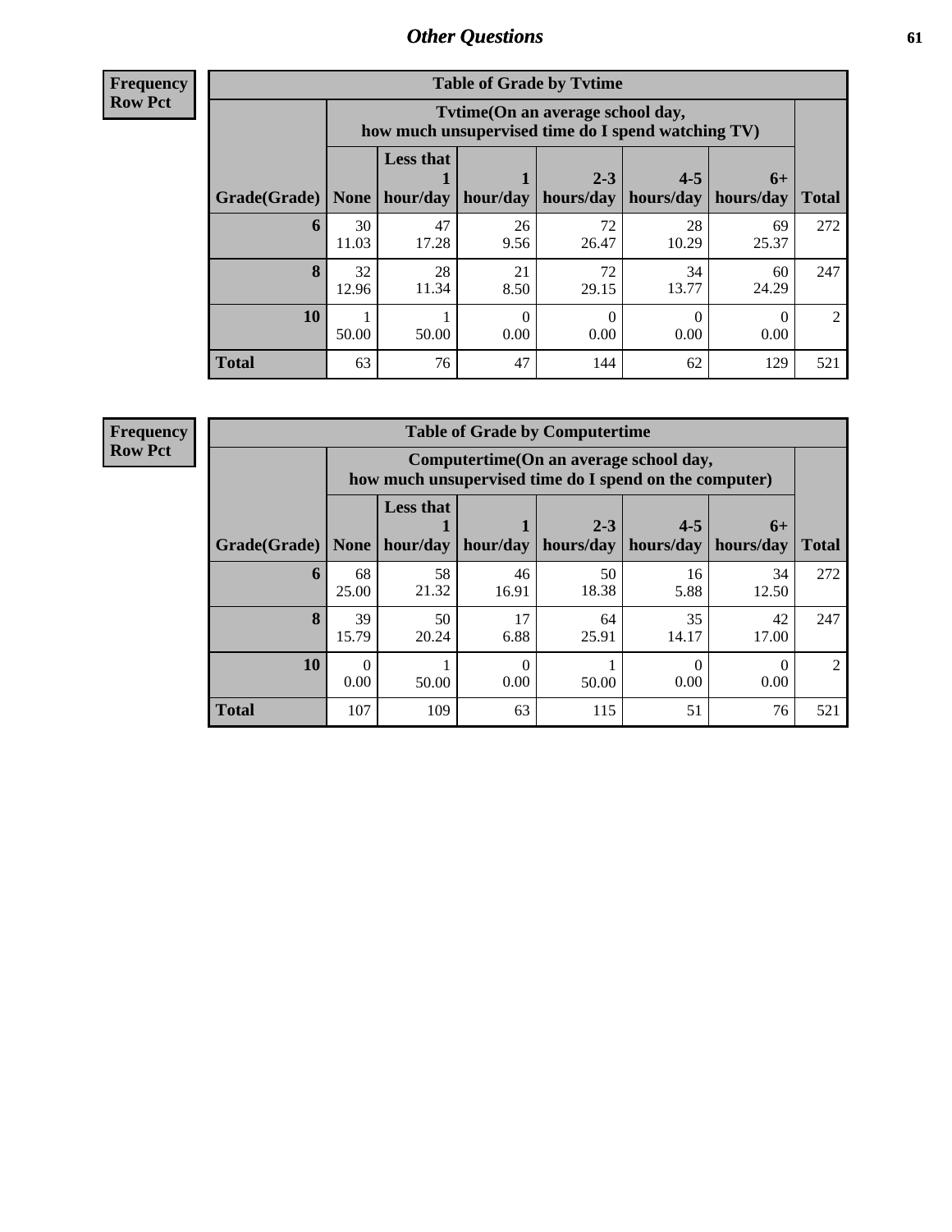## Other Questions

**Frequency**
**Row Pct**

| Table of Grade by Tvtime | | | | | | | |
|---|---|---|---|---|---|---|---|
| | Tvtime(On an average school day, how much unsupervised time do I spend watching TV) | | | | | | |
| **Grade(Grade)** | **None** | **Less that 1 hour/day** | **1 hour/day** | **2-3 hours/day** | **4-5 hours/day** | **6+ hours/day** | **Total** |
| **6** | 30<br>11.03 | 47<br>17.28 | 26<br>9.56 | 72<br>26.47 | 28<br>10.29 | 69<br>25.37 | 272 |
| **8** | 32<br>12.96 | 28<br>11.34 | 21<br>8.50 | 72<br>29.15 | 34<br>13.77 | 60<br>24.29 | 247 |
| **10** | 1<br>50.00 | 1<br>50.00 | 0<br>0.00 | 0<br>0.00 | 0<br>0.00 | 0<br>0.00 | 2 |
| **Total** | 63 | 76 | 47 | 144 | 62 | 129 | 521 |

**Frequency**
**Row Pct**

| Table of Grade by Computertime | | | | | | | |
|---|---|---|---|---|---|---|---|
| | Computertime(On an average school day, how much unsupervised time do I spend on the computer) | | | | | | |
| **Grade(Grade)** | **None** | **Less that 1 hour/day** | **1 hour/day** | **2-3 hours/day** | **4-5 hours/day** | **6+ hours/day** | **Total** |
| **6** | 68<br>25.00 | 58<br>21.32 | 46<br>16.91 | 50<br>18.38 | 16<br>5.88 | 34<br>12.50 | 272 |
| **8** | 39<br>15.79 | 50<br>20.24 | 17<br>6.88 | 64<br>25.91 | 35<br>14.17 | 42<br>17.00 | 247 |
| **10** | 0<br>0.00 | 1<br>50.00 | 0<br>0.00 | 1<br>50.00 | 0<br>0.00 | 0<br>0.00 | 2 |
| **Total** | 107 | 109 | 63 | 115 | 51 | 76 | 521 |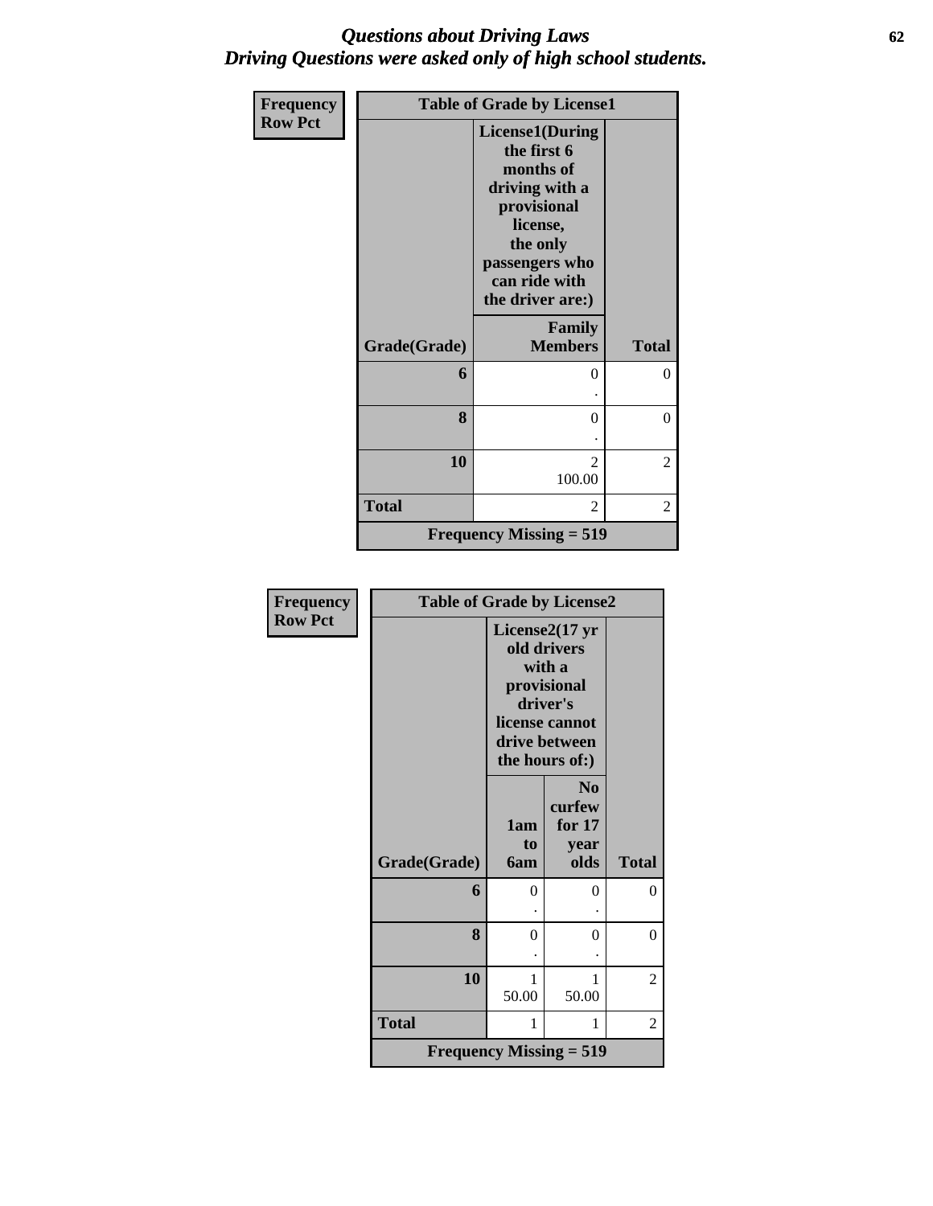# *Questions about Driving Laws*
## *Driving Questions were asked only of high school students.*

| Frequency<br>Row Pct | Table of Grade by License1 | |
|---|---|---|
| | License1(During the first 6 months of driving with a provisional license, the only passengers who can ride with the driver are:) | |
| Grade(Grade) | Family Members | Total |
| 6 | 0<br>. | 0 |
| 8 | 0<br>. | 0 |
| 10 | 2<br>100.00 | 2 |
| Total | 2 | 2 |
| Frequency Missing = 519 | | |

| Frequency<br>Row Pct | Table of Grade by License2 | | |
|---|---|---|---|
| | License2(17 yr old drivers with a provisional driver's license cannot drive between the hours of:) | | |
| Grade(Grade) | 1am to 6am | No curfew for 17 year olds | Total |
| 6 | 0<br>. | 0<br>. | 0 |
| 8 | 0<br>. | 0<br>. | 0 |
| 10 | 1<br>50.00 | 1<br>50.00 | 2 |
| Total | 1 | 1 | 2 |
| Frequency Missing = 519 | | | |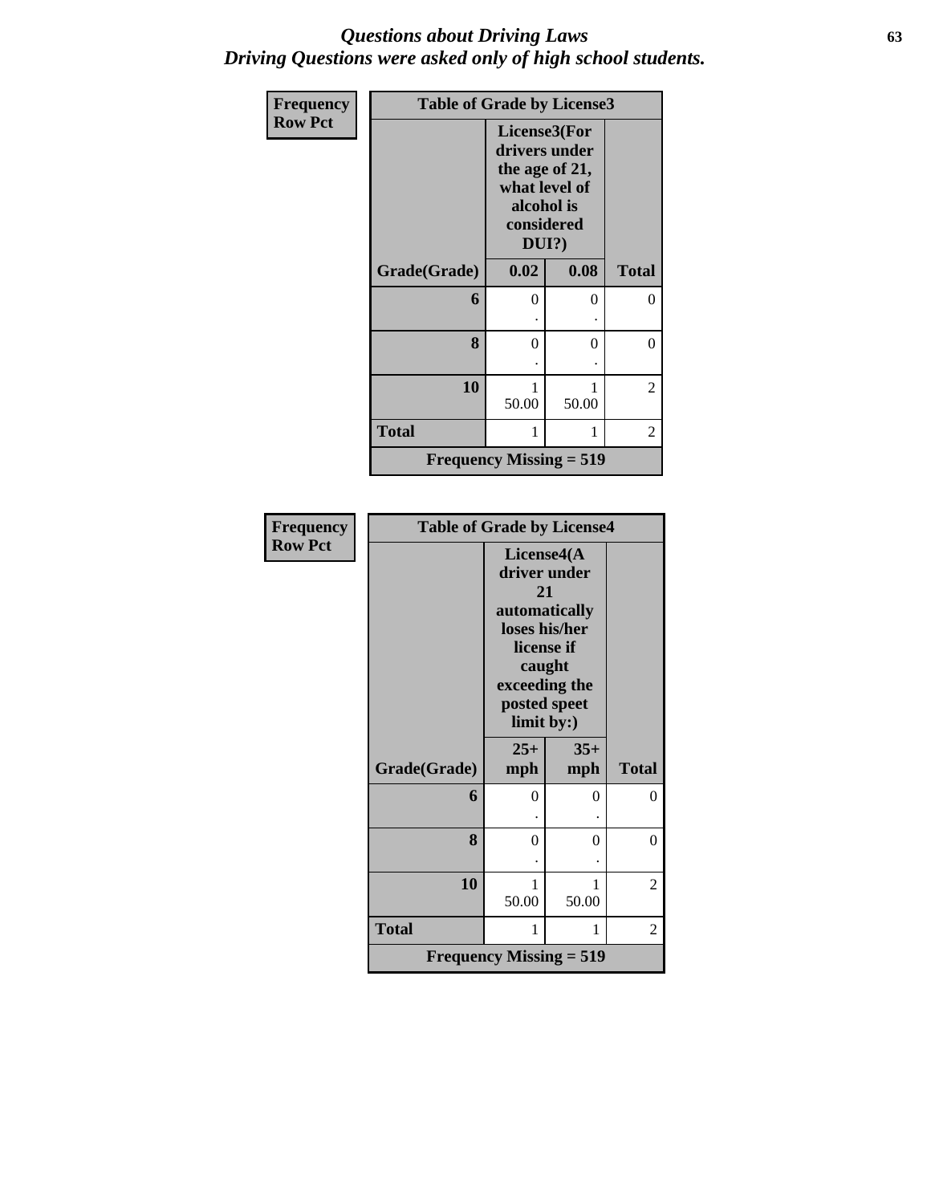# *Questions about Driving Laws*
# *Driving Questions were asked only of high school students.*

| Frequency<br>Row Pct | Table of Grade by License3 | | |
|---|---|---|---|
| | License3(For drivers under the age of 21, what level of alcohol is considered DUI?) | | |
| Grade(Grade) | 0.02 | 0.08 | Total |
| 6 | 0<br>. | 0<br>. | 0 |
| 8 | 0<br>. | 0<br>. | 0 |
| 10 | 1<br>50.00 | 1<br>50.00 | 2 |
| Total | 1 | 1 | 2 |
| Frequency Missing = 519 | | | |

| Frequency<br>Row Pct | Table of Grade by License4 | | |
|---|---|---|---|
| | License4(A driver under 21 automatically loses his/her license if caught exceeding the posted speet limit by:) | | |
| Grade(Grade) | 25+ mph | 35+ mph | Total |
| 6 | 0<br>. | 0<br>. | 0 |
| 8 | 0<br>. | 0<br>. | 0 |
| 10 | 1<br>50.00 | 1<br>50.00 | 2 |
| Total | 1 | 1 | 2 |
| Frequency Missing = 519 | | | |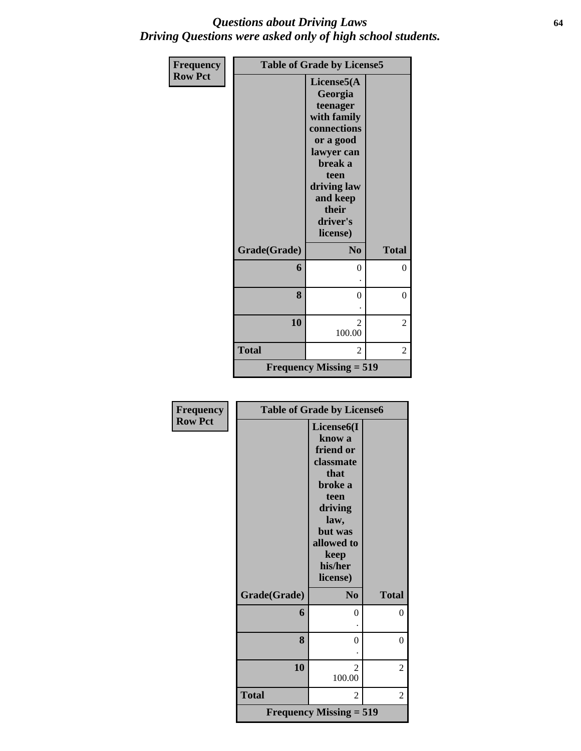# *Questions about Driving Laws*
## *Driving Questions were asked only of high school students.*

| Frequency<br>Row Pct | Table of Grade by License5 | |
|---|---|---|
| Grade(Grade) | License5(A Georgia teenager with family connections or a good lawyer can break a teen driving law and keep their driver's license)<br>No | Total |
| 6 | 0<br>. | 0 |
| 8 | 0<br>. | 0 |
| 10 | 2<br>100.00 | 2 |
| Total | 2 | 2 |
| Frequency Missing = 519 | | |

| Frequency<br>Row Pct | Table of Grade by License6 | |
|---|---|---|
| Grade(Grade) | License6(I know a friend or classmate that broke a teen driving law, but was allowed to keep his/her license)<br>No | Total |
| 6 | 0<br>. | 0 |
| 8 | 0<br>. | 0 |
| 10 | 2<br>100.00 | 2 |
| Total | 2 | 2 |
| Frequency Missing = 519 | | |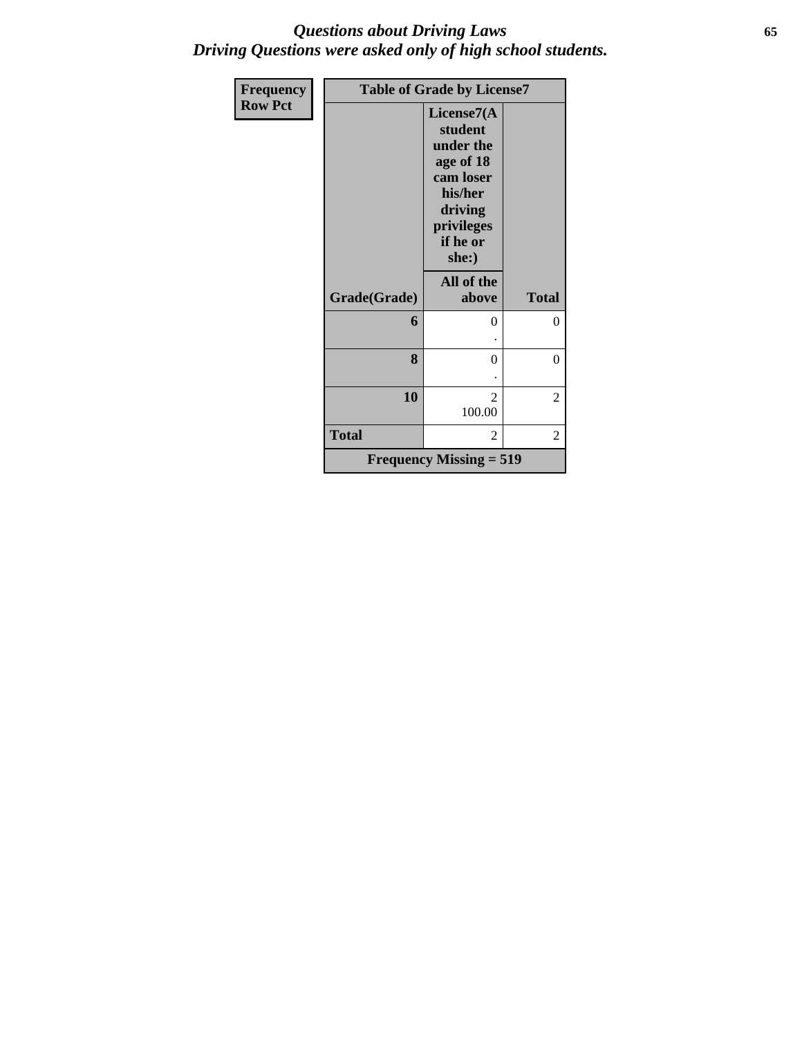# *Questions about Driving Laws*
## *Driving Questions were asked only of high school students.*

| Frequency<br>Row Pct | Table of Grade by License7 | |
|---|---|---|
| | License7(A student under the age of 18 cam loser his/her driving privileges if he or she:) | |
| Grade(Grade) | All of the above | Total |
| 6 | 0<br>. | 0 |
| 8 | 0<br>. | 0 |
| 10 | 2<br>100.00 | 2 |
| Total | 2 | 2 |
| Frequency Missing = 519 | | |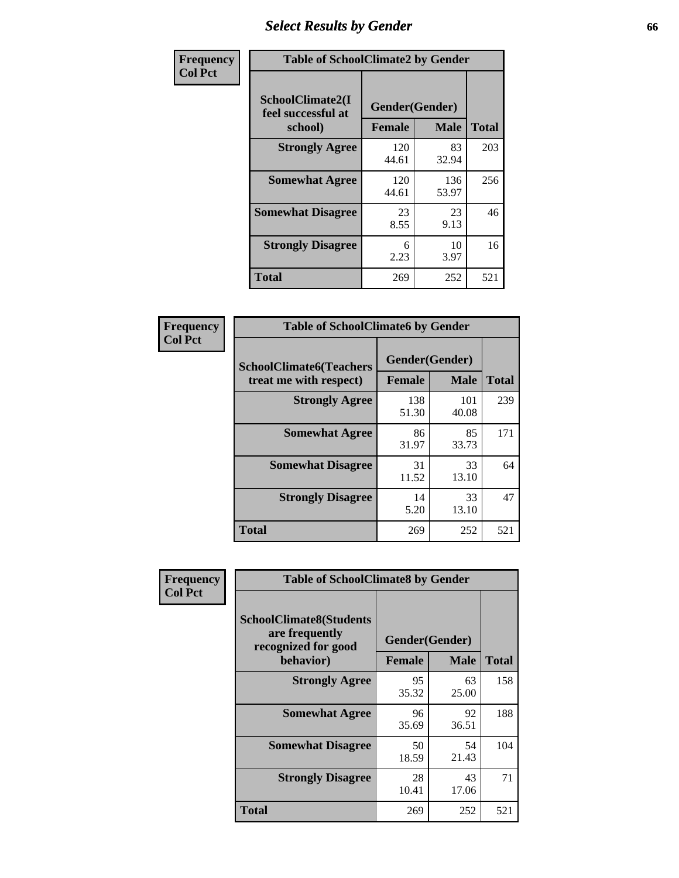# Select Results by Gender

**Frequency**
**Col Pct**

| Table of SchoolClimate2 by Gender | | | |
|---|---|---|---|
| SchoolClimate2(I feel successful at school) | Gender(Gender) | | |
| | Female | Male | Total |
| Strongly Agree | 120<br>44.61 | 83<br>32.94 | 203 |
| Somewhat Agree | 120<br>44.61 | 136<br>53.97 | 256 |
| Somewhat Disagree | 23<br>8.55 | 23<br>9.13 | 46 |
| Strongly Disagree | 6<br>2.23 | 10<br>3.97 | 16 |
| Total | 269 | 252 | 521 |

**Frequency**
**Col Pct**

| Table of SchoolClimate6 by Gender | | | |
|---|---|---|---|
| SchoolClimate6(Teachers treat me with respect) | Gender(Gender) | | |
| | Female | Male | Total |
| Strongly Agree | 138<br>51.30 | 101<br>40.08 | 239 |
| Somewhat Agree | 86<br>31.97 | 85<br>33.73 | 171 |
| Somewhat Disagree | 31<br>11.52 | 33<br>13.10 | 64 |
| Strongly Disagree | 14<br>5.20 | 33<br>13.10 | 47 |
| Total | 269 | 252 | 521 |

**Frequency**
**Col Pct**

| Table of SchoolClimate8 by Gender | | | |
|---|---|---|---|
| SchoolClimate8(Students are frequently recognized for good behavior) | Gender(Gender) | | |
| | Female | Male | Total |
| Strongly Agree | 95<br>35.32 | 63<br>25.00 | 158 |
| Somewhat Agree | 96<br>35.69 | 92<br>36.51 | 188 |
| Somewhat Disagree | 50<br>18.59 | 54<br>21.43 | 104 |
| Strongly Disagree | 28<br>10.41 | 43<br>17.06 | 71 |
| Total | 269 | 252 | 521 |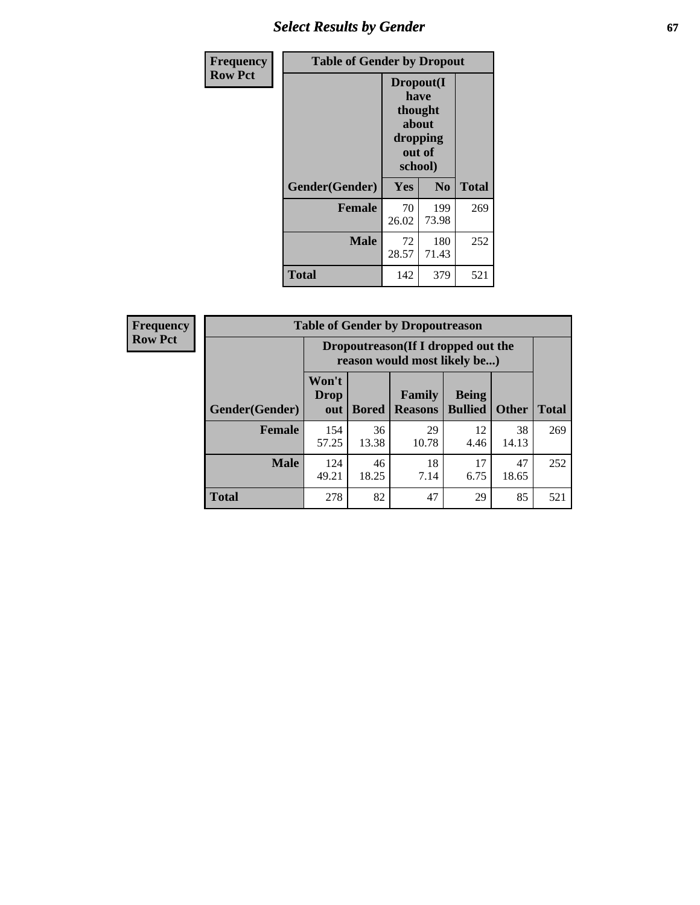| Frequency<br>Row Pct | Table of Gender by Dropout | | |
|---|---|---|---|
| | Dropout(I have thought about dropping out of school) | | |
| Gender(Gender) | Yes | No | Total |
| Female | 70<br>26.02 | 199<br>73.98 | 269 |
| Male | 72<br>28.57 | 180<br>71.43 | 252 |
| Total | 142 | 379 | 521 |

| Frequency<br>Row Pct | Table of Gender by Dropoutreason | | | | | |
|---|---|---|---|---|---|---|
| | Dropoutreason(If I dropped out the reason would most likely be...) | | | | | |
| Gender(Gender) | Won't Drop out | Bored | Family Reasons | Being Bullied | Other | Total |
| Female | 154<br>57.25 | 36<br>13.38 | 29<br>10.78 | 12<br>4.46 | 38<br>14.13 | 269 |
| Male | 124<br>49.21 | 46<br>18.25 | 18<br>7.14 | 17<br>6.75 | 47<br>18.65 | 252 |
| Total | 278 | 82 | 47 | 29 | 85 | 521 |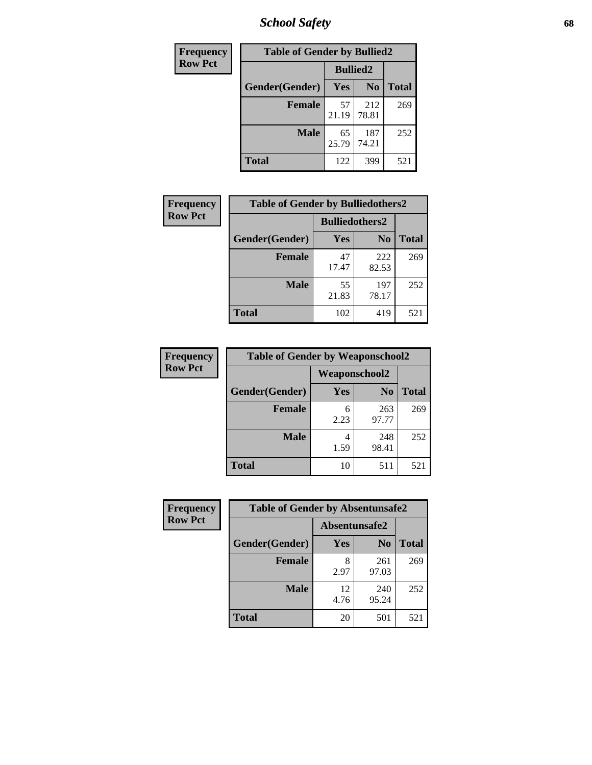| Frequency<br>Row Pct | Table of Gender by Bullied2 | | |
|---|---|---|---|
| | Bullied2 | | |
| Gender(Gender) | Yes | No | Total |
| Female | 57<br>21.19 | 212<br>78.81 | 269 |
| Male | 65<br>25.79 | 187<br>74.21 | 252 |
| Total | 122 | 399 | 521 |

| Frequency<br>Row Pct | Table of Gender by Bulliedothers2 | | |
|---|---|---|---|
| | Bulliedothers2 | | |
| Gender(Gender) | Yes | No | Total |
| Female | 47<br>17.47 | 222<br>82.53 | 269 |
| Male | 55<br>21.83 | 197<br>78.17 | 252 |
| Total | 102 | 419 | 521 |

| Frequency<br>Row Pct | Table of Gender by Weaponschool2 | | |
|---|---|---|---|
| | Weaponschool2 | | |
| Gender(Gender) | Yes | No | Total |
| Female | 6<br>2.23 | 263<br>97.77 | 269 |
| Male | 4<br>1.59 | 248<br>98.41 | 252 |
| Total | 10 | 511 | 521 |

| Frequency<br>Row Pct | Table of Gender by Absentunsafe2 | | |
|---|---|---|---|
| | Absentunsafe2 | | |
| Gender(Gender) | Yes | No | Total |
| Female | 8<br>2.97 | 261<br>97.03 | 269 |
| Male | 12<br>4.76 | 240<br>95.24 | 252 |
| Total | 20 | 501 | 521 |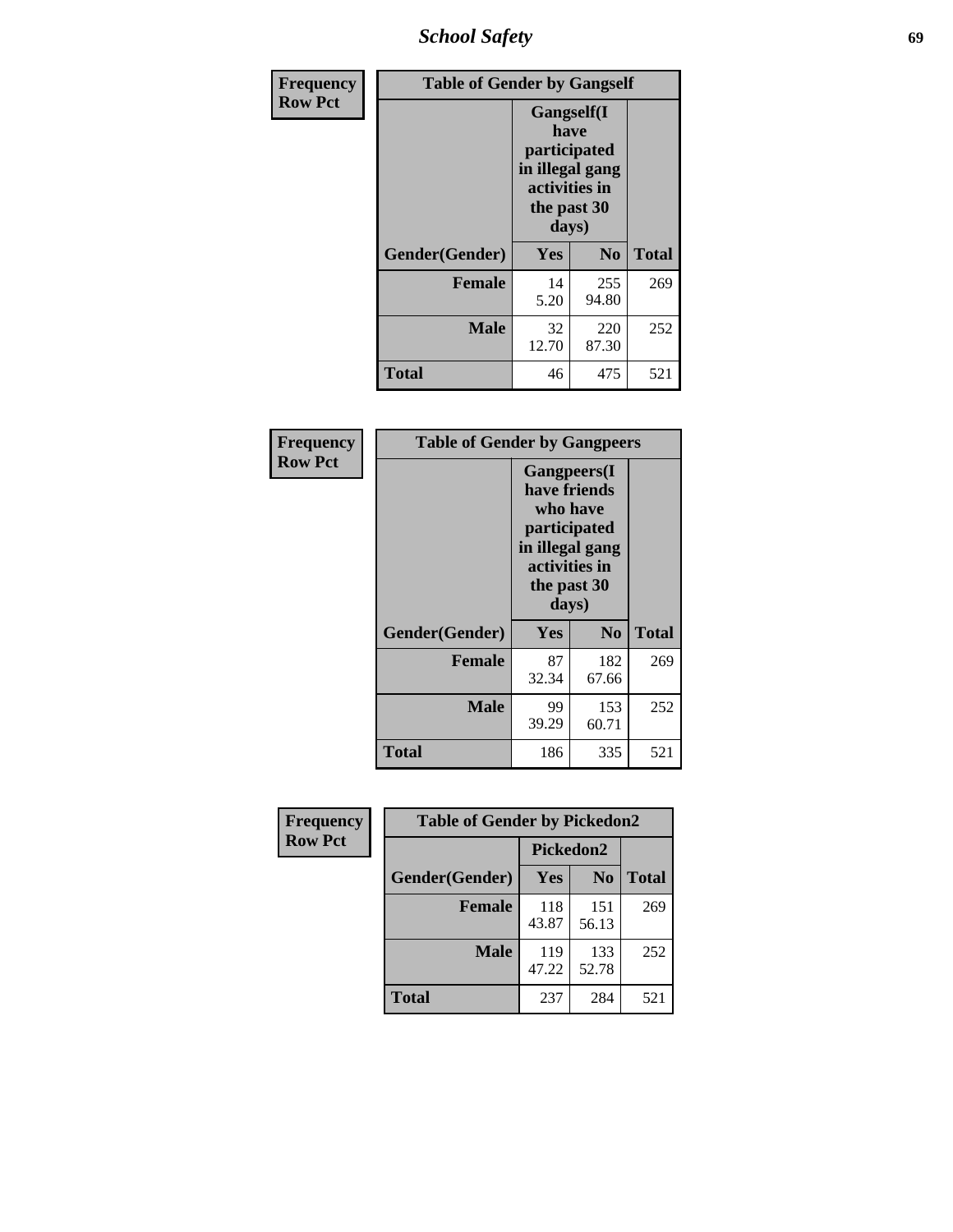| Frequency Row Pct | Table of Gender by Gangself | | |
|---|---|---|---|
| | Gangself(I have participated in illegal gang activities in the past 30 days) | | |
| Gender(Gender) | Yes | No | Total |
| Female | 14<br>5.20 | 255<br>94.80 | 269 |
| Male | 32<br>12.70 | 220<br>87.30 | 252 |
| Total | 46 | 475 | 521 |

| Frequency Row Pct | Table of Gender by Gangpeers | | |
|---|---|---|---|
| | Gangpeers(I have friends who have participated in illegal gang activities in the past 30 days) | | |
| Gender(Gender) | Yes | No | Total |
| Female | 87<br>32.34 | 182<br>67.66 | 269 |
| Male | 99<br>39.29 | 153<br>60.71 | 252 |
| Total | 186 | 335 | 521 |

| Frequency Row Pct | Table of Gender by Pickedon2 | | |
|---|---|---|---|
| | Pickedon2 | | |
| Gender(Gender) | Yes | No | Total |
| Female | 118<br>43.87 | 151<br>56.13 | 269 |
| Male | 119<br>47.22 | 133<br>52.78 | 252 |
| Total | 237 | 284 | 521 |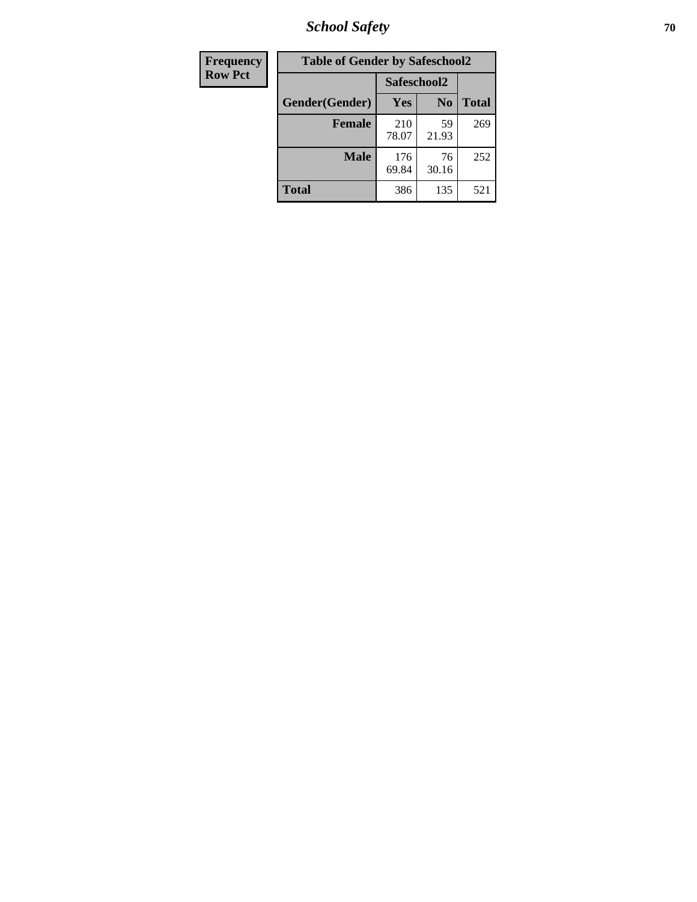# School Safety

| Frequency<br>Row Pct |
|---|

**Table of Gender by Safeschool2**

| Gender(Gender) | Safeschool2 | | Total |
|---|---|---|---|
| | Yes | No | |
| Female | 210<br>78.07 | 59<br>21.93 | 269 |
| Male | 176<br>69.84 | 76<br>30.16 | 252 |
| Total | 386 | 135 | 521 |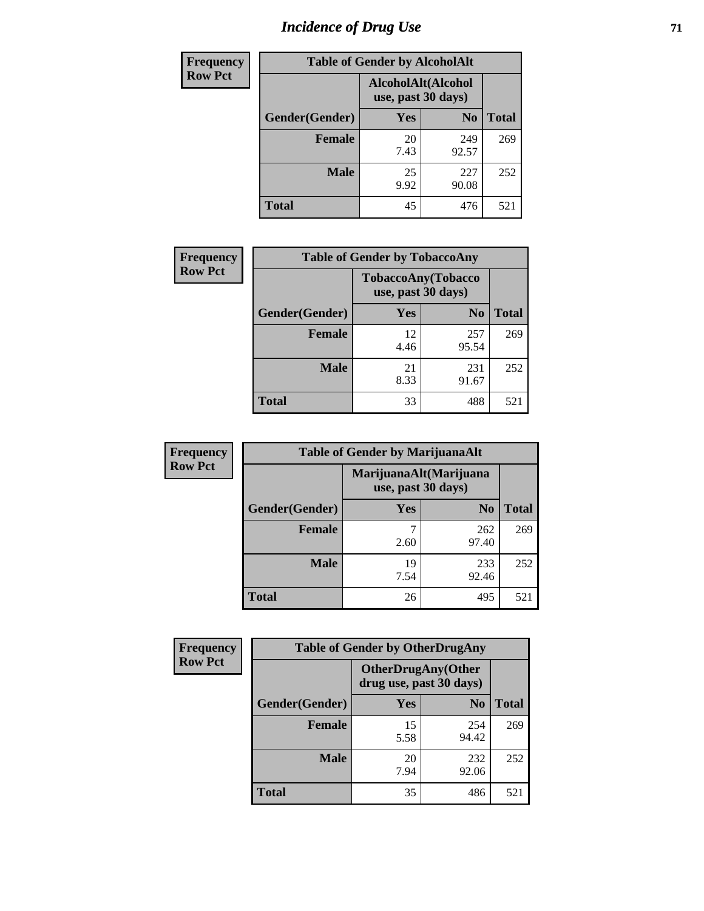# Incidence of Drug Use

**Frequency**
**Row Pct**

| Table of Gender by AlcoholAlt | | | |
|---|---|---|---|
| | AlcoholAlt(Alcohol use, past 30 days) | | |
| Gender(Gender) | Yes | No | Total |
| Female | 20<br>7.43 | 249<br>92.57 | 269 |
| Male | 25<br>9.92 | 227<br>90.08 | 252 |
| Total | 45 | 476 | 521 |

**Frequency**
**Row Pct**

| Table of Gender by TobaccoAny | | | |
|---|---|---|---|
| | TobaccoAny(Tobacco use, past 30 days) | | |
| Gender(Gender) | Yes | No | Total |
| Female | 12<br>4.46 | 257<br>95.54 | 269 |
| Male | 21<br>8.33 | 231<br>91.67 | 252 |
| Total | 33 | 488 | 521 |

**Frequency**
**Row Pct**

| Table of Gender by MarijuanaAlt | | | |
|---|---|---|---|
| | MarijuanaAlt(Marijuana use, past 30 days) | | |
| Gender(Gender) | Yes | No | Total |
| Female | 7<br>2.60 | 262<br>97.40 | 269 |
| Male | 19<br>7.54 | 233<br>92.46 | 252 |
| Total | 26 | 495 | 521 |

**Frequency**
**Row Pct**

| Table of Gender by OtherDrugAny | | | |
|---|---|---|---|
| | OtherDrugAny(Other drug use, past 30 days) | | |
| Gender(Gender) | Yes | No | Total |
| Female | 15<br>5.58 | 254<br>94.42 | 269 |
| Male | 20<br>7.94 | 232<br>92.06 | 252 |
| Total | 35 | 486 | 521 |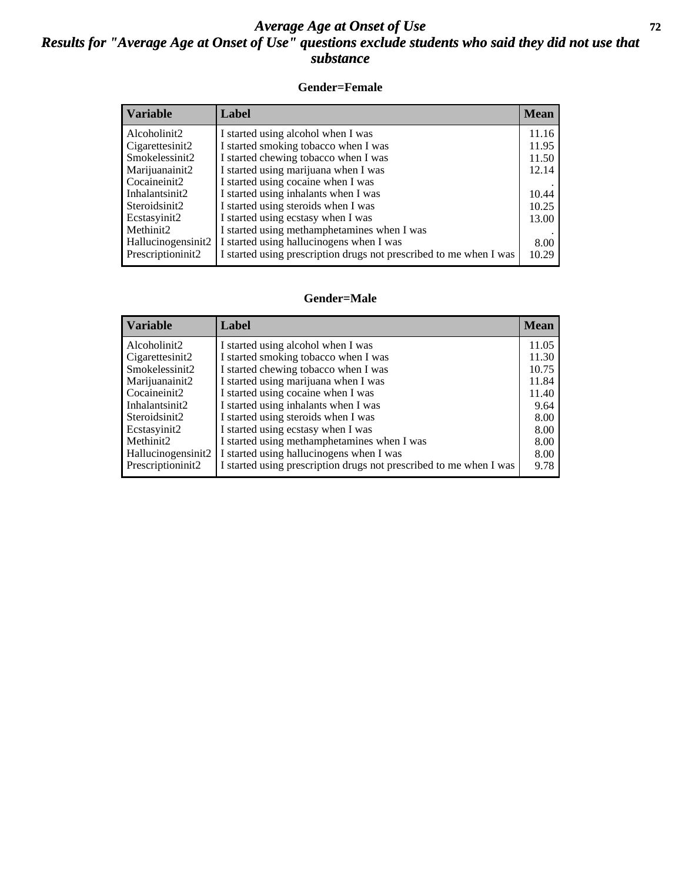# *Average Age at Onset of Use*

## *Results for "Average Age at Onset of Use" questions exclude students who said they did not use that substance*

### Gender=Female

| Variable | Label | Mean |
|---|---|---|
| Alcoholinit2 | I started using alcohol when I was | 11.16 |
| Cigarettesinit2 | I started smoking tobacco when I was | 11.95 |
| Smokelessinit2 | I started chewing tobacco when I was | 11.50 |
| Marijuanainit2 | I started using marijuana when I was | 12.14 |
| Cocaineinit2 | I started using cocaine when I was | . |
| Inhalantsinit2 | I started using inhalants when I was | 10.44 |
| Steroidsinit2 | I started using steroids when I was | 10.25 |
| Ecstasyinit2 | I started using ecstasy when I was | 13.00 |
| Methinit2 | I started using methamphetamines when I was | . |
| Hallucinogensinit2 | I started using hallucinogens when I was | 8.00 |
| Prescriptioninit2 | I started using prescription drugs not prescribed to me when I was | 10.29 |

### Gender=Male

| Variable | Label | Mean |
|---|---|---|
| Alcoholinit2 | I started using alcohol when I was | 11.05 |
| Cigarettesinit2 | I started smoking tobacco when I was | 11.30 |
| Smokelessinit2 | I started chewing tobacco when I was | 10.75 |
| Marijuanainit2 | I started using marijuana when I was | 11.84 |
| Cocaineinit2 | I started using cocaine when I was | 11.40 |
| Inhalantsinit2 | I started using inhalants when I was | 9.64 |
| Steroidsinit2 | I started using steroids when I was | 8.00 |
| Ecstasyinit2 | I started using ecstasy when I was | 8.00 |
| Methinit2 | I started using methamphetamines when I was | 8.00 |
| Hallucinogensinit2 | I started using hallucinogens when I was | 8.00 |
| Prescriptioninit2 | I started using prescription drugs not prescribed to me when I was | 9.78 |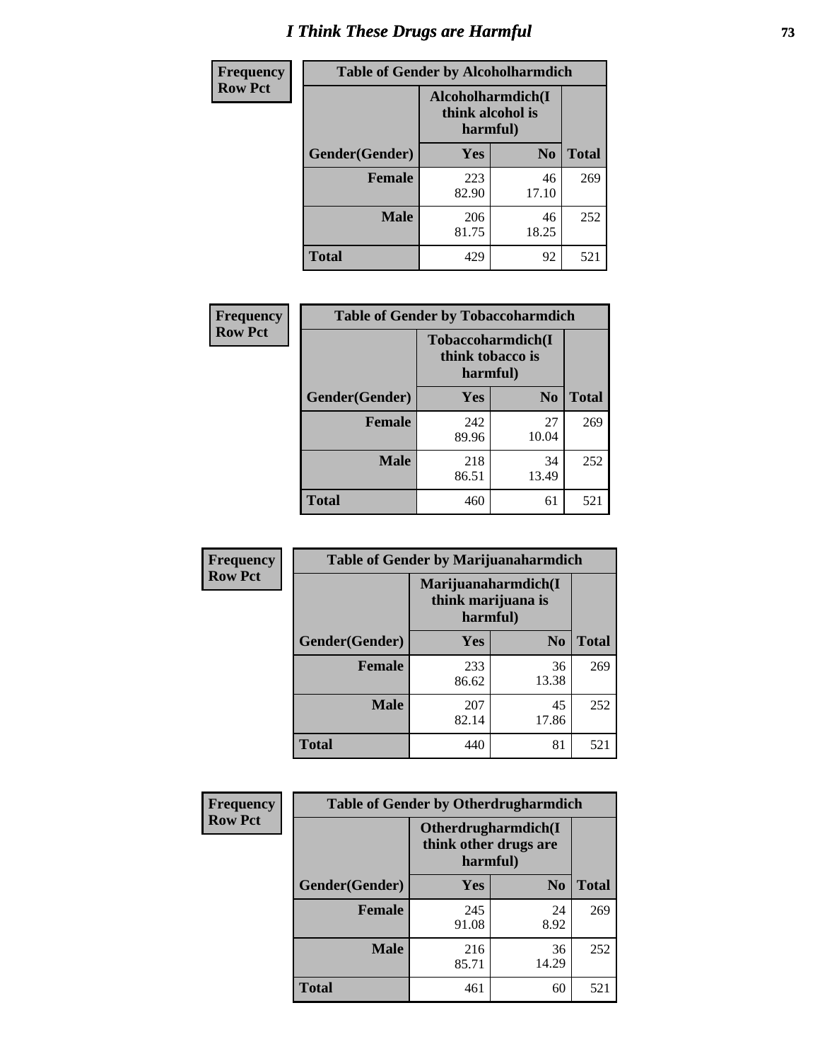# I Think These Drugs are Harmful

| Frequency Row Pct | Table of Gender by Alcoholharmdich | | |
|---|---|---|---|
| | Alcoholharmdich(I think alcohol is harmful) | | |
| Gender(Gender) | Yes | No | Total |
| Female | 223<br>82.90 | 46<br>17.10 | 269 |
| Male | 206<br>81.75 | 46<br>18.25 | 252 |
| Total | 429 | 92 | 521 |

| Frequency Row Pct | Table of Gender by Tobaccoharmdich | | |
|---|---|---|---|
| | Tobaccoharmdich(I think tobacco is harmful) | | |
| Gender(Gender) | Yes | No | Total |
| Female | 242<br>89.96 | 27<br>10.04 | 269 |
| Male | 218<br>86.51 | 34<br>13.49 | 252 |
| Total | 460 | 61 | 521 |

| Frequency Row Pct | Table of Gender by Marijuanaharmdich | | |
|---|---|---|---|
| | Marijuanaharmdich(I think marijuana is harmful) | | |
| Gender(Gender) | Yes | No | Total |
| Female | 233<br>86.62 | 36<br>13.38 | 269 |
| Male | 207<br>82.14 | 45<br>17.86 | 252 |
| Total | 440 | 81 | 521 |

| Frequency Row Pct | Table of Gender by Otherdrugharmdich | | |
|---|---|---|---|
| | Otherdrugharmdich(I think other drugs are harmful) | | |
| Gender(Gender) | Yes | No | Total |
| Female | 245<br>91.08 | 24<br>8.92 | 269 |
| Male | 216<br>85.71 | 36<br>14.29 | 252 |
| Total | 461 | 60 | 521 |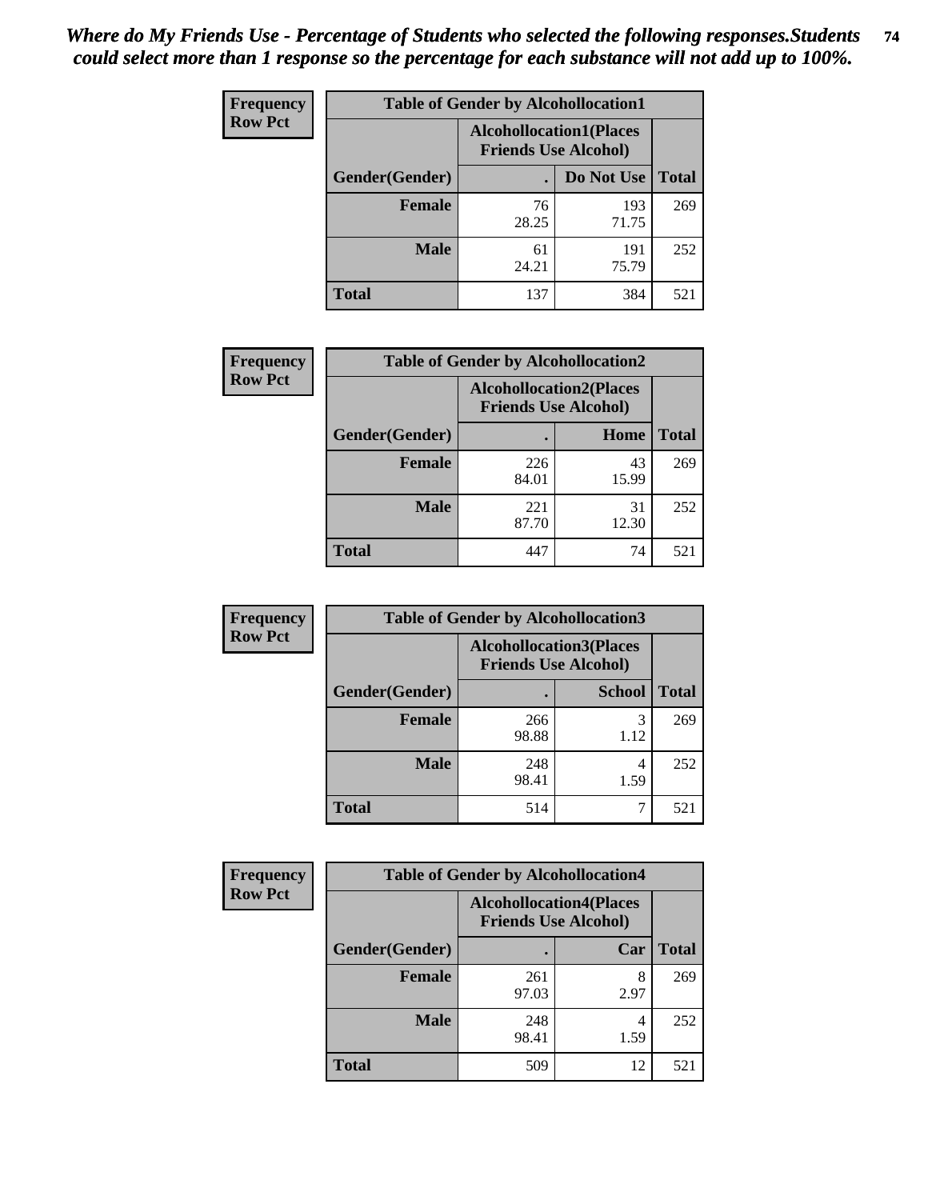*Where do My Friends Use - Percentage of Students who selected the following responses.Students could select more than 1 response so the percentage for each substance will not add up to 100%.*

**Frequency Row Pct**

| Table of Gender by Alcohollocation1 | | | |
|---|---|---|---|
| | Alcohollocation1(Places Friends Use Alcohol) | | |
| Gender(Gender) | . | Do Not Use | Total |
| Female | 76<br>28.25 | 193<br>71.75 | 269 |
| Male | 61<br>24.21 | 191<br>75.79 | 252 |
| Total | 137 | 384 | 521 |

**Frequency Row Pct**

| Table of Gender by Alcohollocation2 | | | |
|---|---|---|---|
| | Alcohollocation2(Places Friends Use Alcohol) | | |
| Gender(Gender) | . | Home | Total |
| Female | 226<br>84.01 | 43<br>15.99 | 269 |
| Male | 221<br>87.70 | 31<br>12.30 | 252 |
| Total | 447 | 74 | 521 |

**Frequency Row Pct**

| Table of Gender by Alcohollocation3 | | | |
|---|---|---|---|
| | Alcohollocation3(Places Friends Use Alcohol) | | |
| Gender(Gender) | . | School | Total |
| Female | 266<br>98.88 | 3<br>1.12 | 269 |
| Male | 248<br>98.41 | 4<br>1.59 | 252 |
| Total | 514 | 7 | 521 |

**Frequency Row Pct**

| Table of Gender by Alcohollocation4 | | | |
|---|---|---|---|
| | Alcohollocation4(Places Friends Use Alcohol) | | |
| Gender(Gender) | . | Car | Total |
| Female | 261<br>97.03 | 8<br>2.97 | 269 |
| Male | 248<br>98.41 | 4<br>1.59 | 252 |
| Total | 509 | 12 | 521 |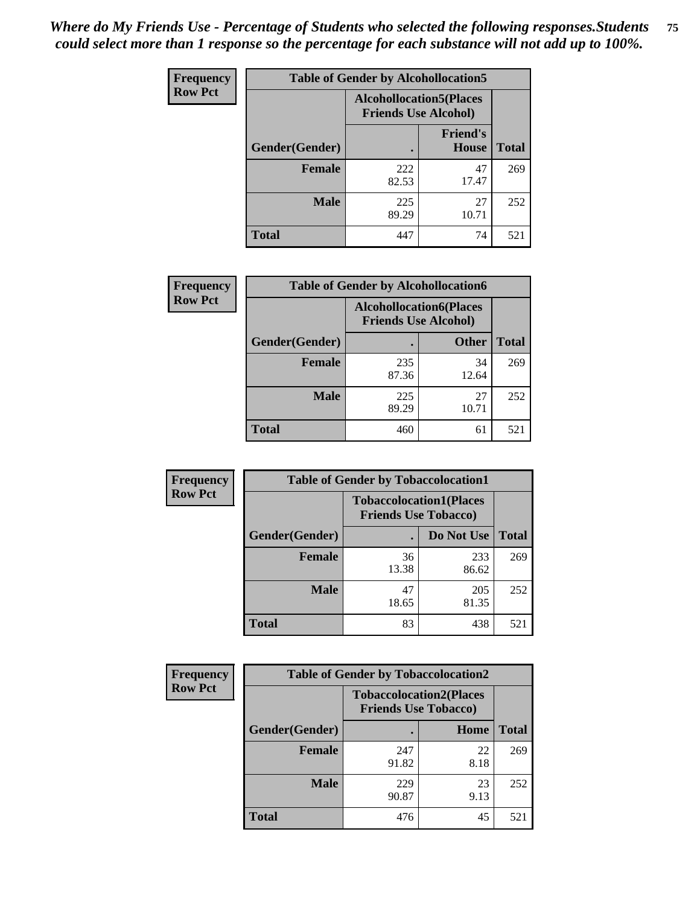*Where do My Friends Use - Percentage of Students who selected the following responses.Students could select more than 1 response so the percentage for each substance will not add up to 100%.*

**Frequency Row Pct**

| Table of Gender by Alcohollocation5 | | | |
|---|---|---|---|
| | Alcohollocation5(Places Friends Use Alcohol) | | |
| Gender(Gender) | . | Friend's House | Total |
| **Female** | 222<br>82.53 | 47<br>17.47 | 269 |
| **Male** | 225<br>89.29 | 27<br>10.71 | 252 |
| **Total** | 447 | 74 | 521 |

**Frequency Row Pct**

| Table of Gender by Alcohollocation6 | | | |
|---|---|---|---|
| | Alcohollocation6(Places Friends Use Alcohol) | | |
| Gender(Gender) | . | Other | Total |
| **Female** | 235<br>87.36 | 34<br>12.64 | 269 |
| **Male** | 225<br>89.29 | 27<br>10.71 | 252 |
| **Total** | 460 | 61 | 521 |

**Frequency Row Pct**

| Table of Gender by Tobaccolocation1 | | | |
|---|---|---|---|
| | Tobaccolocation1(Places Friends Use Tobacco) | | |
| Gender(Gender) | . | Do Not Use | Total |
| **Female** | 36<br>13.38 | 233<br>86.62 | 269 |
| **Male** | 47<br>18.65 | 205<br>81.35 | 252 |
| **Total** | 83 | 438 | 521 |

**Frequency Row Pct**

| Table of Gender by Tobaccolocation2 | | | |
|---|---|---|---|
| | Tobaccolocation2(Places Friends Use Tobacco) | | |
| Gender(Gender) | . | Home | Total |
| **Female** | 247<br>91.82 | 22<br>8.18 | 269 |
| **Male** | 229<br>90.87 | 23<br>9.13 | 252 |
| **Total** | 476 | 45 | 521 |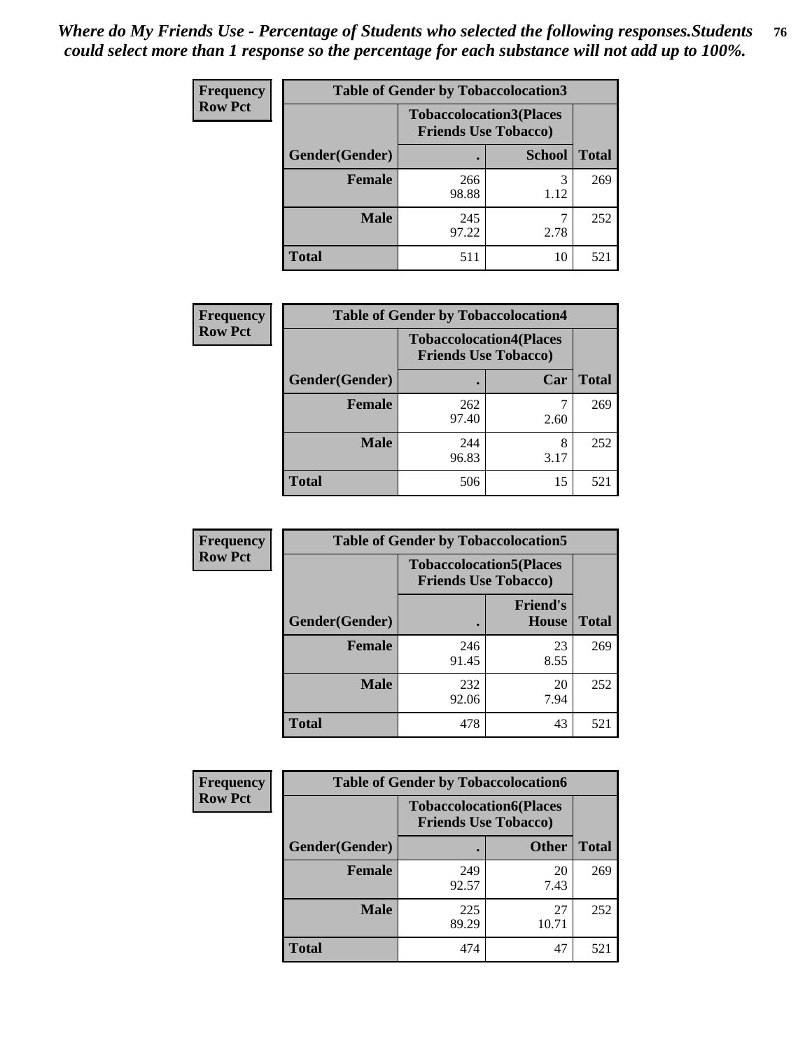*Where do My Friends Use - Percentage of Students who selected the following responses.Students could select more than 1 response so the percentage for each substance will not add up to 100%.*

**Frequency**
**Row Pct**

| Table of Gender by Tobaccolocation3 | | | |
|---|---|---|---|
| | Tobaccolocation3(Places Friends Use Tobacco) | | |
| Gender(Gender) | . | School | Total |
| Female | 266<br>98.88 | 3<br>1.12 | 269 |
| Male | 245<br>97.22 | 7<br>2.78 | 252 |
| Total | 511 | 10 | 521 |

**Frequency**
**Row Pct**

| Table of Gender by Tobaccolocation4 | | | |
|---|---|---|---|
| | Tobaccolocation4(Places Friends Use Tobacco) | | |
| Gender(Gender) | . | Car | Total |
| Female | 262<br>97.40 | 7<br>2.60 | 269 |
| Male | 244<br>96.83 | 8<br>3.17 | 252 |
| Total | 506 | 15 | 521 |

**Frequency**
**Row Pct**

| Table of Gender by Tobaccolocation5 | | | |
|---|---|---|---|
| | Tobaccolocation5(Places Friends Use Tobacco) | | |
| Gender(Gender) | . | Friend's House | Total |
| Female | 246<br>91.45 | 23<br>8.55 | 269 |
| Male | 232<br>92.06 | 20<br>7.94 | 252 |
| Total | 478 | 43 | 521 |

**Frequency**
**Row Pct**

| Table of Gender by Tobaccolocation6 | | | |
|---|---|---|---|
| | Tobaccolocation6(Places Friends Use Tobacco) | | |
| Gender(Gender) | . | Other | Total |
| Female | 249<br>92.57 | 20<br>7.43 | 269 |
| Male | 225<br>89.29 | 27<br>10.71 | 252 |
| Total | 474 | 47 | 521 |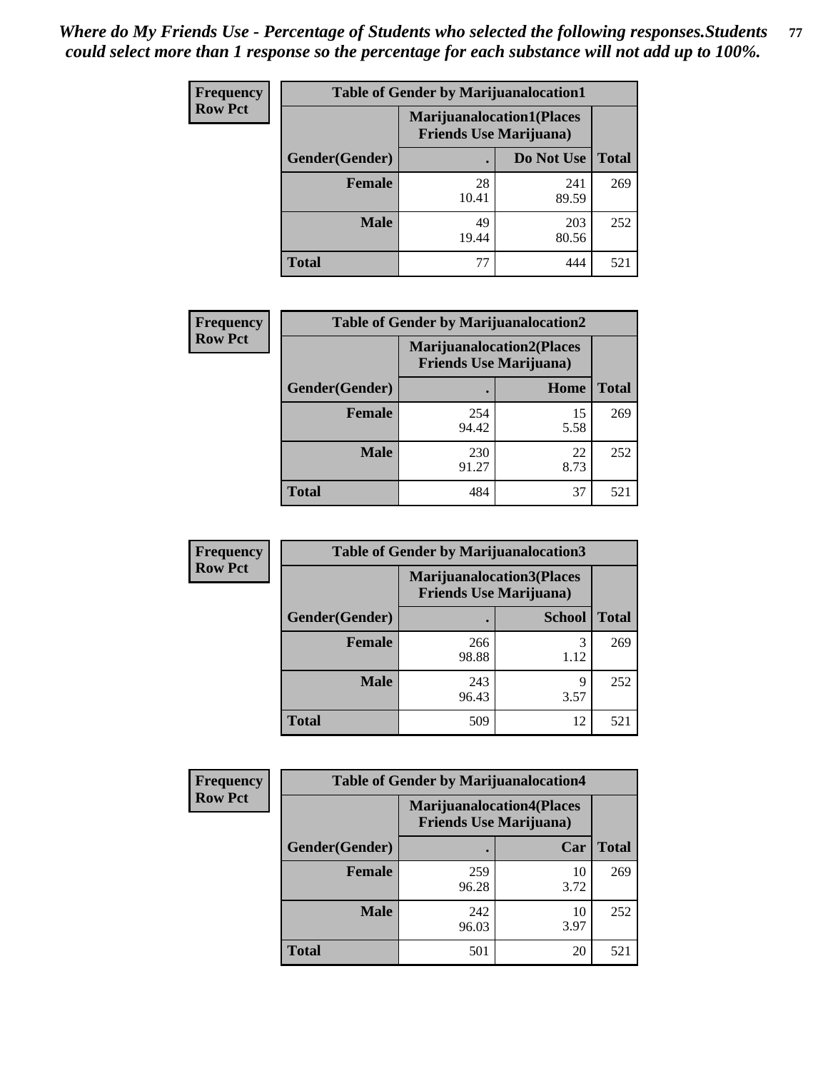*Where do My Friends Use - Percentage of Students who selected the following responses.Students could select more than 1 response so the percentage for each substance will not add up to 100%.*

**Frequency**
**Row Pct**

| Table of Gender by Marijuanalocation1 | | | |
|---|---|---|---|
| | Marijuanalocation1(Places Friends Use Marijuana) | | |
| Gender(Gender) | . | Do Not Use | Total |
| Female | 28<br>10.41 | 241<br>89.59 | 269 |
| Male | 49<br>19.44 | 203<br>80.56 | 252 |
| Total | 77 | 444 | 521 |

**Frequency**
**Row Pct**

| Table of Gender by Marijuanalocation2 | | | |
|---|---|---|---|
| | Marijuanalocation2(Places Friends Use Marijuana) | | |
| Gender(Gender) | . | Home | Total |
| Female | 254<br>94.42 | 15<br>5.58 | 269 |
| Male | 230<br>91.27 | 22<br>8.73 | 252 |
| Total | 484 | 37 | 521 |

**Frequency**
**Row Pct**

| Table of Gender by Marijuanalocation3 | | | |
|---|---|---|---|
| | Marijuanalocation3(Places Friends Use Marijuana) | | |
| Gender(Gender) | . | School | Total |
| Female | 266<br>98.88 | 3<br>1.12 | 269 |
| Male | 243<br>96.43 | 9<br>3.57 | 252 |
| Total | 509 | 12 | 521 |

**Frequency**
**Row Pct**

| Table of Gender by Marijuanalocation4 | | | |
|---|---|---|---|
| | Marijuanalocation4(Places Friends Use Marijuana) | | |
| Gender(Gender) | . | Car | Total |
| Female | 259<br>96.28 | 10<br>3.72 | 269 |
| Male | 242<br>96.03 | 10<br>3.97 | 252 |
| Total | 501 | 20 | 521 |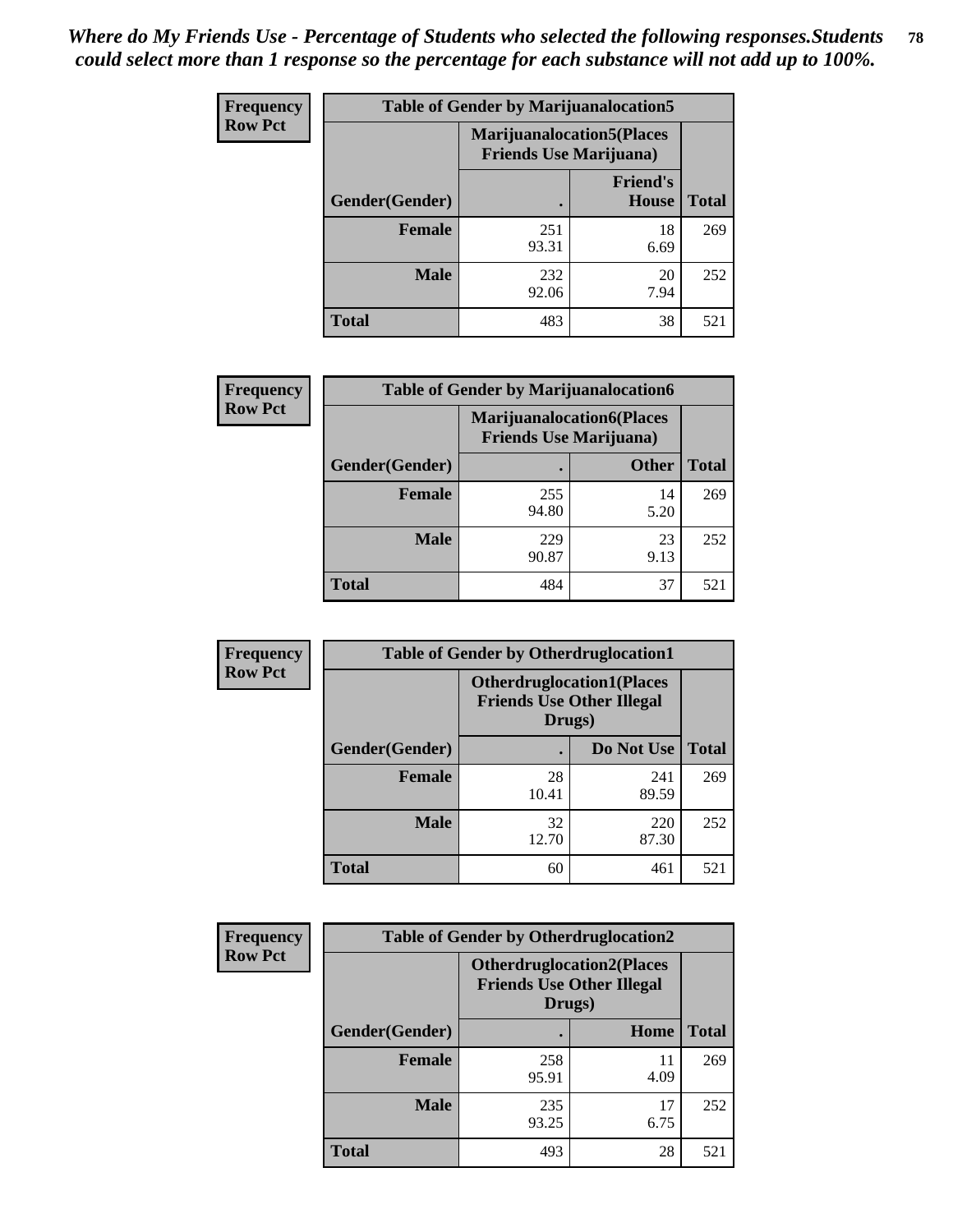*Where do My Friends Use - Percentage of Students who selected the following responses.Students could select more than 1 response so the percentage for each substance will not add up to 100%.*

**Frequency Row Pct**

| Table of Gender by Marijuanalocation5 | | | |
|---|---|---|---|
| | Marijuanalocation5(Places Friends Use Marijuana) | | |
| Gender(Gender) | . | Friend's House | Total |
| **Female** | 251<br>93.31 | 18<br>6.69 | 269 |
| **Male** | 232<br>92.06 | 20<br>7.94 | 252 |
| **Total** | 483 | 38 | 521 |

**Frequency Row Pct**

| Table of Gender by Marijuanalocation6 | | | |
|---|---|---|---|
| | Marijuanalocation6(Places Friends Use Marijuana) | | |
| Gender(Gender) | . | Other | Total |
| **Female** | 255<br>94.80 | 14<br>5.20 | 269 |
| **Male** | 229<br>90.87 | 23<br>9.13 | 252 |
| **Total** | 484 | 37 | 521 |

**Frequency Row Pct**

| Table of Gender by Otherdruglocation1 | | | |
|---|---|---|---|
| | Otherdruglocation1(Places Friends Use Other Illegal Drugs) | | |
| Gender(Gender) | . | Do Not Use | Total |
| **Female** | 28<br>10.41 | 241<br>89.59 | 269 |
| **Male** | 32<br>12.70 | 220<br>87.30 | 252 |
| **Total** | 60 | 461 | 521 |

**Frequency Row Pct**

| Table of Gender by Otherdruglocation2 | | | |
|---|---|---|---|
| | Otherdruglocation2(Places Friends Use Other Illegal Drugs) | | |
| Gender(Gender) | . | Home | Total |
| **Female** | 258<br>95.91 | 11<br>4.09 | 269 |
| **Male** | 235<br>93.25 | 17<br>6.75 | 252 |
| **Total** | 493 | 28 | 521 |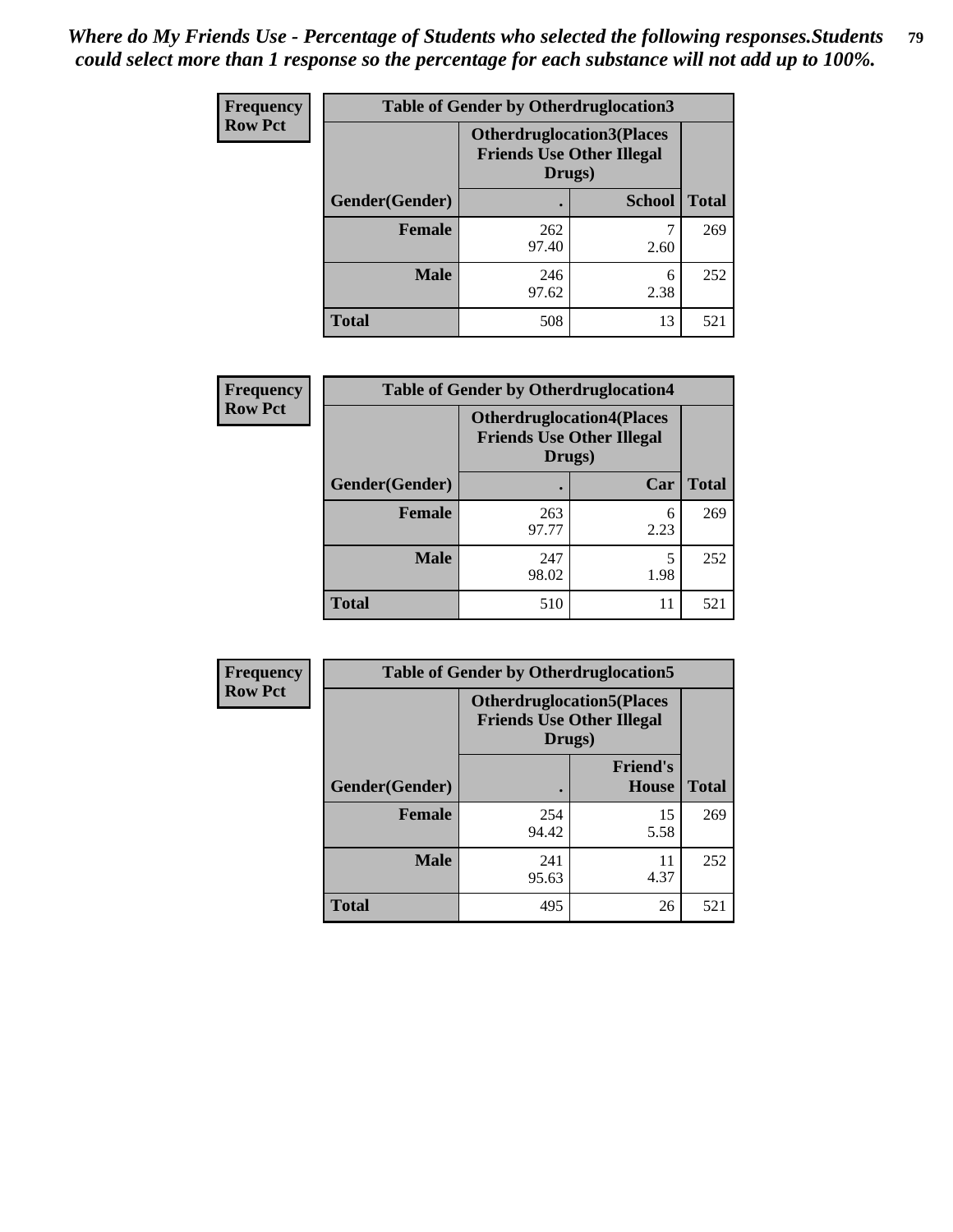*Where do My Friends Use - Percentage of Students who selected the following responses.Students could select more than 1 response so the percentage for each substance will not add up to 100%.*

**Frequency**
**Row Pct**

| Table of Gender by Otherdruglocation3 | | | |
|---|---|---|---|
| | Otherdruglocation3(Places Friends Use Other Illegal Drugs) | | |
| Gender(Gender) | . | School | Total |
| Female | 262<br>97.40 | 7<br>2.60 | 269 |
| Male | 246<br>97.62 | 6<br>2.38 | 252 |
| Total | 508 | 13 | 521 |

**Frequency**
**Row Pct**

| Table of Gender by Otherdruglocation4 | | | |
|---|---|---|---|
| | Otherdruglocation4(Places Friends Use Other Illegal Drugs) | | |
| Gender(Gender) | . | Car | Total |
| Female | 263<br>97.77 | 6<br>2.23 | 269 |
| Male | 247<br>98.02 | 5<br>1.98 | 252 |
| Total | 510 | 11 | 521 |

**Frequency**
**Row Pct**

| Table of Gender by Otherdruglocation5 | | | |
|---|---|---|---|
| | Otherdruglocation5(Places Friends Use Other Illegal Drugs) | | |
| Gender(Gender) | . | Friend's House | Total |
| Female | 254<br>94.42 | 15<br>5.58 | 269 |
| Male | 241<br>95.63 | 11<br>4.37 | 252 |
| Total | 495 | 26 | 521 |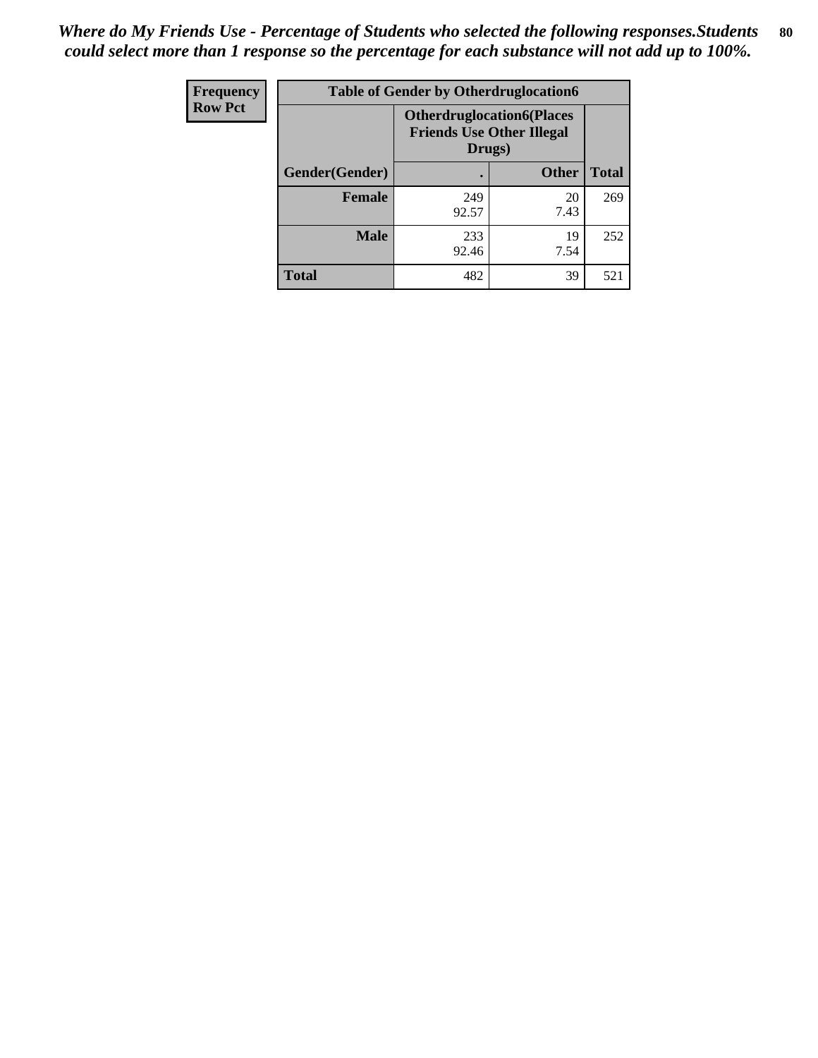*Where do My Friends Use - Percentage of Students who selected the following responses.Students could select more than 1 response so the percentage for each substance will not add up to 100%.*

| Frequency<br>Row Pct | Table of Gender by Otherdruglocation6 | | |
|---|---|---|---|
| | Otherdruglocation6(Places Friends Use Other Illegal Drugs) | | |
| Gender(Gender) | . | Other | Total |
| Female | 249<br>92.57 | 20<br>7.43 | 269 |
| Male | 233<br>92.46 | 19<br>7.54 | 252 |
| Total | 482 | 39 | 521 |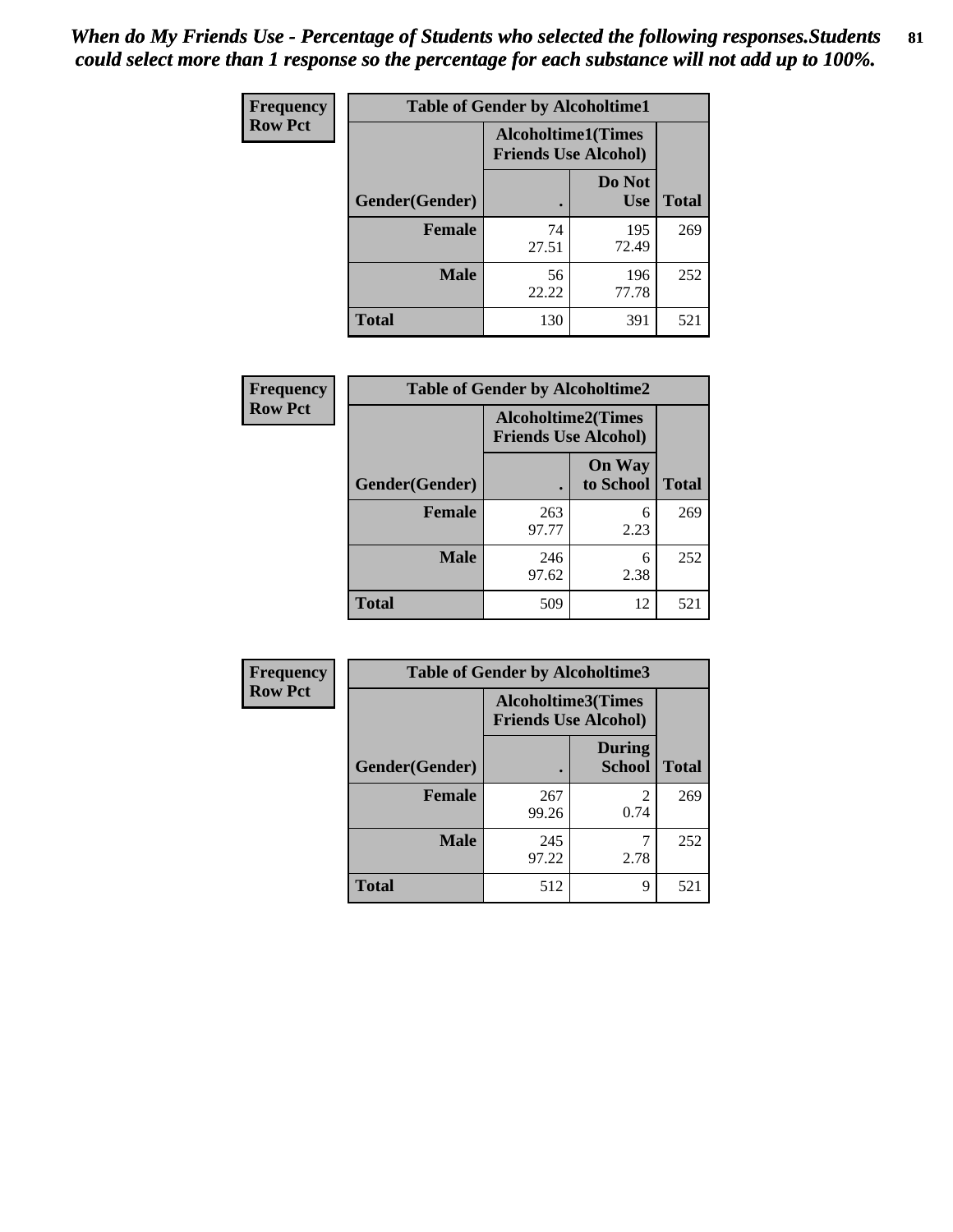*When do My Friends Use - Percentage of Students who selected the following responses.Students could select more than 1 response so the percentage for each substance will not add up to 100%.*

**Frequency**
**Row Pct**

| Table of Gender by Alcoholtime1 | | | |
|---|---|---|---|
| | Alcoholtime1(Times Friends Use Alcohol) | | |
| Gender(Gender) | . | Do Not Use | Total |
| **Female** | 74<br>27.51 | 195<br>72.49 | 269 |
| **Male** | 56<br>22.22 | 196<br>77.78 | 252 |
| **Total** | 130 | 391 | 521 |

**Frequency**
**Row Pct**

| Table of Gender by Alcoholtime2 | | | |
|---|---|---|---|
| | Alcoholtime2(Times Friends Use Alcohol) | | |
| Gender(Gender) | . | On Way to School | Total |
| **Female** | 263<br>97.77 | 6<br>2.23 | 269 |
| **Male** | 246<br>97.62 | 6<br>2.38 | 252 |
| **Total** | 509 | 12 | 521 |

**Frequency**
**Row Pct**

| Table of Gender by Alcoholtime3 | | | |
|---|---|---|---|
| | Alcoholtime3(Times Friends Use Alcohol) | | |
| Gender(Gender) | . | During School | Total |
| **Female** | 267<br>99.26 | 2<br>0.74 | 269 |
| **Male** | 245<br>97.22 | 7<br>2.78 | 252 |
| **Total** | 512 | 9 | 521 |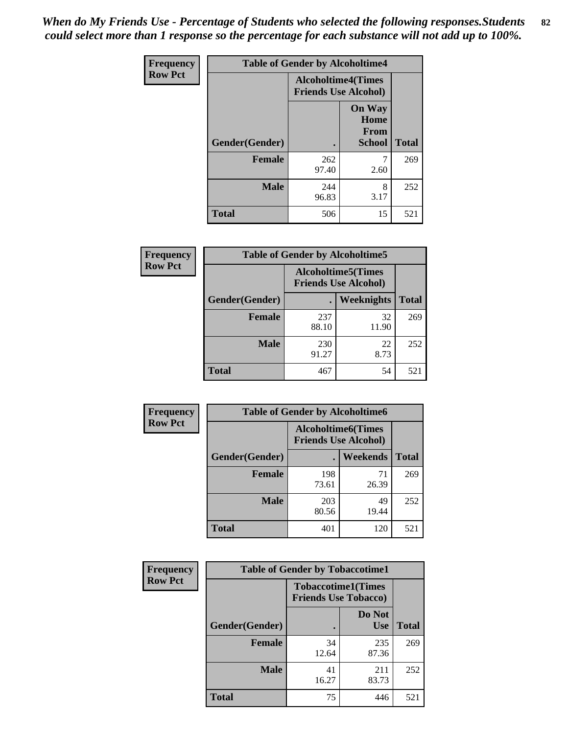*When do My Friends Use - Percentage of Students who selected the following responses.Students could select more than 1 response so the percentage for each substance will not add up to 100%.*

**Frequency**
**Row Pct**

| Table of Gender by Alcoholtime4 | | | |
|---|---|---|---|
| | Alcoholtime4(Times Friends Use Alcohol) | | |
| Gender(Gender) | . | On Way Home From School | Total |
| **Female** | 262<br>97.40 | 7<br>2.60 | 269 |
| **Male** | 244<br>96.83 | 8<br>3.17 | 252 |
| **Total** | 506 | 15 | 521 |

**Frequency**
**Row Pct**

| Table of Gender by Alcoholtime5 | | | |
|---|---|---|---|
| | Alcoholtime5(Times Friends Use Alcohol) | | |
| Gender(Gender) | . | Weeknights | Total |
| **Female** | 237<br>88.10 | 32<br>11.90 | 269 |
| **Male** | 230<br>91.27 | 22<br>8.73 | 252 |
| **Total** | 467 | 54 | 521 |

**Frequency**
**Row Pct**

| Table of Gender by Alcoholtime6 | | | |
|---|---|---|---|
| | Alcoholtime6(Times Friends Use Alcohol) | | |
| Gender(Gender) | . | Weekends | Total |
| **Female** | 198<br>73.61 | 71<br>26.39 | 269 |
| **Male** | 203<br>80.56 | 49<br>19.44 | 252 |
| **Total** | 401 | 120 | 521 |

**Frequency**
**Row Pct**

| Table of Gender by Tobaccotime1 | | | |
|---|---|---|---|
| | Tobaccotime1(Times Friends Use Tobacco) | | |
| Gender(Gender) | . | Do Not Use | Total |
| **Female** | 34<br>12.64 | 235<br>87.36 | 269 |
| **Male** | 41<br>16.27 | 211<br>83.73 | 252 |
| **Total** | 75 | 446 | 521 |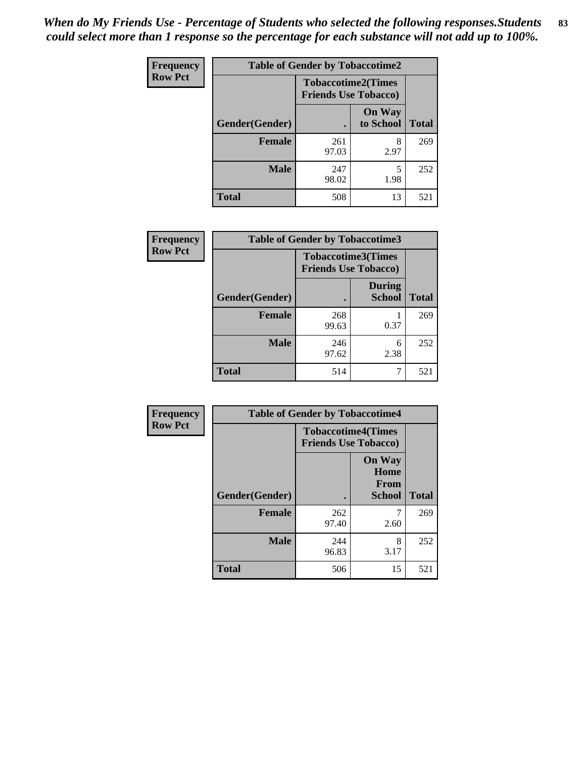*When do My Friends Use - Percentage of Students who selected the following responses.Students could select more than 1 response so the percentage for each substance will not add up to 100%.*

**Frequency**
**Row Pct**

| Table of Gender by Tobaccotime2 | | | |
|---|---|---|---|
| | Tobaccotime2(Times Friends Use Tobacco) | | |
| Gender(Gender) | . | On Way to School | Total |
| **Female** | 261<br>97.03 | 8<br>2.97 | 269 |
| **Male** | 247<br>98.02 | 5<br>1.98 | 252 |
| **Total** | 508 | 13 | 521 |

**Frequency**
**Row Pct**

| Table of Gender by Tobaccotime3 | | | |
|---|---|---|---|
| | Tobaccotime3(Times Friends Use Tobacco) | | |
| Gender(Gender) | . | During School | Total |
| **Female** | 268<br>99.63 | 1<br>0.37 | 269 |
| **Male** | 246<br>97.62 | 6<br>2.38 | 252 |
| **Total** | 514 | 7 | 521 |

**Frequency**
**Row Pct**

| Table of Gender by Tobaccotime4 | | | |
|---|---|---|---|
| | Tobaccotime4(Times Friends Use Tobacco) | | |
| Gender(Gender) | . | On Way Home From School | Total |
| **Female** | 262<br>97.40 | 7<br>2.60 | 269 |
| **Male** | 244<br>96.83 | 8<br>3.17 | 252 |
| **Total** | 506 | 15 | 521 |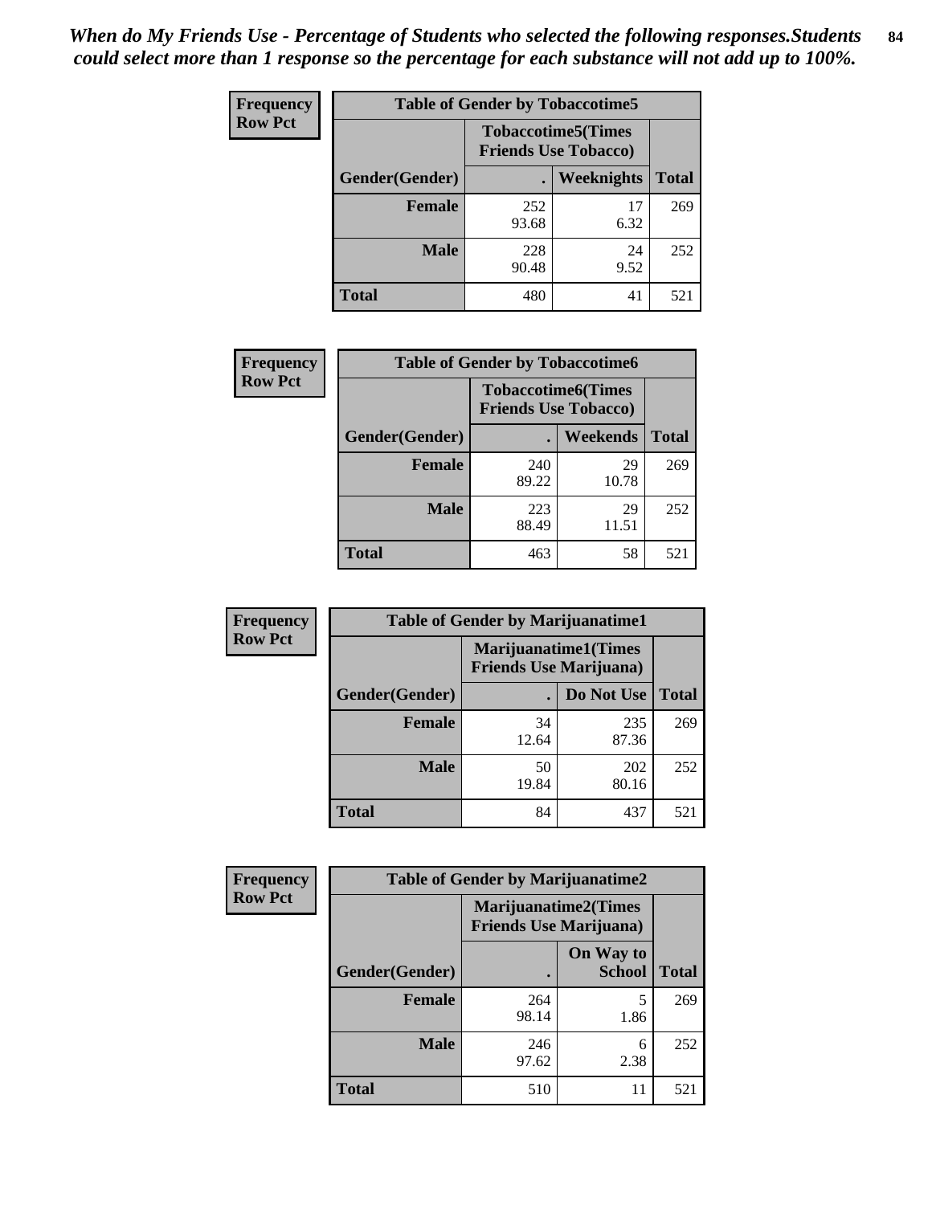*When do My Friends Use - Percentage of Students who selected the following responses.Students could select more than 1 response so the percentage for each substance will not add up to 100%.*

**Frequency**
**Row Pct**

| Table of Gender by Tobaccotime5 | | | |
|---|---|---|---|
| | Tobaccotime5(Times Friends Use Tobacco) | | |
| Gender(Gender) | . | Weeknights | Total |
| **Female** | 252<br>93.68 | 17<br>6.32 | 269 |
| **Male** | 228<br>90.48 | 24<br>9.52 | 252 |
| **Total** | 480 | 41 | 521 |

**Frequency**
**Row Pct**

| Table of Gender by Tobaccotime6 | | | |
|---|---|---|---|
| | Tobaccotime6(Times Friends Use Tobacco) | | |
| Gender(Gender) | . | Weekends | Total |
| **Female** | 240<br>89.22 | 29<br>10.78 | 269 |
| **Male** | 223<br>88.49 | 29<br>11.51 | 252 |
| **Total** | 463 | 58 | 521 |

**Frequency**
**Row Pct**

| Table of Gender by Marijuanatime1 | | | |
|---|---|---|---|
| | Marijuanatime1(Times Friends Use Marijuana) | | |
| Gender(Gender) | . | Do Not Use | Total |
| **Female** | 34<br>12.64 | 235<br>87.36 | 269 |
| **Male** | 50<br>19.84 | 202<br>80.16 | 252 |
| **Total** | 84 | 437 | 521 |

**Frequency**
**Row Pct**

| Table of Gender by Marijuanatime2 | | | |
|---|---|---|---|
| | Marijuanatime2(Times Friends Use Marijuana) | | |
| Gender(Gender) | . | On Way to School | Total |
| **Female** | 264<br>98.14 | 5<br>1.86 | 269 |
| **Male** | 246<br>97.62 | 6<br>2.38 | 252 |
| **Total** | 510 | 11 | 521 |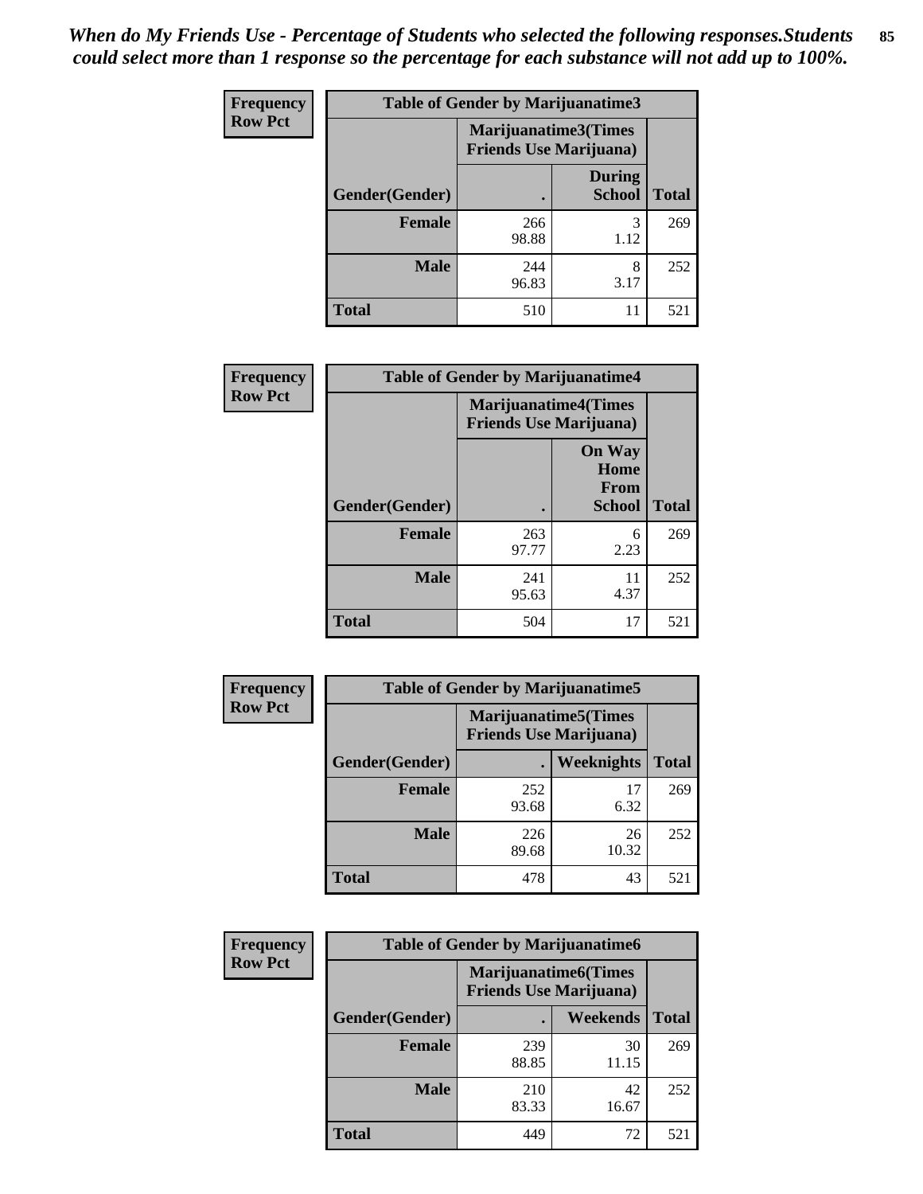*When do My Friends Use - Percentage of Students who selected the following responses.Students could select more than 1 response so the percentage for each substance will not add up to 100%.*

**Frequency**
**Row Pct**

| Table of Gender by Marijuanatime3 | | | |
|---|---|---|---|
| | Marijuanatime3(Times Friends Use Marijuana) | | |
| Gender(Gender) | . | During School | Total |
| **Female** | 266<br>98.88 | 3<br>1.12 | 269 |
| **Male** | 244<br>96.83 | 8<br>3.17 | 252 |
| **Total** | 510 | 11 | 521 |

**Frequency**
**Row Pct**

| Table of Gender by Marijuanatime4 | | | |
|---|---|---|---|
| | Marijuanatime4(Times Friends Use Marijuana) | | |
| Gender(Gender) | . | On Way Home From School | Total |
| **Female** | 263<br>97.77 | 6<br>2.23 | 269 |
| **Male** | 241<br>95.63 | 11<br>4.37 | 252 |
| **Total** | 504 | 17 | 521 |

**Frequency**
**Row Pct**

| Table of Gender by Marijuanatime5 | | | |
|---|---|---|---|
| | Marijuanatime5(Times Friends Use Marijuana) | | |
| Gender(Gender) | . | Weeknights | Total |
| **Female** | 252<br>93.68 | 17<br>6.32 | 269 |
| **Male** | 226<br>89.68 | 26<br>10.32 | 252 |
| **Total** | 478 | 43 | 521 |

**Frequency**
**Row Pct**

| Table of Gender by Marijuanatime6 | | | |
|---|---|---|---|
| | Marijuanatime6(Times Friends Use Marijuana) | | |
| Gender(Gender) | . | Weekends | Total |
| **Female** | 239<br>88.85 | 30<br>11.15 | 269 |
| **Male** | 210<br>83.33 | 42<br>16.67 | 252 |
| **Total** | 449 | 72 | 521 |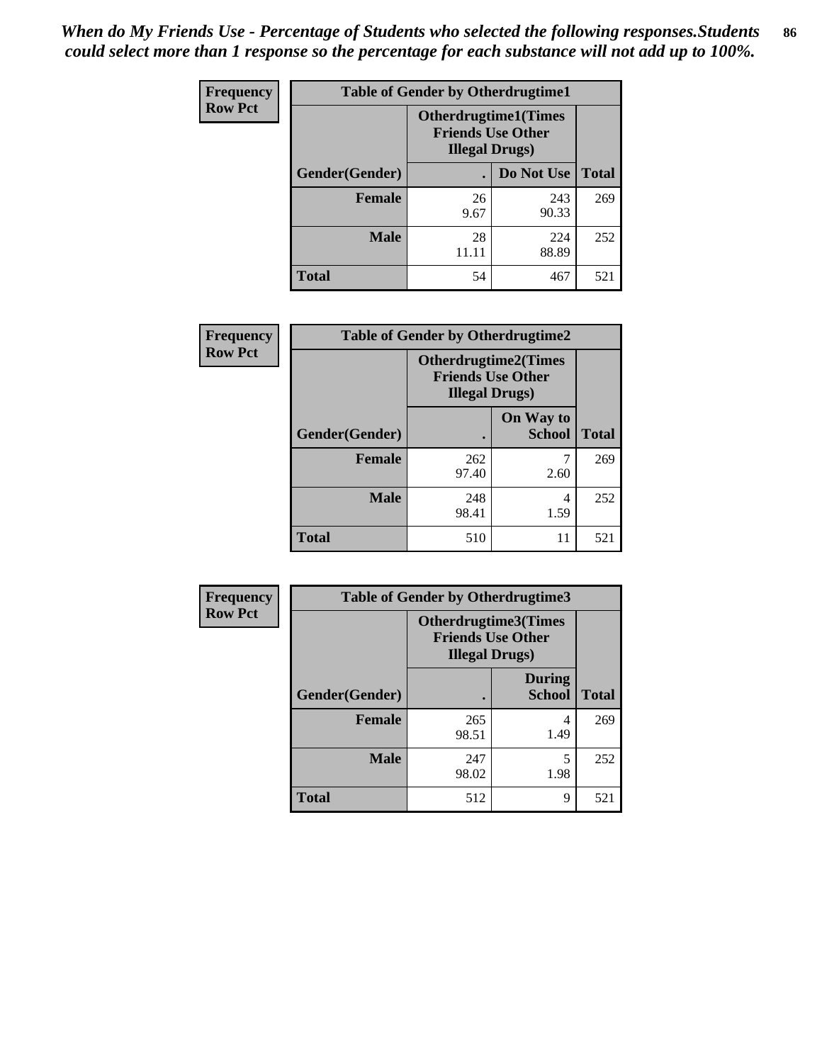*When do My Friends Use - Percentage of Students who selected the following responses.Students could select more than 1 response so the percentage for each substance will not add up to 100%.*

**Frequency**
**Row Pct**

| Table of Gender by Otherdrugtime1 | | | |
|---|---|---|---|
| | Otherdrugtime1(Times Friends Use Other Illegal Drugs) | | |
| Gender(Gender) | . | Do Not Use | Total |
| **Female** | 26<br>9.67 | 243<br>90.33 | 269 |
| **Male** | 28<br>11.11 | 224<br>88.89 | 252 |
| **Total** | 54 | 467 | 521 |

**Frequency**
**Row Pct**

| Table of Gender by Otherdrugtime2 | | | |
|---|---|---|---|
| | Otherdrugtime2(Times Friends Use Other Illegal Drugs) | | |
| Gender(Gender) | . | On Way to School | Total |
| **Female** | 262<br>97.40 | 7<br>2.60 | 269 |
| **Male** | 248<br>98.41 | 4<br>1.59 | 252 |
| **Total** | 510 | 11 | 521 |

**Frequency**
**Row Pct**

| Table of Gender by Otherdrugtime3 | | | |
|---|---|---|---|
| | Otherdrugtime3(Times Friends Use Other Illegal Drugs) | | |
| Gender(Gender) | . | During School | Total |
| **Female** | 265<br>98.51 | 4<br>1.49 | 269 |
| **Male** | 247<br>98.02 | 5<br>1.98 | 252 |
| **Total** | 512 | 9 | 521 |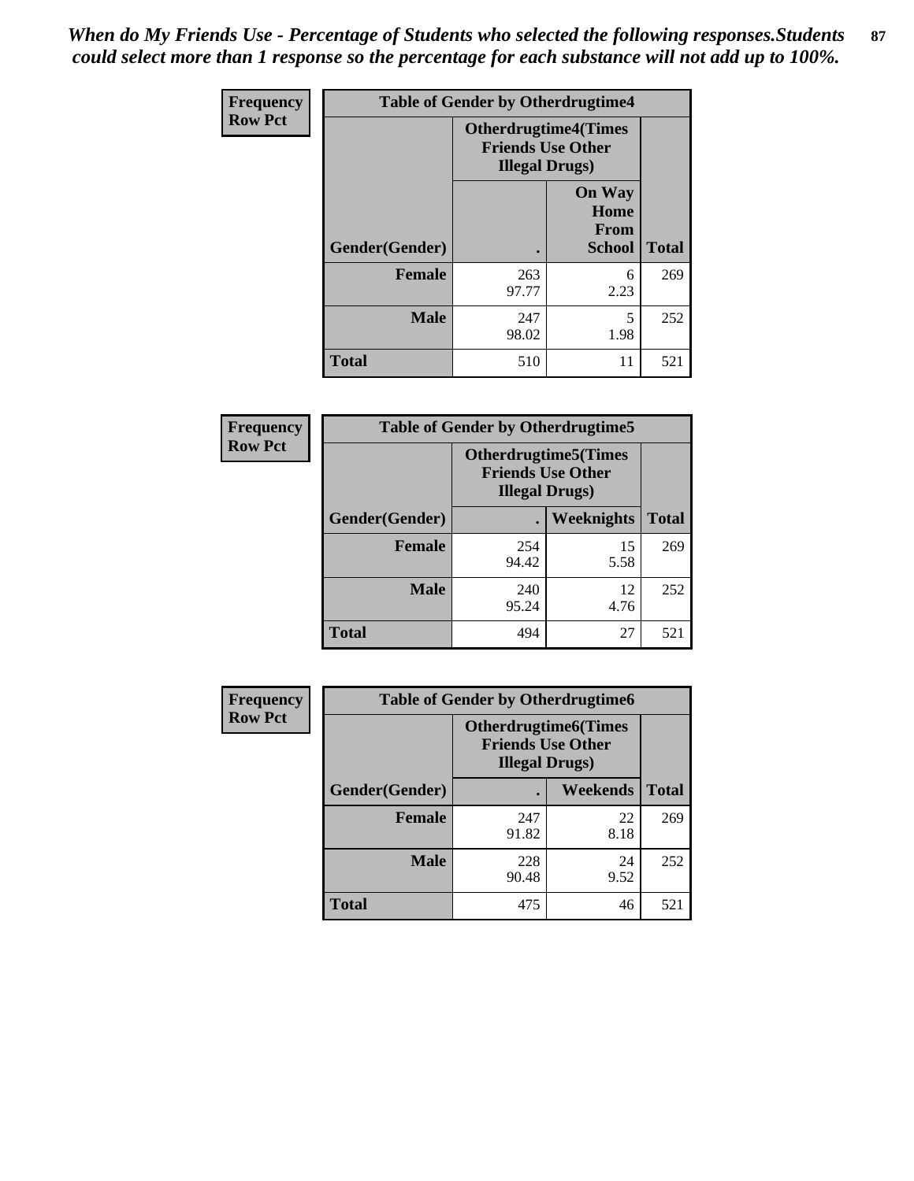*When do My Friends Use - Percentage of Students who selected the following responses.Students could select more than 1 response so the percentage for each substance will not add up to 100%.*

**Frequency**
**Row Pct**

| Table of Gender by Otherdrugtime4 | | | |
|---|---|---|---|
| | Otherdrugtime4(Times Friends Use Other Illegal Drugs) | | |
| Gender(Gender) | . | On Way Home From School | Total |
| **Female** | 263<br>97.77 | 6<br>2.23 | 269 |
| **Male** | 247<br>98.02 | 5<br>1.98 | 252 |
| **Total** | 510 | 11 | 521 |

**Frequency**
**Row Pct**

| Table of Gender by Otherdrugtime5 | | | |
|---|---|---|---|
| | Otherdrugtime5(Times Friends Use Other Illegal Drugs) | | |
| Gender(Gender) | . | Weeknights | Total |
| **Female** | 254<br>94.42 | 15<br>5.58 | 269 |
| **Male** | 240<br>95.24 | 12<br>4.76 | 252 |
| **Total** | 494 | 27 | 521 |

**Frequency**
**Row Pct**

| Table of Gender by Otherdrugtime6 | | | |
|---|---|---|---|
| | Otherdrugtime6(Times Friends Use Other Illegal Drugs) | | |
| Gender(Gender) | . | Weekends | Total |
| **Female** | 247<br>91.82 | 22<br>8.18 | 269 |
| **Male** | 228<br>90.48 | 24<br>9.52 | 252 |
| **Total** | 475 | 46 | 521 |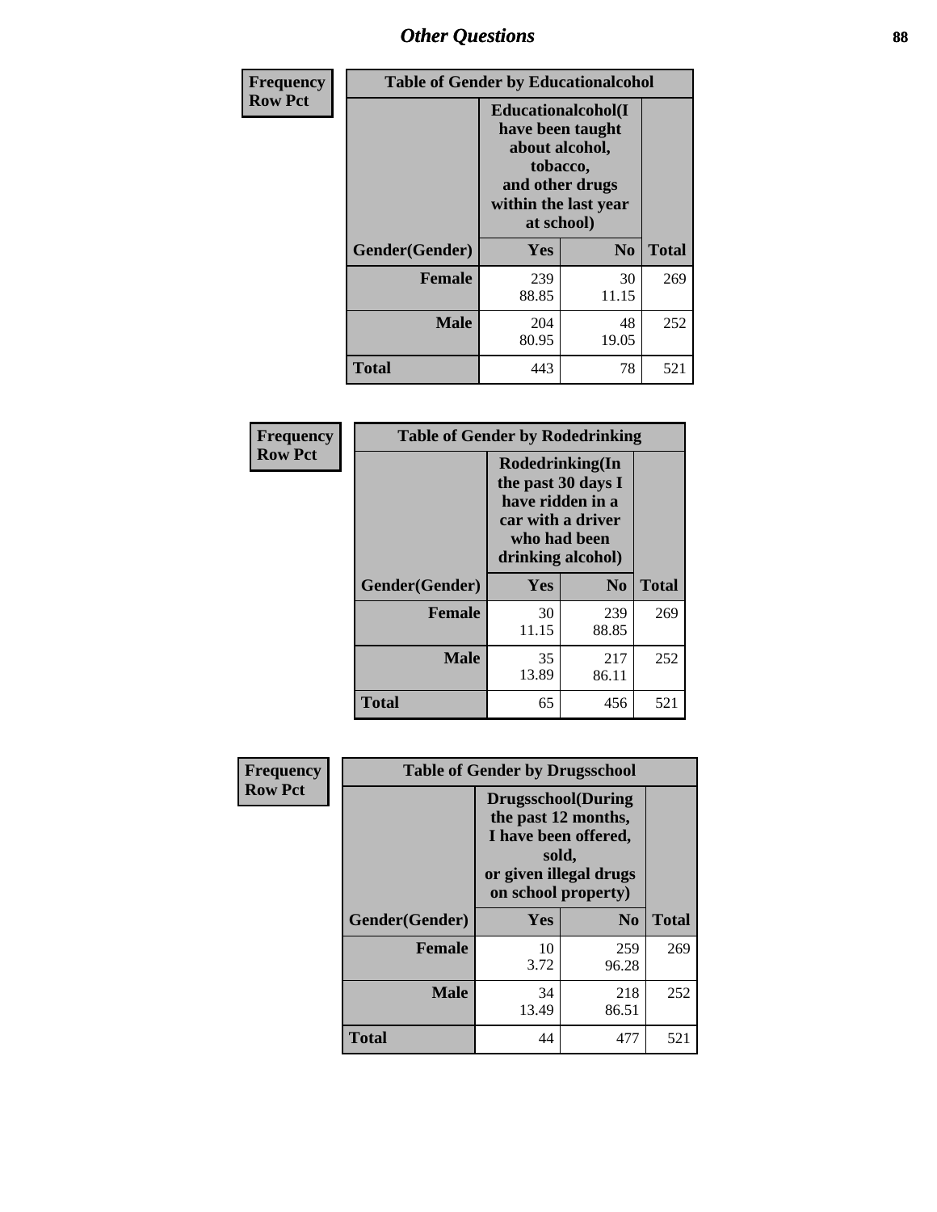## Other Questions

**Frequency Row Pct**

| Table of Gender by Educationalcohol | | | |
|---|---|---|---|
| | Educationalcohol(I have been taught about alcohol, tobacco, and other drugs within the last year at school) | | |
| Gender(Gender) | Yes | No | Total |
| Female | 239<br>88.85 | 30<br>11.15 | 269 |
| Male | 204<br>80.95 | 48<br>19.05 | 252 |
| Total | 443 | 78 | 521 |

**Frequency Row Pct**

| Table of Gender by Rodedrinking | | | |
|---|---|---|---|
| | Rodedrinking(In the past 30 days I have ridden in a car with a driver who had been drinking alcohol) | | |
| Gender(Gender) | Yes | No | Total |
| Female | 30<br>11.15 | 239<br>88.85 | 269 |
| Male | 35<br>13.89 | 217<br>86.11 | 252 |
| Total | 65 | 456 | 521 |

**Frequency Row Pct**

| Table of Gender by Drugsschool | | | |
|---|---|---|---|
| | Drugsschool(During the past 12 months, I have been offered, sold, or given illegal drugs on school property) | | |
| Gender(Gender) | Yes | No | Total |
| Female | 10<br>3.72 | 259<br>96.28 | 269 |
| Male | 34<br>13.49 | 218<br>86.51 | 252 |
| Total | 44 | 477 | 521 |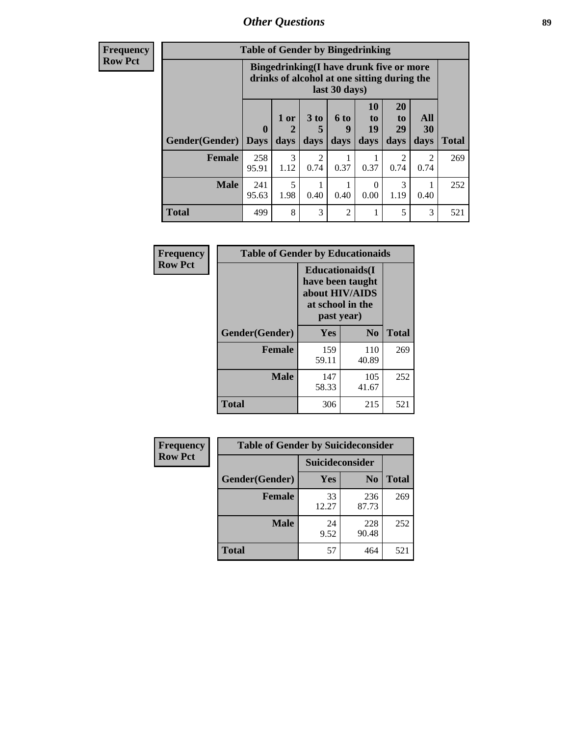## Other Questions

**Frequency**
**Row Pct**

**Table of Gender by Bingedrinking**

| | Bingedrinking(I have drunk five or more drinks of alcohol at one sitting during the last 30 days) | | | | | | | |
|---|---|---|---|---|---|---|---|---|
| Gender(Gender) | 0 Days | 1 or 2 days | 3 to 5 days | 6 to 9 days | 10 to 19 days | 20 to 29 days | All 30 days | Total |
| **Female** | 258<br>95.91 | 3<br>1.12 | 2<br>0.74 | 1<br>0.37 | 1<br>0.37 | 2<br>0.74 | 2<br>0.74 | 269 |
| **Male** | 241<br>95.63 | 5<br>1.98 | 1<br>0.40 | 1<br>0.40 | 0<br>0.00 | 3<br>1.19 | 1<br>0.40 | 252 |
| **Total** | 499 | 8 | 3 | 2 | 1 | 5 | 3 | 521 |

**Frequency**
**Row Pct**

**Table of Gender by Educationaids**

| | Educationaids(I have been taught about HIV/AIDS at school in the past year) | | |
|---|---|---|---|
| Gender(Gender) | Yes | No | Total |
| **Female** | 159<br>59.11 | 110<br>40.89 | 269 |
| **Male** | 147<br>58.33 | 105<br>41.67 | 252 |
| **Total** | 306 | 215 | 521 |

**Frequency**
**Row Pct**

**Table of Gender by Suicideconsider**

| | Suicideconsider | | |
|---|---|---|---|
| Gender(Gender) | Yes | No | Total |
| **Female** | 33<br>12.27 | 236<br>87.73 | 269 |
| **Male** | 24<br>9.52 | 228<br>90.48 | 252 |
| **Total** | 57 | 464 | 521 |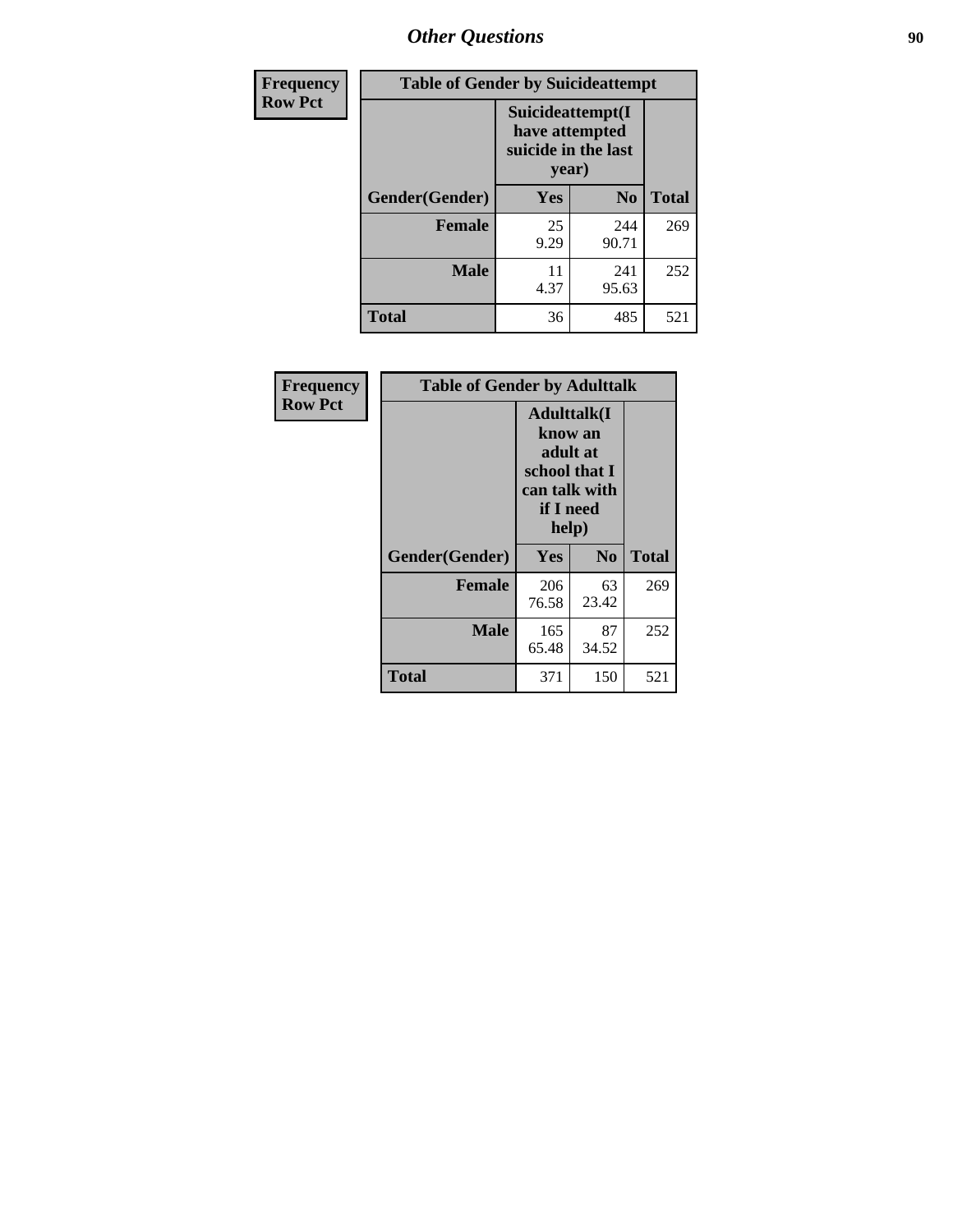| Frequency<br>Row Pct | Table of Gender by Suicideattempt | | |
|---|---|---|---|
| | Suicideattempt(I have attempted suicide in the last year) | | |
| Gender(Gender) | Yes | No | Total |
| Female | 25<br>9.29 | 244<br>90.71 | 269 |
| Male | 11<br>4.37 | 241<br>95.63 | 252 |
| Total | 36 | 485 | 521 |

| Frequency<br>Row Pct | Table of Gender by Adulttalk | | |
|---|---|---|---|
| | Adulttalk(I know an adult at school that I can talk with if I need help) | | |
| Gender(Gender) | Yes | No | Total |
| Female | 206<br>76.58 | 63<br>23.42 | 269 |
| Male | 165<br>65.48 | 87<br>34.52 | 252 |
| Total | 371 | 150 | 521 |